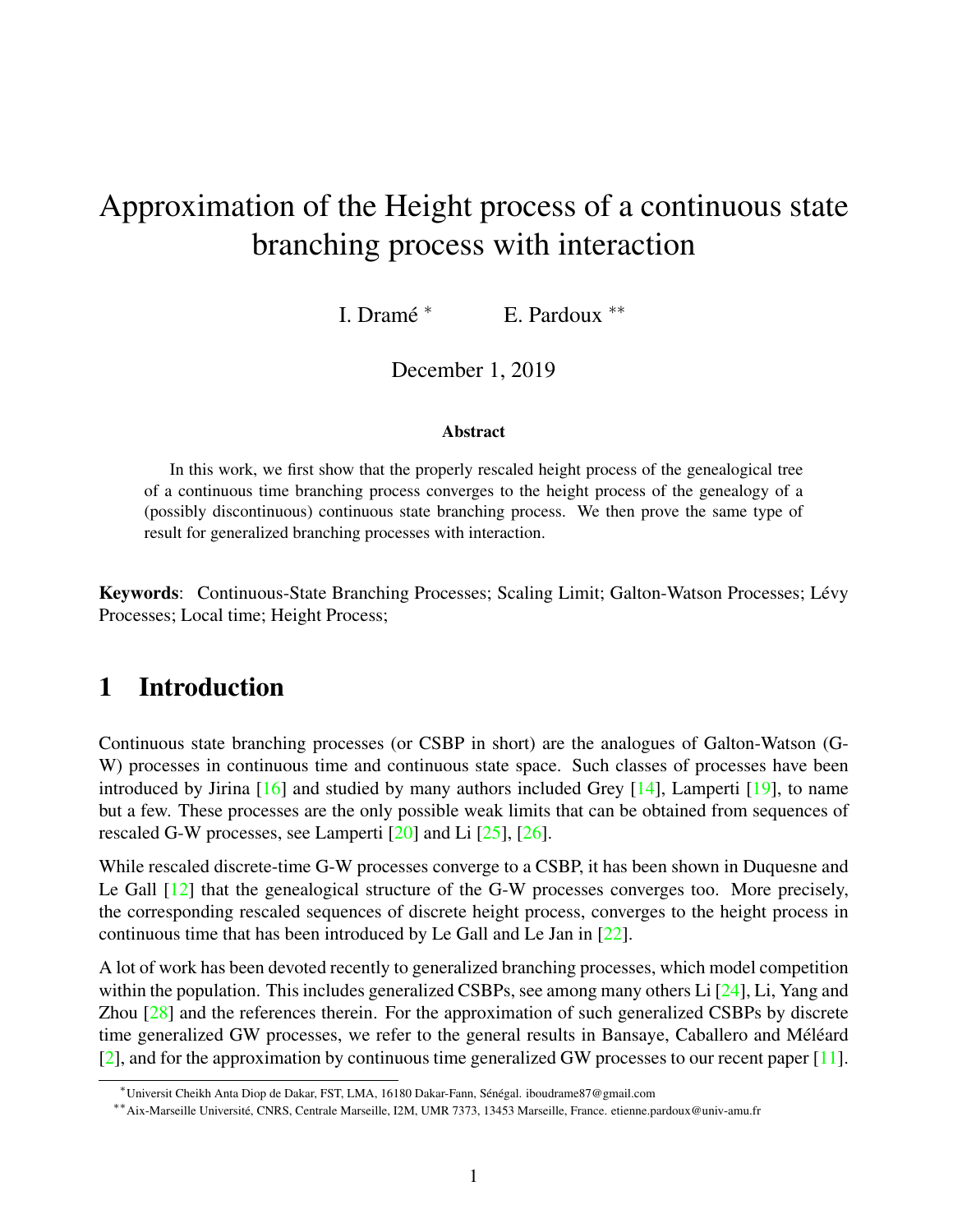# Approximation of the Height process of a continuous state branching process with interaction

I. Dramé *  E. Pardoux **

December 1, 2019

### Abstract

In this work, we first show that the properly rescaled height process of the genealogical tree of a continuous time branching process converges to the height process of the genealogy of a (possibly discontinuous) continuous state branching process. We then prove the same type of result for generalized branching processes with interaction.

**Keywords**: Continuous-State Branching Processes; Scaling Limit; Galton-Watson Processes; Lévy Processes; Local time; Height Process;

## 1 Introduction

Continuous state branching processes (or CSBP in short) are the analogues of Galton-Watson (G-W) processes in continuous time and continuous state space. Such classes of processes have been introduced by Jirina [16] and studied by many authors included Grey [14], Lamperti [19], to name but a few. These processes are the only possible weak limits that can be obtained from sequences of rescaled G-W processes, see Lamperti [20] and Li [25], [26].

While rescaled discrete-time G-W processes converge to a CSBP, it has been shown in Duquesne and Le Gall [12] that the genealogical structure of the G-W processes converges too. More precisely, the corresponding rescaled sequences of discrete height process, converges to the height process in continuous time that has been introduced by Le Gall and Le Jan in [22].

A lot of work has been devoted recently to generalized branching processes, which model competition within the population. This includes generalized CSBPs, see among many others Li [24], Li, Yang and Zhou [28] and the references therein. For the approximation of such generalized CSBPs by discrete time generalized GW processes, we refer to the general results in Bansaye, Caballero and Méléard [2], and for the approximation by continuous time generalized GW processes to our recent paper [11].

---

*Universit Cheikh Anta Diop de Dakar, FST, LMA, 16180 Dakar-Fann, Sénégal. iboudrame87@gmail.com

**Aix-Marseille Université, CNRS, Centrale Marseille, I2M, UMR 7373, 13453 Marseille, France. etienne.pardoux@univ-amu.fr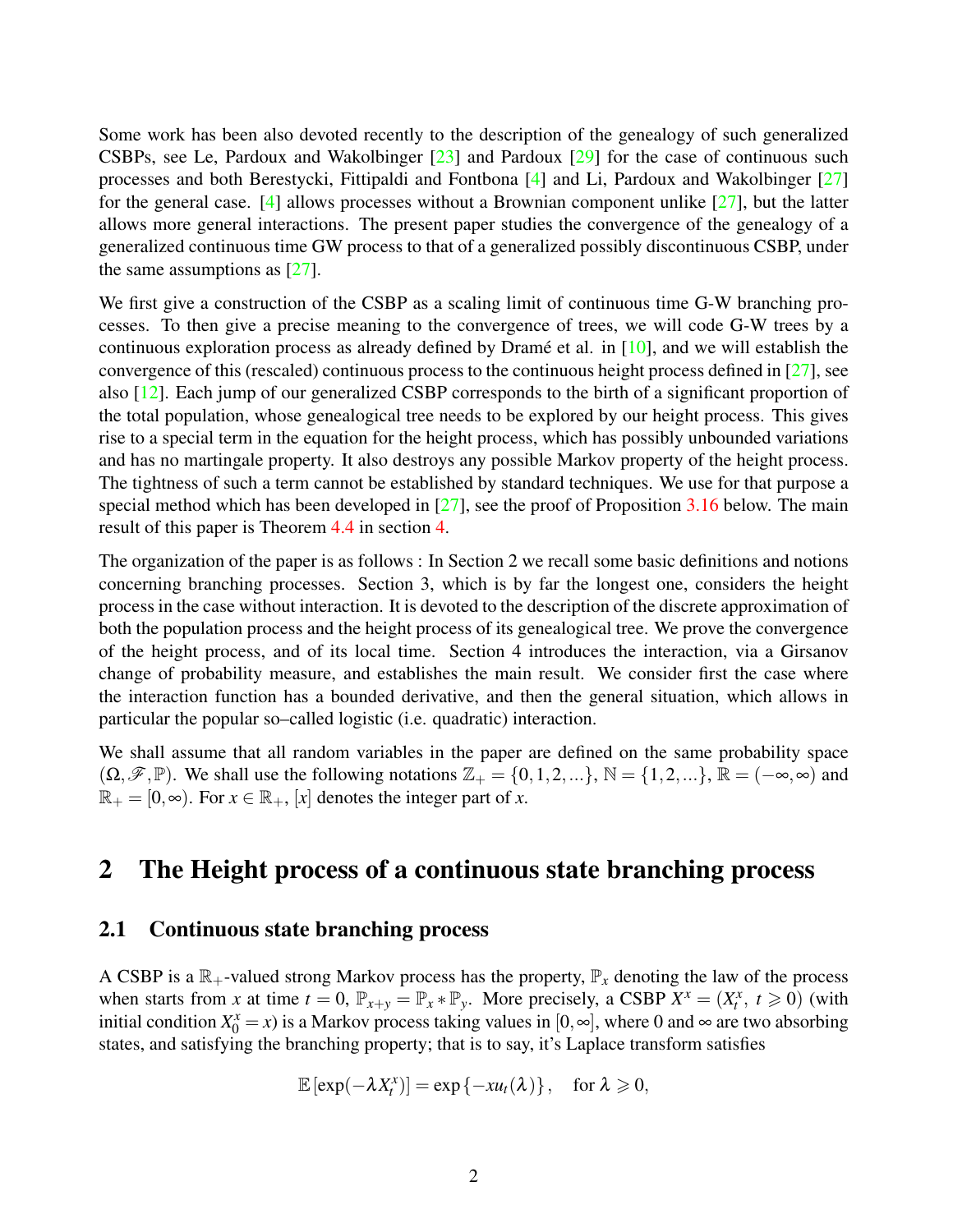Some work has been also devoted recently to the description of the genealogy of such generalized CSBPs, see Le, Pardoux and Wakolbinger [23] and Pardoux [29] for the case of continuous such processes and both Berestycki, Fittipaldi and Fontbona [4] and Li, Pardoux and Wakolbinger [27] for the general case. [4] allows processes without a Brownian component unlike [27], but the latter allows more general interactions. The present paper studies the convergence of the genealogy of a generalized continuous time GW process to that of a generalized possibly discontinuous CSBP, under the same assumptions as [27].

We first give a construction of the CSBP as a scaling limit of continuous time G-W branching processes. To then give a precise meaning to the convergence of trees, we will code G-W trees by a continuous exploration process as already defined by Dramé et al. in [10], and we will establish the convergence of this (rescaled) continuous process to the continuous height process defined in [27], see also [12]. Each jump of our generalized CSBP corresponds to the birth of a significant proportion of the total population, whose genealogical tree needs to be explored by our height process. This gives rise to a special term in the equation for the height process, which has possibly unbounded variations and has no martingale property. It also destroys any possible Markov property of the height process. The tightness of such a term cannot be established by standard techniques. We use for that purpose a special method which has been developed in [27], see the proof of Proposition 3.16 below. The main result of this paper is Theorem 4.4 in section 4.

The organization of the paper is as follows : In Section 2 we recall some basic definitions and notions concerning branching processes. Section 3, which is by far the longest one, considers the height process in the case without interaction. It is devoted to the description of the discrete approximation of both the population process and the height process of its genealogical tree. We prove the convergence of the height process, and of its local time. Section 4 introduces the interaction, via a Girsanov change of probability measure, and establishes the main result. We consider first the case where the interaction function has a bounded derivative, and then the general situation, which allows in particular the popular so–called logistic (i.e. quadratic) interaction.

We shall assume that all random variables in the paper are defined on the same probability space $(\Omega, \mathscr{F}, \mathbb{P})$. We shall use the following notations $\mathbb{Z}_+ = \{0, 1, 2, ...\}$, $\mathbb{N} = \{1, 2, ...\}$, $\mathbb{R} = (-\infty, \infty)$ and $\mathbb{R}_+ = [0, \infty)$. For $x \in \mathbb{R}_+$, $[x]$ denotes the integer part of $x$.

# 2 The Height process of a continuous state branching process

## 2.1 Continuous state branching process

A CSBP is a $\mathbb{R}_+$-valued strong Markov process has the property, $\mathbb{P}_x$ denoting the law of the process when starts from $x$ at time $t = 0$, $\mathbb{P}_{x+y} = \mathbb{P}_x * \mathbb{P}_y$. More precisely, a CSBP $X^x = (X^x_t,\ t \geqslant 0)$ (with initial condition $X^x_0 = x$) is a Markov process taking values in $[0, \infty]$, where $0$ and $\infty$ are two absorbing states, and satisfying the branching property; that is to say, it's Laplace transform satisfies

$$\mathbb{E}\left[\exp(-\lambda X^x_t)\right] = \exp\left\{-x u_t(\lambda)\right\}, \quad \text{for } \lambda \geqslant 0,$$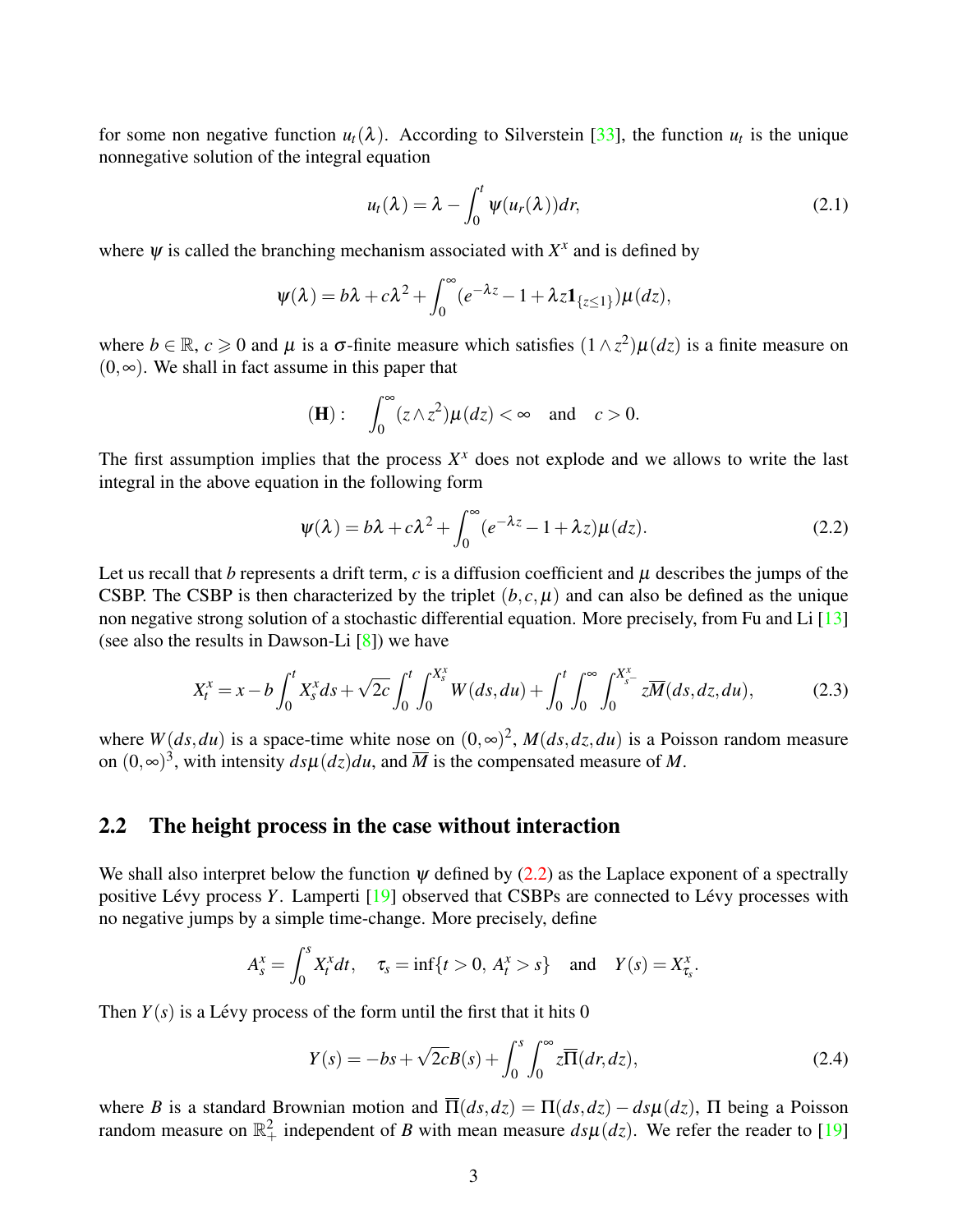for some non negative function $u_t(\lambda)$. According to Silverstein [33], the function $u_t$ is the unique nonnegative solution of the integral equation

$$u_t(\lambda) = \lambda - \int_0^t \psi(u_r(\lambda))dr, \tag{2.1}$$

where $\psi$ is called the branching mechanism associated with $X^x$ and is defined by

$$\psi(\lambda) = b\lambda + c\lambda^2 + \int_0^\infty (e^{-\lambda z} - 1 + \lambda z \mathbf{1}_{\{z\leq 1\}})\mu(dz),$$

where $b \in \mathbb{R}$, $c \geqslant 0$ and $\mu$ is a $\sigma$-finite measure which satisfies $(1 \wedge z^2)\mu(dz)$ is a finite measure on $(0,\infty)$. We shall in fact assume in this paper that

$$(\mathbf{H}): \quad \int_0^\infty (z \wedge z^2)\mu(dz) < \infty \quad \text{and} \quad c > 0.$$

The first assumption implies that the process $X^x$ does not explode and we allows to write the last integral in the above equation in the following form

$$\psi(\lambda) = b\lambda + c\lambda^2 + \int_0^\infty (e^{-\lambda z} - 1 + \lambda z)\mu(dz). \tag{2.2}$$

Let us recall that $b$ represents a drift term, $c$ is a diffusion coefficient and $\mu$ describes the jumps of the CSBP. The CSBP is then characterized by the triplet $(b,c,\mu)$ and can also be defined as the unique non negative strong solution of a stochastic differential equation. More precisely, from Fu and Li [13] (see also the results in Dawson-Li [8]) we have

$$X_t^x = x - b\int_0^t X_s^x ds + \sqrt{2c}\int_0^t \int_0^{X_s^x} W(ds,du) + \int_0^t \int_0^\infty \int_0^{X_{s-}^x} z\overline{M}(ds,dz,du), \tag{2.3}$$

where $W(ds,du)$ is a space-time white nose on $(0,\infty)^2$, $M(ds,dz,du)$ is a Poisson random measure on $(0,\infty)^3$, with intensity $ds\mu(dz)du$, and $\overline{M}$ is the compensated measure of $M$.

## 2.2 The height process in the case without interaction

We shall also interpret below the function $\psi$ defined by (2.2) as the Laplace exponent of a spectrally positive Lévy process $Y$. Lamperti [19] observed that CSBPs are connected to Lévy processes with no negative jumps by a simple time-change. More precisely, define

$$A_s^x = \int_0^s X_t^x dt, \quad \tau_s = \inf\{t > 0,\ A_t^x > s\} \quad \text{and} \quad Y(s) = X_{\tau_s}^x.$$

Then $Y(s)$ is a Lévy process of the form until the first that it hits 0

$$Y(s) = -bs + \sqrt{2c}B(s) + \int_0^s \int_0^\infty z\overline{\Pi}(dr,dz), \tag{2.4}$$

where $B$ is a standard Brownian motion and $\overline{\Pi}(ds,dz) = \Pi(ds,dz) - ds\mu(dz)$, $\Pi$ being a Poisson random measure on $\mathbb{R}_+^2$ independent of $B$ with mean measure $ds\mu(dz)$. We refer the reader to [19]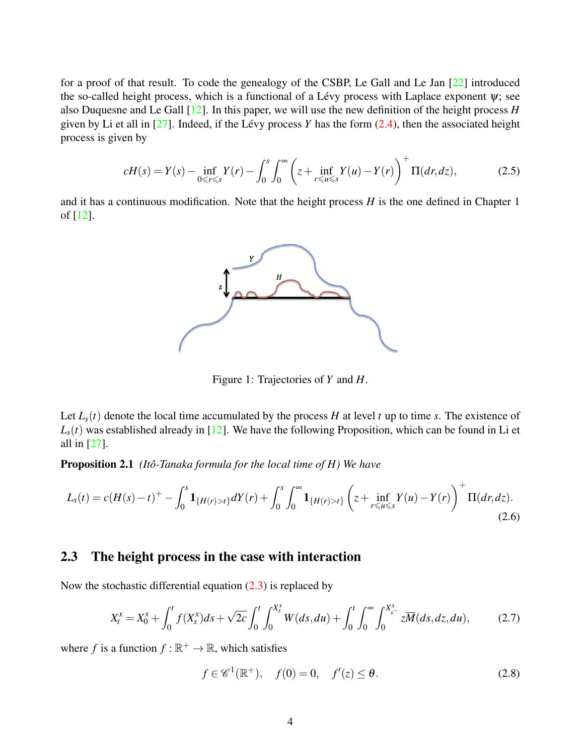for a proof of that result. To code the genealogy of the CSBP, Le Gall and Le Jan [22] introduced the so-called height process, which is a functional of a Lévy process with Laplace exponent $\psi$; see also Duquesne and Le Gall [12]. In this paper, we will use the new definition of the height process $H$ given by Li et all in [27]. Indeed, if the Lévy process $Y$ has the form (2.4), then the associated height process is given by

$$cH(s) = Y(s) - \inf_{0 \leqslant r \leqslant s} Y(r) - \int_0^s \int_0^\infty \left( z + \inf_{r \leqslant u \leqslant s} Y(u) - Y(r) \right)^+ \Pi(dr, dz), \tag{2.5}$$

and it has a continuous modification. Note that the height process $H$ is the one defined in Chapter 1 of [12].

Figure 1: Trajectories of $Y$ and $H$.

Let $L_s(t)$ denote the local time accumulated by the process $H$ at level $t$ up to time $s$. The existence of $L_s(t)$ was established already in [12]. We have the following Proposition, which can be found in Li et all in [27].

**Proposition 2.1** *(Itô-Tanaka formula for the local time of H) We have*

$$L_s(t) = c(H(s) - t)^+ - \int_0^s \mathbf{1}_{\{H(r) > t\}} dY(r) + \int_0^s \int_0^\infty \mathbf{1}_{\{H(r) > t\}} \left( z + \inf_{r \leqslant u \leqslant s} Y(u) - Y(r) \right)^+ \Pi(dr, dz). \tag{2.6}$$

## 2.3 The height process in the case with interaction

Now the stochastic differential equation (2.3) is replaced by

$$X_t^x = X_0^x + \int_0^t f(X_s^x) ds + \sqrt{2c} \int_0^t \int_0^{X_s^x} W(ds, du) + \int_0^t \int_0^\infty \int_0^{X_{s^-}^x} z \overline{M}(ds, dz, du), \tag{2.7}$$

where $f$ is a function $f : \mathbb{R}^+ \to \mathbb{R}$, which satisfies

$$f \in \mathscr{C}^1(\mathbb{R}^+), \quad f(0) = 0, \quad f'(z) \leq \theta. \tag{2.8}$$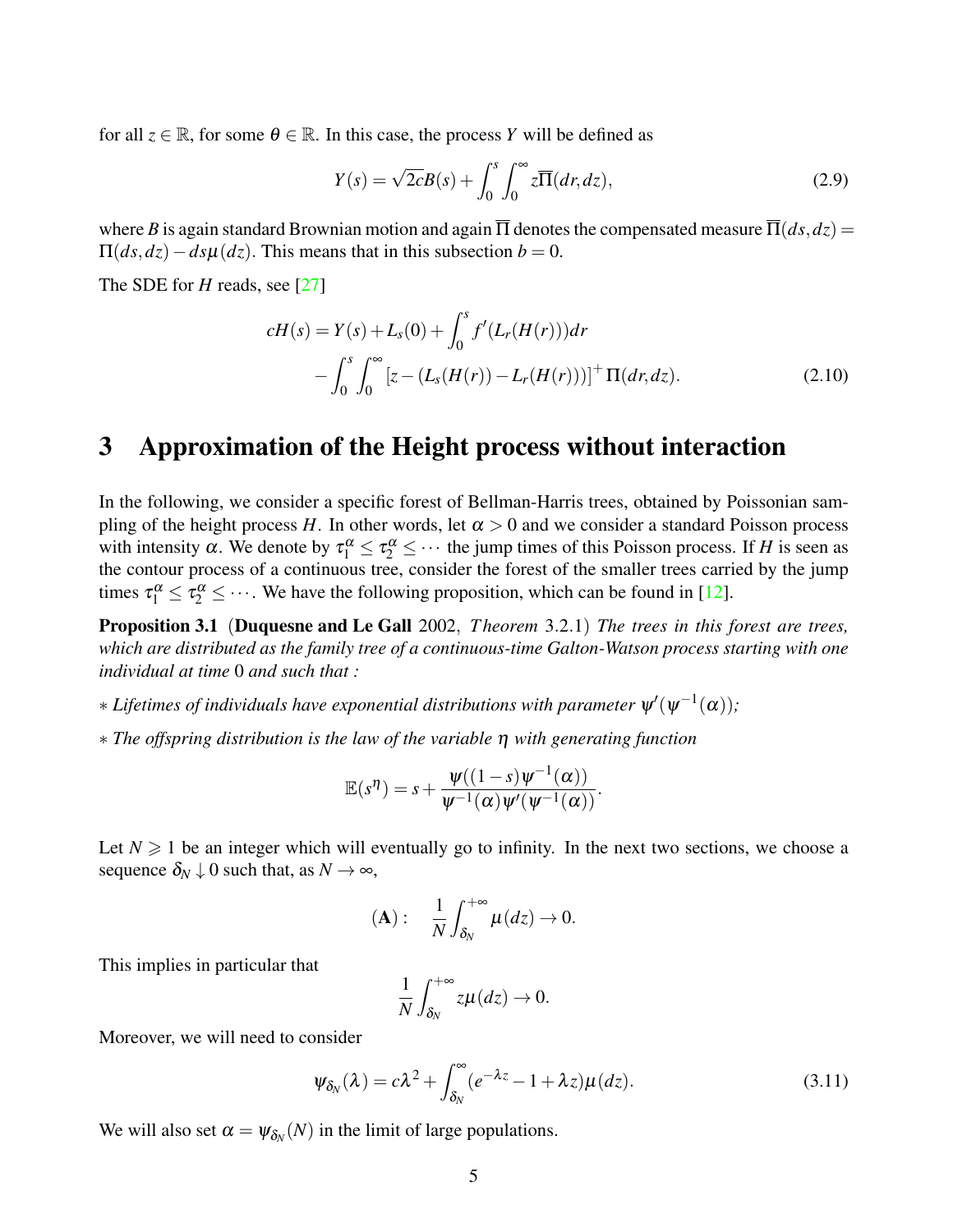for all $z \in \mathbb{R}$, for some $\theta \in \mathbb{R}$. In this case, the process $Y$ will be defined as

$$Y(s) = \sqrt{2c}B(s) + \int_0^s \int_0^\infty z\overline{\Pi}(dr,dz), \tag{2.9}$$

where $B$ is again standard Brownian motion and again $\overline{\Pi}$ denotes the compensated measure $\overline{\Pi}(ds,dz) = \Pi(ds,dz) - ds\mu(dz)$. This means that in this subsection $b = 0$.

The SDE for $H$ reads, see [27]

$$\begin{aligned} cH(s) = &\, Y(s) + L_s(0) + \int_0^s f'(L_r(H(r)))dr \\ &- \int_0^s \int_0^\infty \left[z - (L_s(H(r)) - L_r(H(r)))\right]^+ \Pi(dr,dz). \end{aligned} \tag{2.10}$$

# 3 Approximation of the Height process without interaction

In the following, we consider a specific forest of Bellman-Harris trees, obtained by Poissonian sampling of the height process $H$. In other words, let $\alpha > 0$ and we consider a standard Poisson process with intensity $\alpha$. We denote by $\tau_1^\alpha \leq \tau_2^\alpha \leq \cdots$ the jump times of this Poisson process. If $H$ is seen as the contour process of a continuous tree, consider the forest of the smaller trees carried by the jump times $\tau_1^\alpha \leq \tau_2^\alpha \leq \cdots$. We have the following proposition, which can be found in [12].

**Proposition 3.1** (**Duquesne and Le Gall** 2002, *Theorem* 3.2.1) *The trees in this forest are trees, which are distributed as the family tree of a continuous-time Galton-Watson process starting with one individual at time* 0 *and such that :*

- *Lifetimes of individuals have exponential distributions with parameter $\psi'(\psi^{-1}(\alpha))$;*
- *The offspring distribution is the law of the variable $\eta$ with generating function*

$$\mathbb{E}(s^\eta) = s + \frac{\psi((1-s)\psi^{-1}(\alpha))}{\psi^{-1}(\alpha)\psi'(\psi^{-1}(\alpha))}.$$

Let $N \geqslant 1$ be an integer which will eventually go to infinity. In the next two sections, we choose a sequence $\delta_N \downarrow 0$ such that, as $N \to \infty$,

$$(\mathbf{A}): \quad \frac{1}{N}\int_{\delta_N}^{+\infty} \mu(dz) \to 0.$$

This implies in particular that

$$\frac{1}{N}\int_{\delta_N}^{+\infty} z\mu(dz) \to 0.$$

Moreover, we will need to consider

$$\psi_{\delta_N}(\lambda) = c\lambda^2 + \int_{\delta_N}^\infty (e^{-\lambda z} - 1 + \lambda z)\mu(dz). \tag{3.11}$$

We will also set $\alpha = \psi_{\delta_N}(N)$ in the limit of large populations.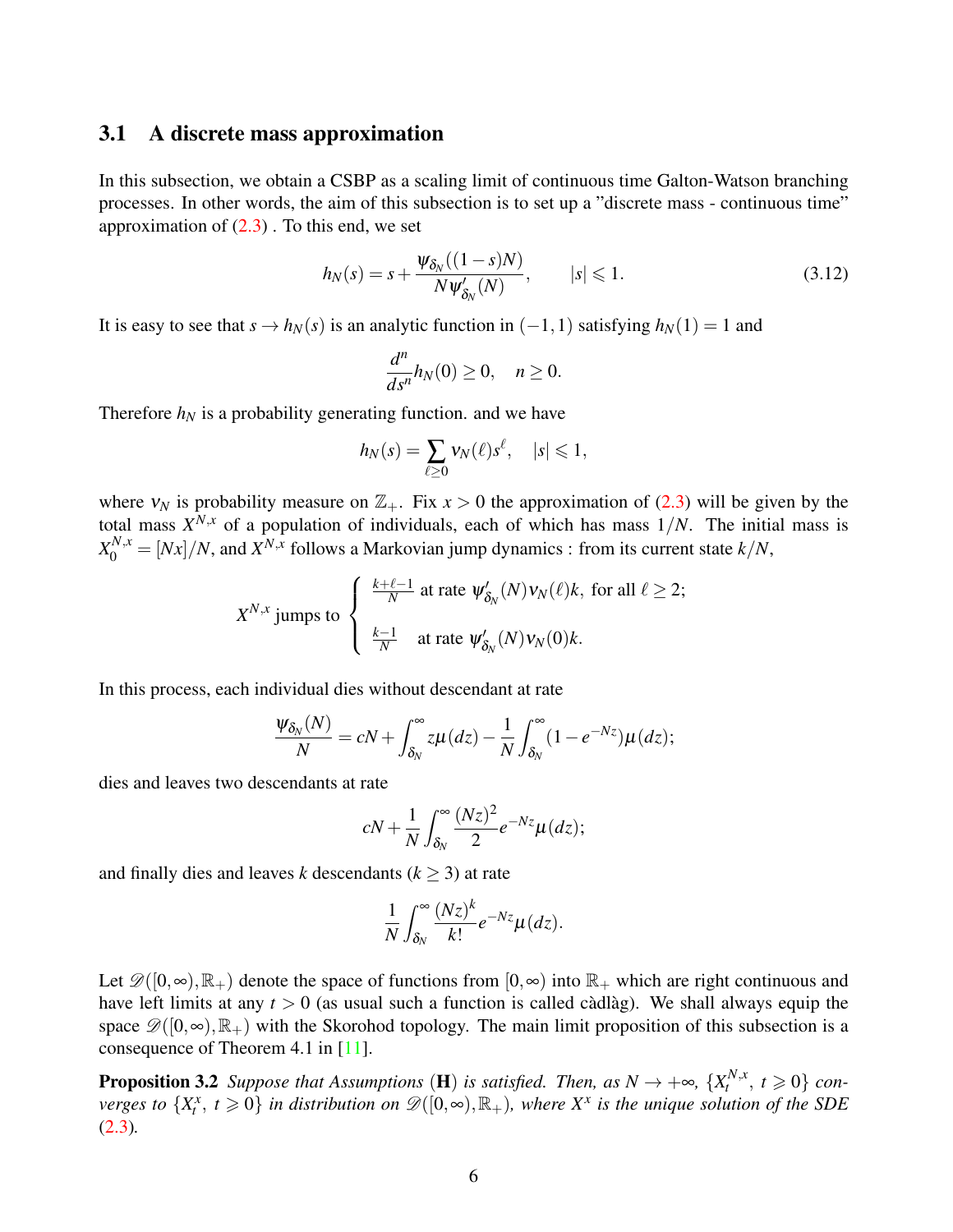### 3.1 A discrete mass approximation

In this subsection, we obtain a CSBP as a scaling limit of continuous time Galton-Watson branching processes. In other words, the aim of this subsection is to set up a "discrete mass - continuous time" approximation of (2.3) . To this end, we set

$$h_N(s) = s + \frac{\psi_{\delta_N}((1-s)N)}{N\psi'_{\delta_N}(N)}, \qquad |s| \leqslant 1. \tag{3.12}$$

It is easy to see that $s \to h_N(s)$ is an analytic function in $(-1,1)$ satisfying $h_N(1) = 1$ and

$$\frac{d^n}{ds^n} h_N(0) \geq 0, \quad n \geq 0.$$

Therefore $h_N$ is a probability generating function. and we have

$$h_N(s) = \sum_{\ell \geq 0} \nu_N(\ell) s^\ell, \quad |s| \leqslant 1,$$

where $\nu_N$ is probability measure on $\mathbb{Z}_+$. Fix $x > 0$ the approximation of (2.3) will be given by the total mass $X^{N,x}$ of a population of individuals, each of which has mass $1/N$. The initial mass is $X_0^{N,x} = [Nx]/N$, and $X^{N,x}$ follows a Markovian jump dynamics : from its current state $k/N$,

$$X^{N,x} \text{ jumps to } \begin{cases} \frac{k+\ell-1}{N} \text{ at rate } \psi'_{\delta_N}(N)\nu_N(\ell)k, \text{ for all } \ell \geq 2; \\ \\ \frac{k-1}{N} \quad \text{at rate } \psi'_{\delta_N}(N)\nu_N(0)k. \end{cases}$$

In this process, each individual dies without descendant at rate

$$\frac{\psi_{\delta_N}(N)}{N} = cN + \int_{\delta_N}^{\infty} z\mu(dz) - \frac{1}{N}\int_{\delta_N}^{\infty}(1-e^{-Nz})\mu(dz);$$

dies and leaves two descendants at rate

$$cN + \frac{1}{N}\int_{\delta_N}^{\infty} \frac{(Nz)^2}{2} e^{-Nz}\mu(dz);$$

and finally dies and leaves $k$ descendants ($k \geq 3$) at rate

$$\frac{1}{N}\int_{\delta_N}^{\infty} \frac{(Nz)^k}{k!} e^{-Nz}\mu(dz).$$

Let $\mathscr{D}([0,\infty),\mathbb{R}_+)$ denote the space of functions from $[0,\infty)$ into $\mathbb{R}_+$ which are right continuous and have left limits at any $t > 0$ (as usual such a function is called càdlàg). We shall always equip the space $\mathscr{D}([0,\infty),\mathbb{R}_+)$ with the Skorohod topology. The main limit proposition of this subsection is a consequence of Theorem 4.1 in [11].

**Proposition 3.2** *Suppose that Assumptions* (**H**) *is satisfied. Then, as $N \to +\infty$, $\{X_t^{N,x},\ t \geqslant 0\}$ converges to $\{X_t^x,\ t \geqslant 0\}$ in distribution on $\mathscr{D}([0,\infty),\mathbb{R}_+)$, where $X^x$ is the unique solution of the SDE* (2.3)*.*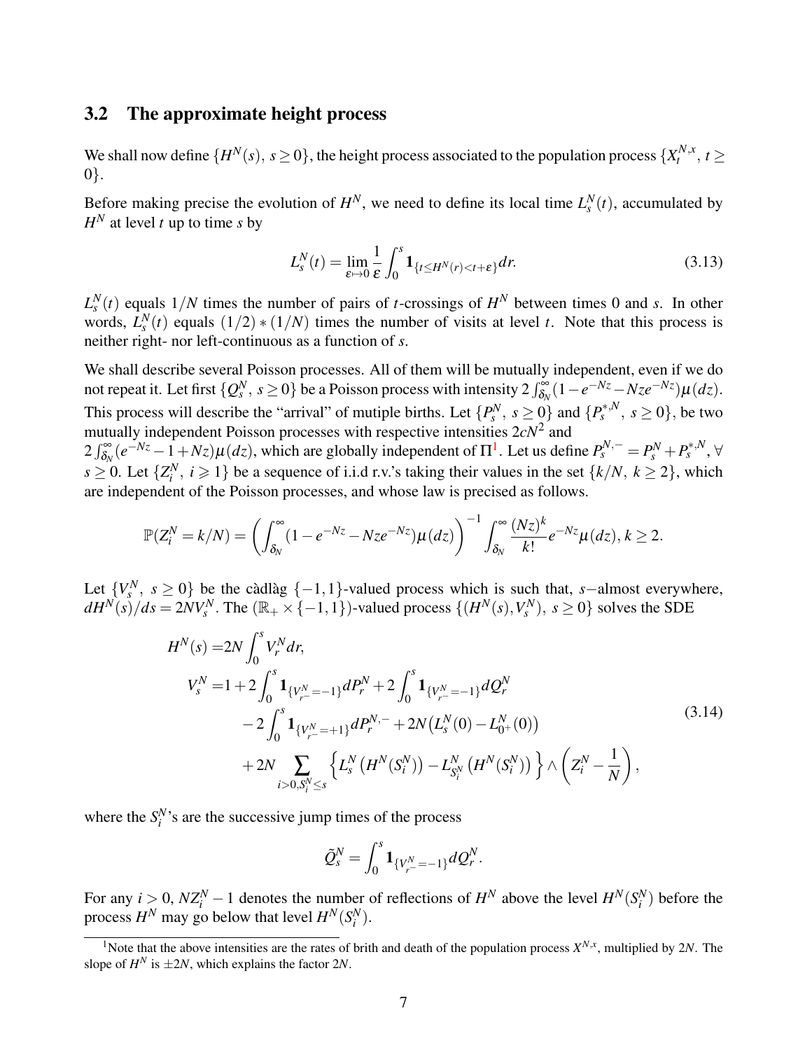### 3.2 The approximate height process

We shall now define $\{H^N(s),\ s \geq 0\}$, the height process associated to the population process $\{X_t^{N,x},\ t \geq 0\}$.

Before making precise the evolution of $H^N$, we need to define its local time $L_s^N(t)$, accumulated by $H^N$ at level $t$ up to time $s$ by

$$L_s^N(t) = \lim_{\varepsilon \mapsto 0} \frac{1}{\varepsilon} \int_0^s \mathbf{1}_{\{t \leq H^N(r) < t+\varepsilon\}} dr. \tag{3.13}$$

$L_s^N(t)$ equals $1/N$ times the number of pairs of $t$-crossings of $H^N$ between times 0 and $s$. In other words, $L_s^N(t)$ equals $(1/2)*(1/N)$ times the number of visits at level $t$. Note that this process is neither right- nor left-continuous as a function of $s$.

We shall describe several Poisson processes. All of them will be mutually independent, even if we do not repeat it. Let first $\{Q_s^N,\ s \geq 0\}$ be a Poisson process with intensity $2\int_{\delta_N}^{\infty}(1-e^{-Nz}-Nze^{-Nz})\mu(dz)$. This process will describe the "arrival" of mutiple births. Let $\{P_s^N,\ s \geq 0\}$ and $\{P_s^{*,N},\ s \geq 0\}$, be two mutually independent Poisson processes with respective intensities $2cN^2$ and $2\int_{\delta_N}^{\infty}(e^{-Nz}-1+Nz)\mu(dz)$, which are globally independent of $\Pi$[1]. Let us define $P_s^{N,-} = P_s^N + P_s^{*,N}$, $\forall\, s \geq 0$. Let $\{Z_i^N,\ i \geqslant 1\}$ be a sequence of i.i.d r.v.'s taking their values in the set $\{k/N,\ k \geq 2\}$, which are independent of the Poisson processes, and whose law is precised as follows.

$$\mathbb{P}(Z_i^N = k/N) = \left(\int_{\delta_N}^{\infty}(1-e^{-Nz}-Nze^{-Nz})\mu(dz)\right)^{-1}\int_{\delta_N}^{\infty}\frac{(Nz)^k}{k!}e^{-Nz}\mu(dz), k \geq 2.$$

Let $\{V_s^N,\ s \geq 0\}$ be the càdlàg $\{-1,1\}$-valued process which is such that, $s-$almost everywhere, $dH^N(s)/ds = 2NV_s^N$. The $(\mathbb{R}_+ \times \{-1,1\})$-valued process $\{(H^N(s), V_s^N),\ s \geq 0\}$ solves the SDE

$$\begin{aligned}
H^N(s) =& 2N\int_0^s V_r^N dr,\\
V_s^N =& 1 + 2\int_0^s \mathbf{1}_{\{V_{r^-}^N=-1\}} dP_r^N + 2\int_0^s \mathbf{1}_{\{V_{r^-}^N=-1\}} dQ_r^N\\
&-2\int_0^s \mathbf{1}_{\{V_{r^-}^N=+1\}} dP_r^{N,-} + 2N\big(L_s^N(0) - L_{0^+}^N(0)\big)\\
&+2N\sum_{i>0, S_i^N \leq s}\Big\{L_s^N\big(H^N(S_i^N)\big) - L_{S_i^N}^N\big(H^N(S_i^N)\big)\Big\} \wedge \left(Z_i^N - \frac{1}{N}\right),
\end{aligned} \tag{3.14}$$

where the $S_i^N$'s are the successive jump times of the process

$$\tilde{Q}_s^N = \int_0^s \mathbf{1}_{\{V_{r^-}^N=-1\}} dQ_r^N.$$

For any $i > 0$, $NZ_i^N - 1$ denotes the number of reflections of $H^N$ above the level $H^N(S_i^N)$ before the process $H^N$ may go below that level $H^N(S_i^N)$.

[1] Note that the above intensities are the rates of brith and death of the population process $X^{N,x}$, multiplied by $2N$. The slope of $H^N$ is $\pm 2N$, which explains the factor $2N$.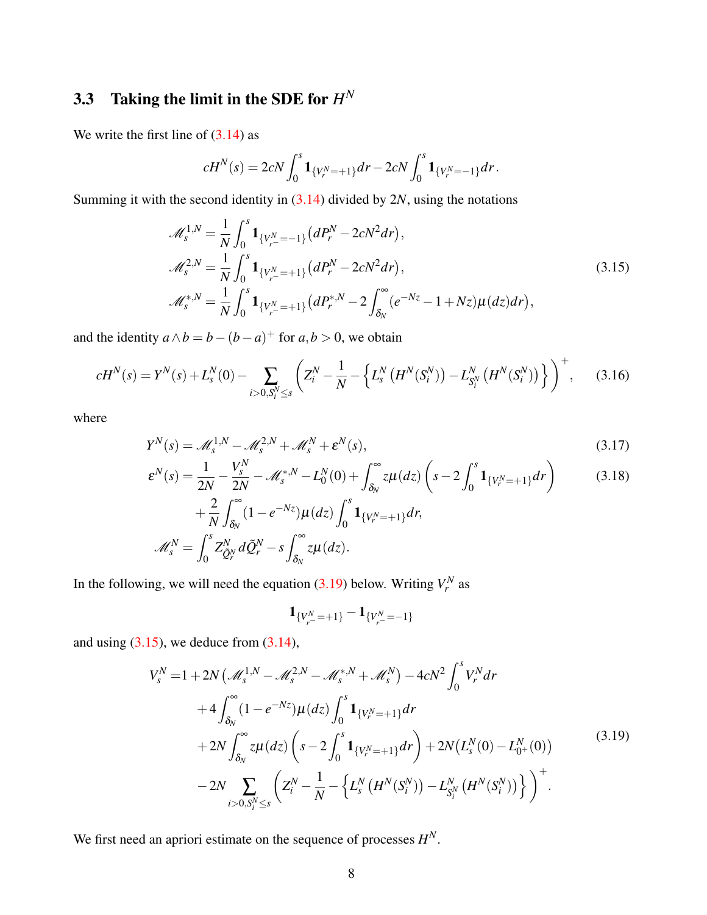### 3.3 Taking the limit in the SDE for $H^N$

We write the first line of (3.14) as

$$cH^N(s) = 2cN\int_0^s \mathbf{1}_{\{V_r^N=+1\}}dr - 2cN\int_0^s \mathbf{1}_{\{V_r^N=-1\}}dr.$$

Summing it with the second identity in (3.14) divided by $2N$, using the notations

$$\begin{aligned}
\mathscr{M}_s^{1,N} &= \frac{1}{N}\int_0^s \mathbf{1}_{\{V_{r-}^N=-1\}}\big(dP_r^N - 2cN^2dr\big),\\
\mathscr{M}_s^{2,N} &= \frac{1}{N}\int_0^s \mathbf{1}_{\{V_{r-}^N=+1\}}\big(dP_r^N - 2cN^2dr\big),\\
\mathscr{M}_s^{*,N} &= \frac{1}{N}\int_0^s \mathbf{1}_{\{V_{r-}^N=+1\}}\big(dP_r^{*,N} - 2\int_{\delta_N}^\infty (e^{-Nz}-1+Nz)\mu(dz)dr\big),
\end{aligned}\tag{3.15}$$

and the identity $a\wedge b = b-(b-a)^+$ for $a,b>0$, we obtain

$$cH^N(s) = Y^N(s) + L_s^N(0) - \sum_{i>0, S_i^N\le s}\left(Z_i^N - \frac{1}{N} - \left\{L_s^N\left(H^N(S_i^N)\right) - L_{S_i^N}^N\left(H^N(S_i^N)\right)\right\}\right)^+, \tag{3.16}$$

where

$$Y^N(s) = \mathscr{M}_s^{1,N} - \mathscr{M}_s^{2,N} + \mathscr{M}_s^N + \varepsilon^N(s), \tag{3.17}$$

$$\begin{aligned}
\varepsilon^N(s) &= \frac{1}{2N} - \frac{V_s^N}{2N} - \mathscr{M}_s^{*,N} - L_0^N(0) + \int_{\delta_N}^\infty z\mu(dz)\left(s - 2\int_0^s \mathbf{1}_{\{V_r^N=+1\}}dr\right) \\
&\quad + \frac{2}{N}\int_{\delta_N}^\infty (1-e^{-Nz})\mu(dz)\int_0^s \mathbf{1}_{\{V_r^N=+1\}}dr,
\end{aligned}\tag{3.18}$$

$$\mathscr{M}_s^N = \int_0^s Z_{\tilde{Q}_r^N}^N d\tilde{Q}_r^N - s\int_{\delta_N}^\infty z\mu(dz).$$

In the following, we will need the equation (3.19) below. Writing $V_r^N$ as

$$\mathbf{1}_{\{V_{r-}^N=+1\}} - \mathbf{1}_{\{V_{r-}^N=-1\}}$$

and using (3.15), we deduce from (3.14),

$$\begin{aligned}
V_s^N =& 1 + 2N\big(\mathscr{M}_s^{1,N} - \mathscr{M}_s^{2,N} - \mathscr{M}_s^{*,N} + \mathscr{M}_s^N\big) - 4cN^2\int_0^s V_r^N dr \\
&+ 4\int_{\delta_N}^\infty (1-e^{-Nz})\mu(dz)\int_0^s \mathbf{1}_{\{V_r^N=+1\}}dr \\
&+ 2N\int_{\delta_N}^\infty z\mu(dz)\left(s - 2\int_0^s \mathbf{1}_{\{V_r^N=+1\}}dr\right) + 2N\big(L_s^N(0) - L_{0^+}^N(0)\big) \\
&- 2N\sum_{i>0, S_i^N\le s}\left(Z_i^N - \frac{1}{N} - \left\{L_s^N\left(H^N(S_i^N)\right) - L_{S_i^N}^N\left(H^N(S_i^N)\right)\right\}\right)^+.
\end{aligned}\tag{3.19}$$

We first need an apriori estimate on the sequence of processes $H^N$.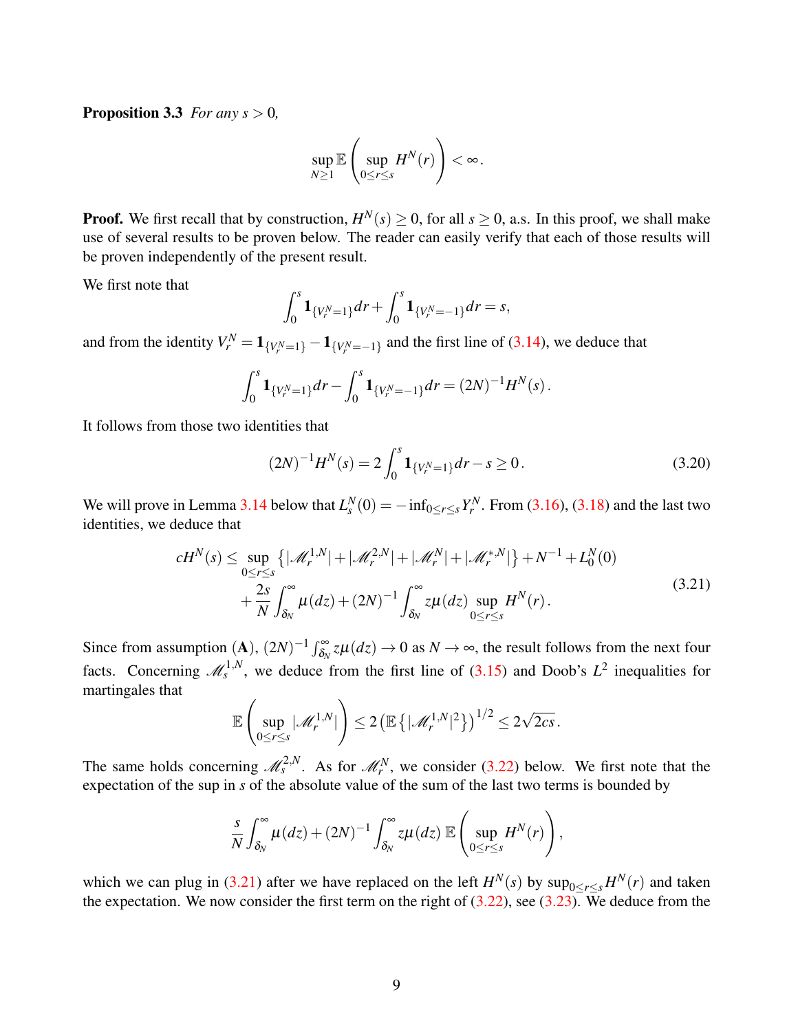**Proposition 3.3** *For any $s > 0$,*

$$\sup_{N\geq 1} \mathbb{E}\left(\sup_{0\leq r\leq s} H^N(r)\right) < \infty.$$

**Proof.** We first recall that by construction, $H^N(s) \geq 0$, for all $s \geq 0$, a.s. In this proof, we shall make use of several results to be proven below. The reader can easily verify that each of those results will be proven independently of the present result.

We first note that

$$\int_0^s \mathbf{1}_{\{V_r^N=1\}}dr + \int_0^s \mathbf{1}_{\{V_r^N=-1\}}dr = s,$$

and from the identity $V_r^N = \mathbf{1}_{\{V_r^N=1\}} - \mathbf{1}_{\{V_r^N=-1\}}$ and the first line of (3.14), we deduce that

$$\int_0^s \mathbf{1}_{\{V_r^N=1\}}dr - \int_0^s \mathbf{1}_{\{V_r^N=-1\}}dr = (2N)^{-1}H^N(s).$$

It follows from those two identities that

$$(2N)^{-1}H^N(s) = 2\int_0^s \mathbf{1}_{\{V_r^N=1\}}dr - s \geq 0. \tag{3.20}$$

We will prove in Lemma 3.14 below that $L_s^N(0) = -\inf_{0\leq r\leq s} Y_r^N$. From (3.16), (3.18) and the last two identities, we deduce that

$$\begin{aligned} cH^N(s) \leq & \sup_{0\leq r\leq s}\left\{|\mathscr{M}_r^{1,N}| + |\mathscr{M}_r^{2,N}| + |\mathscr{M}_r^{N}| + |\mathscr{M}_r^{*,N}|\right\} + N^{-1} + L_0^N(0) \\ & + \frac{2s}{N}\int_{\delta_N}^\infty \mu(dz) + (2N)^{-1}\int_{\delta_N}^\infty z\mu(dz) \sup_{0\leq r\leq s} H^N(r). \end{aligned} \tag{3.21}$$

Since from assumption (**A**), $(2N)^{-1}\int_{\delta_N}^\infty z\mu(dz) \to 0$ as $N \to \infty$, the result follows from the next four facts. Concerning $\mathscr{M}_s^{1,N}$, we deduce from the first line of (3.15) and Doob's $L^2$ inequalities for martingales that

$$\mathbb{E}\left(\sup_{0\leq r\leq s} |\mathscr{M}_r^{1,N}|\right) \leq 2\left(\mathbb{E}\left\{|\mathscr{M}_r^{1,N}|^2\right\}\right)^{1/2} \leq 2\sqrt{2cs}.$$

The same holds concerning $\mathscr{M}_s^{2,N}$. As for $\mathscr{M}_r^N$, we consider (3.22) below. We first note that the expectation of the sup in $s$ of the absolute value of the sum of the last two terms is bounded by

$$\frac{s}{N}\int_{\delta_N}^\infty \mu(dz) + (2N)^{-1}\int_{\delta_N}^\infty z\mu(dz)\, \mathbb{E}\left(\sup_{0\leq r\leq s} H^N(r)\right),$$

which we can plug in (3.21) after we have replaced on the left $H^N(s)$ by $\sup_{0\leq r\leq s} H^N(r)$ and taken the expectation. We now consider the first term on the right of (3.22), see (3.23). We deduce from the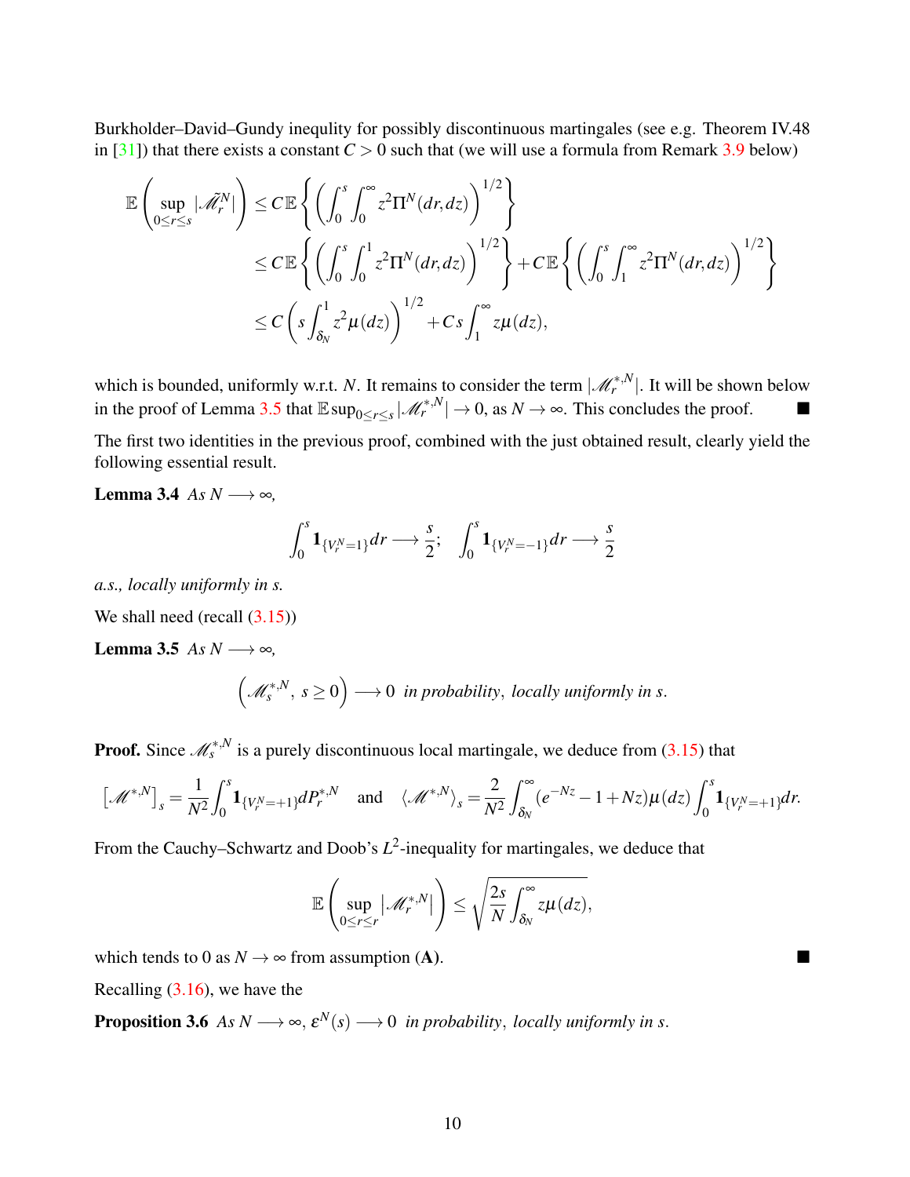Burkholder–David–Gundy inequlity for possibly discontinuous martingales (see e.g. Theorem IV.48 in [31]) that there exists a constant $C > 0$ such that (we will use a formula from Remark 3.9 below)

$$
\begin{aligned}
\mathbb{E}\left(\sup_{0\le r\le s}|\tilde{\mathscr{M}}_r^N|\right) &\le C\,\mathbb{E}\left\{\left(\int_0^s\int_0^\infty z^2\Pi^N(dr,dz)\right)^{1/2}\right\}\\
&\le C\,\mathbb{E}\left\{\left(\int_0^s\int_0^1 z^2\Pi^N(dr,dz)\right)^{1/2}\right\}+C\,\mathbb{E}\left\{\left(\int_0^s\int_1^\infty z^2\Pi^N(dr,dz)\right)^{1/2}\right\}\\
&\le C\left(s\int_{\delta_N}^1 z^2\mu(dz)\right)^{1/2}+C\,s\int_1^\infty z\mu(dz),
\end{aligned}
$$

which is bounded, uniformly w.r.t. $N$. It remains to consider the term $|\mathscr{M}_r^{*,N}|$. It will be shown below in the proof of Lemma 3.5 that $\mathbb{E}\sup_{0\le r\le s}|\mathscr{M}_r^{*,N}|\to 0$, as $N\to\infty$. This concludes the proof. ∎

The first two identities in the previous proof, combined with the just obtained result, clearly yield the following essential result.

**Lemma 3.4** *As $N\longrightarrow\infty$,*

$$
\int_0^s \mathbf{1}_{\{V_r^N=1\}}dr \longrightarrow \frac{s}{2};\quad \int_0^s \mathbf{1}_{\{V_r^N=-1\}}dr \longrightarrow \frac{s}{2}
$$

*a.s., locally uniformly in s.*

We shall need (recall (3.15))

**Lemma 3.5** *As $N\longrightarrow\infty$,*

$$
\left(\mathscr{M}_s^{*,N},\ s\ge 0\right)\longrightarrow 0\ \textit{ in probability, locally uniformly in } s.
$$

**Proof.** Since $\mathscr{M}_s^{*,N}$ is a purely discontinuous local martingale, we deduce from (3.15) that

$$
\left[\mathscr{M}^{*,N}\right]_s=\frac{1}{N^2}\int_0^s \mathbf{1}_{\{V_r^N=+1\}}dP_r^{*,N}\quad\text{and}\quad \langle\mathscr{M}^{*,N}\rangle_s=\frac{2}{N^2}\int_{\delta_N}^\infty(e^{-Nz}-1+Nz)\mu(dz)\int_0^s\mathbf{1}_{\{V_r^N=+1\}}dr.
$$

From the Cauchy–Schwartz and Doob's $L^2$-inequality for martingales, we deduce that

$$
\mathbb{E}\left(\sup_{0\le r\le r}\left|\mathscr{M}_r^{*,N}\right|\right)\le\sqrt{\frac{2s}{N}\int_{\delta_N}^\infty z\mu(dz)},
$$

which tends to 0 as $N\to\infty$ from assumption (**A**). ∎

Recalling (3.16), we have the

**Proposition 3.6** *As $N\longrightarrow\infty$, $\varepsilon^N(s)\longrightarrow 0$ in probability, locally uniformly in s.*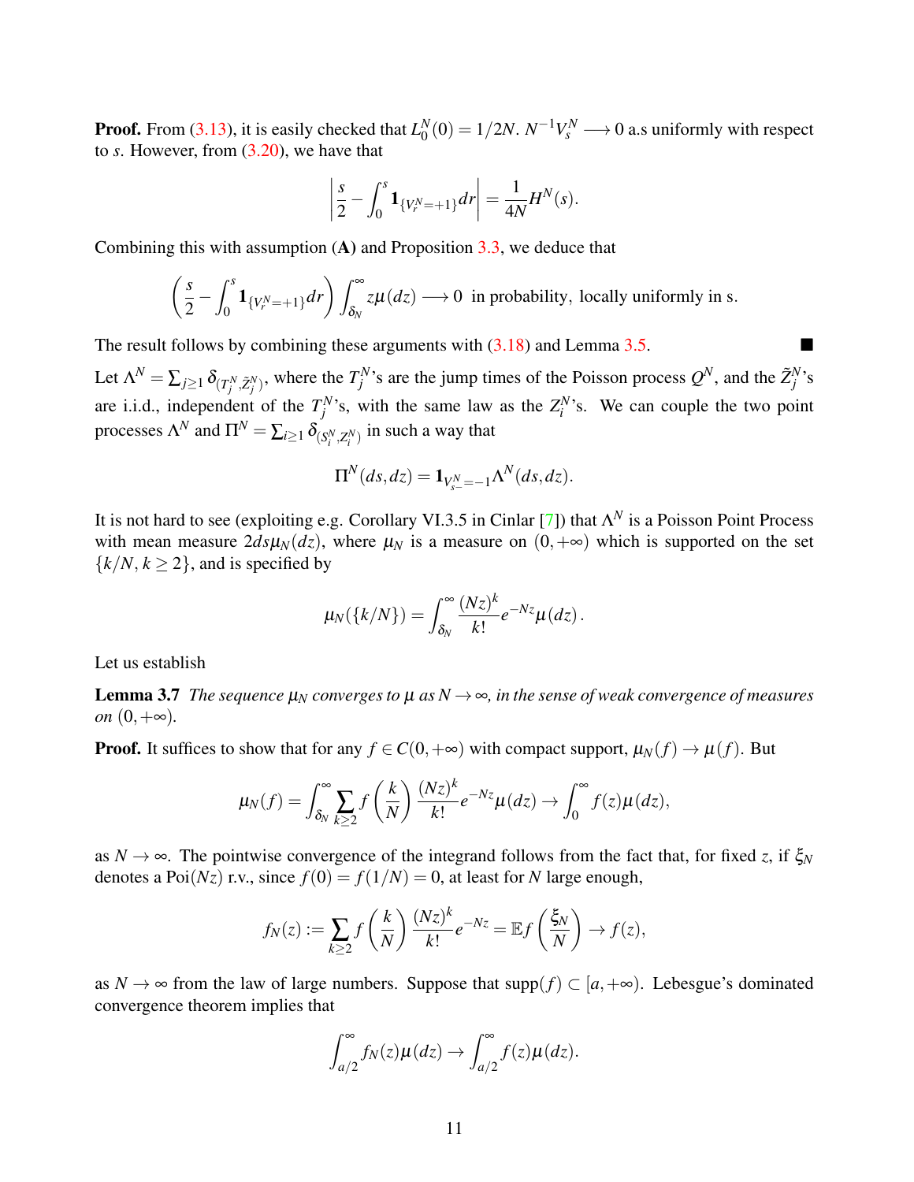**Proof.** From (3.13), it is easily checked that $L_0^N(0) = 1/2N$. $N^{-1}V_s^N \longrightarrow 0$ a.s uniformly with respect to $s$. However, from (3.20), we have that

$$\left| \frac{s}{2} - \int_0^s \mathbf{1}_{\{V_r^N=+1\}} dr \right| = \frac{1}{4N} H^N(s).$$

Combining this with assumption (**A**) and Proposition 3.3, we deduce that

$$\left( \frac{s}{2} - \int_0^s \mathbf{1}_{\{V_r^N=+1\}} dr \right) \int_{\delta_N}^\infty z\mu(dz) \longrightarrow 0 \text{ in probability, locally uniformly in s.}$$

The result follows by combining these arguments with (3.18) and Lemma 3.5. ■

Let $\Lambda^N = \sum_{j\geq 1} \delta_{(T_j^N, \tilde{Z}_j^N)}$, where the $T_j^N$'s are the jump times of the Poisson process $Q^N$, and the $\tilde{Z}_j^N$'s are i.i.d., independent of the $T_j^N$'s, with the same law as the $Z_i^N$'s. We can couple the two point processes $\Lambda^N$ and $\Pi^N = \sum_{i\geq 1} \delta_{(S_i^N, Z_i^N)}$ in such a way that

$$\Pi^N(ds, dz) = \mathbf{1}_{V_{s-}^N = -1} \Lambda^N(ds, dz).$$

It is not hard to see (exploiting e.g. Corollary VI.3.5 in Cinlar [7]) that $\Lambda^N$ is a Poisson Point Process with mean measure $2ds\mu_N(dz)$, where $\mu_N$ is a measure on $(0, +\infty)$ which is supported on the set $\{k/N, k \geq 2\}$, and is specified by

$$\mu_N(\{k/N\}) = \int_{\delta_N}^\infty \frac{(Nz)^k}{k!} e^{-Nz} \mu(dz).$$

Let us establish

**Lemma 3.7** *The sequence $\mu_N$ converges to $\mu$ as $N \to \infty$, in the sense of weak convergence of measures on $(0, +\infty)$.*

**Proof.** It suffices to show that for any $f \in C(0, +\infty)$ with compact support, $\mu_N(f) \to \mu(f)$. But

$$\mu_N(f) = \int_{\delta_N}^\infty \sum_{k\geq 2} f\left(\frac{k}{N}\right) \frac{(Nz)^k}{k!} e^{-Nz} \mu(dz) \to \int_0^\infty f(z)\mu(dz),$$

as $N \to \infty$. The pointwise convergence of the integrand follows from the fact that, for fixed $z$, if $\xi_N$ denotes a Poi$(Nz)$ r.v., since $f(0) = f(1/N) = 0$, at least for $N$ large enough,

$$f_N(z) := \sum_{k\geq 2} f\left(\frac{k}{N}\right) \frac{(Nz)^k}{k!} e^{-Nz} = \mathbb{E} f\left(\frac{\xi_N}{N}\right) \to f(z),$$

as $N \to \infty$ from the law of large numbers. Suppose that supp$(f) \subset [a, +\infty)$. Lebesgue's dominated convergence theorem implies that

$$\int_{a/2}^\infty f_N(z)\mu(dz) \to \int_{a/2}^\infty f(z)\mu(dz).$$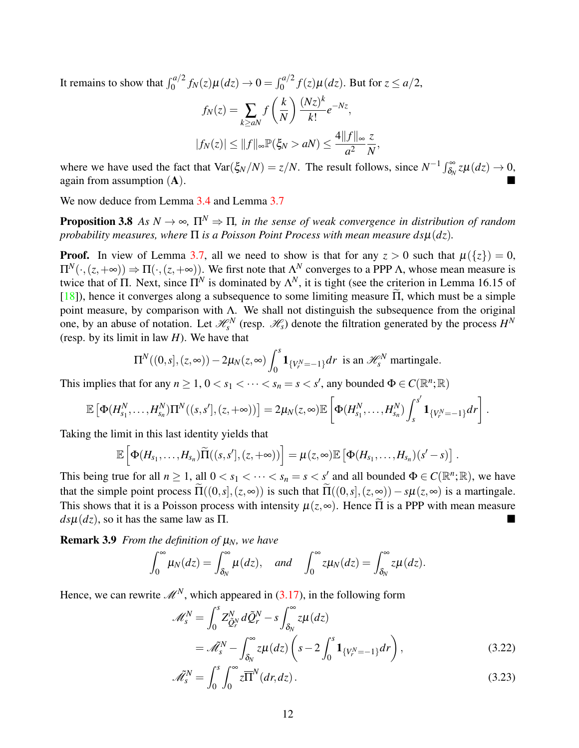It remains to show that $\int_0^{a/2} f_N(z)\mu(dz) \to 0 = \int_0^{a/2} f(z)\mu(dz)$. But for $z \le a/2$,

$$f_N(z) = \sum_{k \ge aN} f\left(\frac{k}{N}\right)\frac{(Nz)^k}{k!}e^{-Nz},$$

$$|f_N(z)| \le \|f\|_\infty \mathbb{P}(\xi_N > aN) \le \frac{4\|f\|_\infty}{a^2}\frac{z}{N},$$

where we have used the fact that $\mathrm{Var}(\xi_N/N) = z/N$. The result follows, since $N^{-1}\int_{\delta_N}^\infty z\mu(dz) \to 0$, again from assumption $(\mathbf{A})$. ■

We now deduce from Lemma 3.4 and Lemma 3.7

**Proposition 3.8** *As $N \to \infty$, $\Pi^N \Rightarrow \Pi$, in the sense of weak convergence in distribution of random probability measures, where $\Pi$ is a Poisson Point Process with mean measure $ds\mu(dz)$.*

**Proof.** In view of Lemma 3.7, all we need to show is that for any $z > 0$ such that $\mu(\{z\}) = 0$, $\Pi^N(\cdot,(z,+\infty)) \Rightarrow \Pi(\cdot,(z,+\infty))$. We first note that $\Lambda^N$ converges to a PPP $\Lambda$, whose mean measure is twice that of $\Pi$. Next, since $\Pi^N$ is dominated by $\Lambda^N$, it is tight (see the criterion in Lemma 16.15 of [18]), hence it converges along a subsequence to some limiting measure $\widetilde{\Pi}$, which must be a simple point measure, by comparison with $\Lambda$. We shall not distinguish the subsequence from the original one, by an abuse of notation. Let $\mathscr{H}_s^N$ (resp. $\mathscr{H}_s$) denote the filtration generated by the process $H^N$ (resp. by its limit in law $H$). We have that

$$\Pi^N((0,s],(z,\infty)) - 2\mu_N(z,\infty)\int_0^s \mathbf{1}_{\{V_r^N=-1\}}dr \text{ is an } \mathscr{H}_s^N \text{ martingale.}$$

This implies that for any $n \ge 1$, $0 < s_1 < \cdots < s_n = s < s'$, any bounded $\Phi \in C(\mathbb{R}^n;\mathbb{R})$

$$\mathbb{E}\left[\Phi(H_{s_1}^N,\ldots,H_{s_n}^N)\Pi^N((s,s'],(z,+\infty))\right] = 2\mu_N(z,\infty)\mathbb{E}\left[\Phi(H_{s_1}^N,\ldots,H_{s_n}^N)\int_s^{s'}\mathbf{1}_{\{V_r^N=-1\}}dr\right].$$

Taking the limit in this last identity yields that

$$\mathbb{E}\left[\Phi(H_{s_1},\ldots,H_{s_n})\widetilde{\Pi}((s,s'],(z,+\infty))\right] = \mu(z,\infty)\mathbb{E}\left[\Phi(H_{s_1},\ldots,H_{s_n})(s'-s)\right].$$

This being true for all $n \ge 1$, all $0 < s_1 < \cdots < s_n = s < s'$ and all bounded $\Phi \in C(\mathbb{R}^n;\mathbb{R})$, we have that the simple point process $\widetilde{\Pi}((0,s],(z,\infty))$ is such that $\widetilde{\Pi}((0,s],(z,\infty)) - s\mu(z,\infty)$ is a martingale. This shows that it is a Poisson process with intensity $\mu(z,\infty)$. Hence $\widetilde{\Pi}$ is a PPP with mean measure $ds\mu(dz)$, so it has the same law as $\Pi$. ■

**Remark 3.9** *From the definition of $\mu_N$, we have*

$$\int_0^\infty \mu_N(dz) = \int_{\delta_N}^\infty \mu(dz), \quad \textit{and} \quad \int_0^\infty z\mu_N(dz) = \int_{\delta_N}^\infty z\mu(dz).$$

Hence, we can rewrite $\mathscr{M}^N$, which appeared in (3.17), in the following form

$$\begin{aligned}\mathscr{M}_s^N &= \int_0^s Z_{\tilde{Q}_r^N}^N d\tilde{Q}_r^N - s\int_{\delta_N}^\infty z\mu(dz)\\ &= \tilde{\mathscr{M}}_s^N - \int_{\delta_N}^\infty z\mu(dz)\left(s - 2\int_0^s \mathbf{1}_{\{V_r^N=-1\}}dr\right),\end{aligned} \tag{3.22}$$

$$\tilde{\mathscr{M}}_s^N = \int_0^s\int_0^\infty z\overline{\Pi}^N(dr,dz). \tag{3.23}$$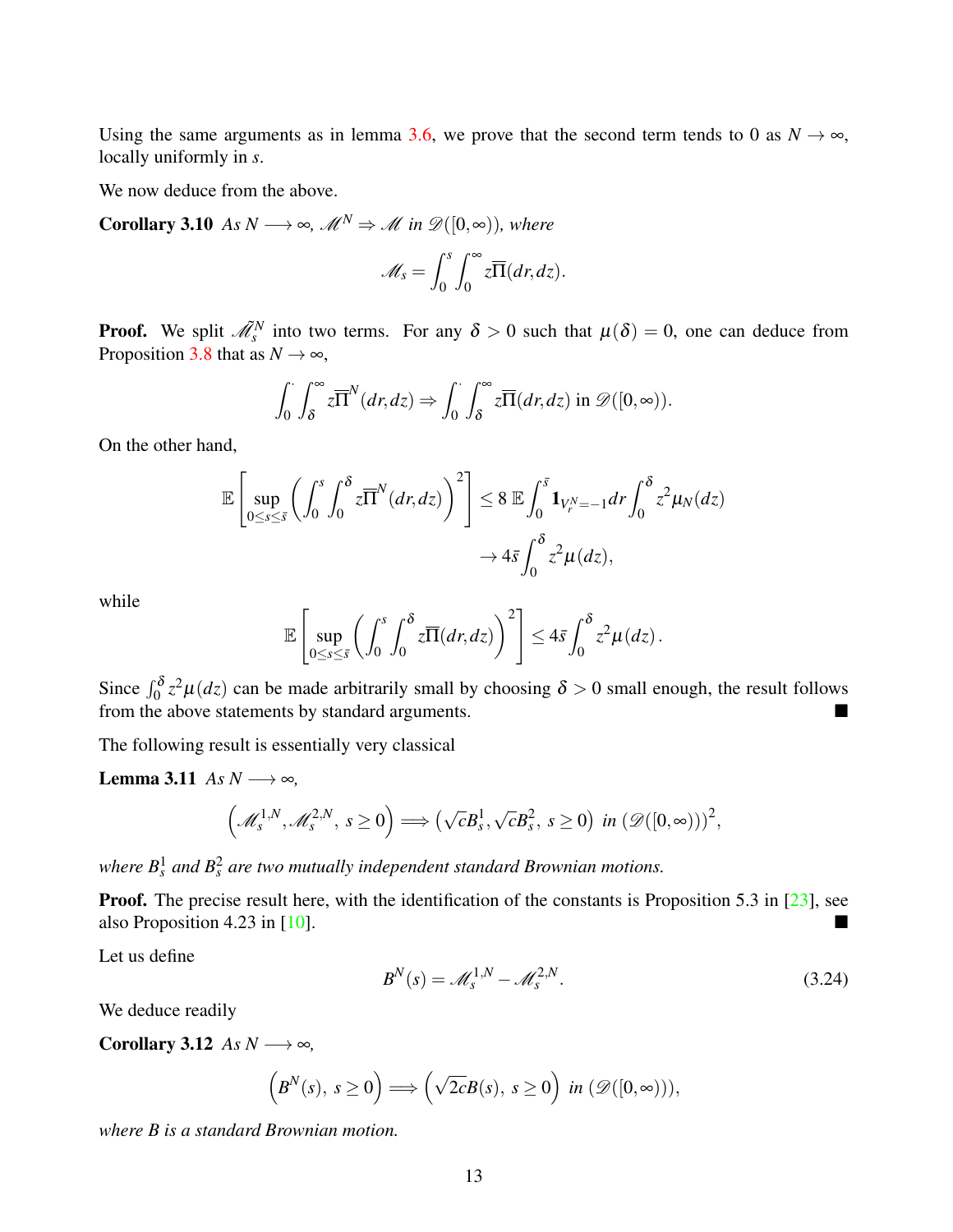Using the same arguments as in lemma 3.6, we prove that the second term tends to 0 as $N \to \infty$, locally uniformly in $s$.

We now deduce from the above.

**Corollary 3.10** *As $N \longrightarrow \infty$, $\mathscr{M}^N \Rightarrow \mathscr{M}$ in $\mathscr{D}([0,\infty))$, where*

$$\mathscr{M}_s = \int_0^s \int_0^\infty z\overline{\Pi}(dr,dz).$$

**Proof.** We split $\tilde{\mathscr{M}}_s^N$ into two terms. For any $\delta > 0$ such that $\mu(\delta) = 0$, one can deduce from Proposition 3.8 that as $N \to \infty$,

$$\int_0^\cdot \int_\delta^\infty z\overline{\Pi}^N(dr,dz) \Rightarrow \int_0^\cdot \int_\delta^\infty z\overline{\Pi}(dr,dz) \text{ in } \mathscr{D}([0,\infty)).$$

On the other hand,

$$\mathbb{E}\left[\sup_{0\le s\le \bar{s}} \left(\int_0^s \int_0^\delta z\overline{\Pi}^N(dr,dz)\right)^2\right] \le 8\,\mathbb{E}\int_0^{\bar{s}} \mathbf{1}_{V_r^N=-1}dr \int_0^\delta z^2\mu_N(dz)$$
$$\to 4\bar{s}\int_0^\delta z^2\mu(dz),$$

while

$$\mathbb{E}\left[\sup_{0\le s\le \bar{s}} \left(\int_0^s \int_0^\delta z\overline{\Pi}(dr,dz)\right)^2\right] \le 4\bar{s}\int_0^\delta z^2\mu(dz).$$

Since $\int_0^\delta z^2\mu(dz)$ can be made arbitrarily small by choosing $\delta > 0$ small enough, the result follows from the above statements by standard arguments. ■

The following result is essentially very classical

**Lemma 3.11** *As $N \longrightarrow \infty$,*

$$\left(\mathscr{M}_s^{1,N}, \mathscr{M}_s^{2,N},\ s\ge 0\right) \Longrightarrow \left(\sqrt{c}B_s^1, \sqrt{c}B_s^2,\ s\ge 0\right) \text{ in } (\mathscr{D}([0,\infty)))^2,$$

*where $B_s^1$ and $B_s^2$ are two mutually independent standard Brownian motions.*

**Proof.** The precise result here, with the identification of the constants is Proposition 5.3 in [23], see also Proposition 4.23 in [10]. ■

Let us define

$$B^N(s) = \mathscr{M}_s^{1,N} - \mathscr{M}_s^{2,N}. \tag{3.24}$$

We deduce readily

**Corollary 3.12** *As $N \longrightarrow \infty$,*

$$\left(B^N(s),\ s\ge 0\right) \Longrightarrow \left(\sqrt{2c}B(s),\ s\ge 0\right) \text{ in } (\mathscr{D}([0,\infty))),$$

*where $B$ is a standard Brownian motion.*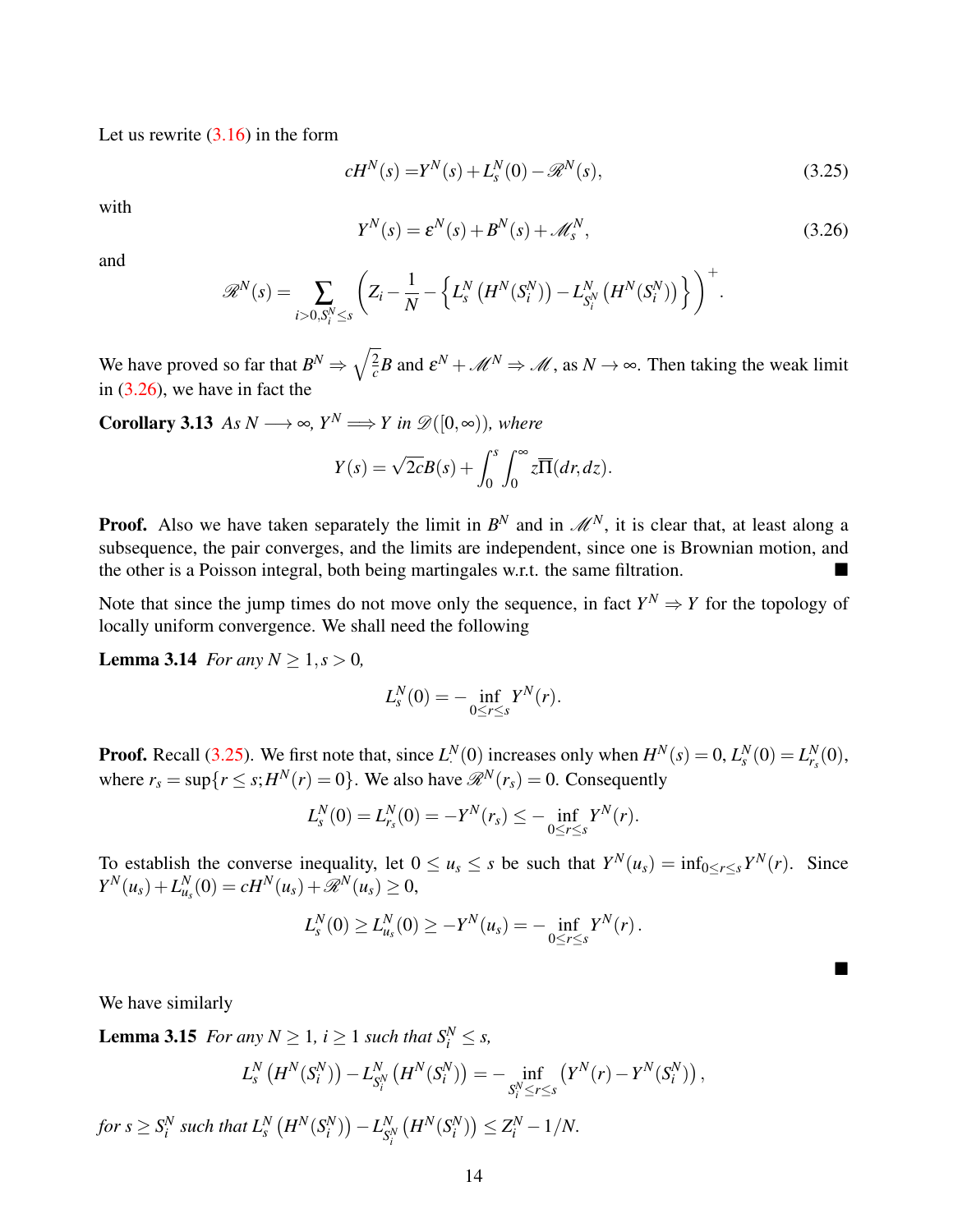Let us rewrite (3.16) in the form

$$cH^N(s) = Y^N(s) + L^N_s(0) - \mathscr{R}^N(s), \tag{3.25}$$

with

$$Y^N(s) = \varepsilon^N(s) + B^N(s) + \mathscr{M}^N_s, \tag{3.26}$$

and

$$\mathscr{R}^N(s) = \sum_{i>0, S^N_i \le s} \left( Z_i - \frac{1}{N} - \left\{ L^N_s\left(H^N(S^N_i)\right) - L^N_{S^N_i}\left(H^N(S^N_i)\right) \right\} \right)^+.$$

We have proved so far that $B^N \Rightarrow \sqrt{\frac{2}{c}} B$ and $\varepsilon^N + \mathscr{M}^N \Rightarrow \mathscr{M}$, as $N \to \infty$. Then taking the weak limit in (3.26), we have in fact the

**Corollary 3.13** *As $N \longrightarrow \infty$, $Y^N \Longrightarrow Y$ in $\mathscr{D}([0,\infty))$, where*

$$Y(s) = \sqrt{2c} B(s) + \int_0^s \int_0^\infty z \overline{\Pi}(dr, dz).$$

**Proof.** Also we have taken separately the limit in $B^N$ and in $\mathscr{M}^N$, it is clear that, at least along a subsequence, the pair converges, and the limits are independent, since one is Brownian motion, and the other is a Poisson integral, both being martingales w.r.t. the same filtration. ∎

Note that since the jump times do not move only the sequence, in fact $Y^N \Rightarrow Y$ for the topology of locally uniform convergence. We shall need the following

**Lemma 3.14** *For any $N \ge 1, s > 0$,*

$$L^N_s(0) = -\inf_{0 \le r \le s} Y^N(r).$$

**Proof.** Recall (3.25). We first note that, since $L^N_\cdot(0)$ increases only when $H^N(s) = 0$, $L^N_s(0) = L^N_{r_s}(0)$, where $r_s = \sup\{r \le s; H^N(r) = 0\}$. We also have $\mathscr{R}^N(r_s) = 0$. Consequently

$$L^N_s(0) = L^N_{r_s}(0) = -Y^N(r_s) \le -\inf_{0 \le r \le s} Y^N(r).$$

To establish the converse inequality, let $0 \le u_s \le s$ be such that $Y^N(u_s) = \inf_{0 \le r \le s} Y^N(r)$. Since $Y^N(u_s) + L^N_{u_s}(0) = cH^N(u_s) + \mathscr{R}^N(u_s) \ge 0$,

$$L^N_s(0) \ge L^N_{u_s}(0) \ge -Y^N(u_s) = -\inf_{0 \le r \le s} Y^N(r).$$

∎

We have similarly

**Lemma 3.15** *For any $N \ge 1$, $i \ge 1$ such that $S^N_i \le s$,*

$$L^N_s\left(H^N(S^N_i)\right) - L^N_{S^N_i}\left(H^N(S^N_i)\right) = -\inf_{S^N_i \le r \le s} \left(Y^N(r) - Y^N(S^N_i)\right),$$

*for $s \ge S^N_i$ such that $L^N_s\left(H^N(S^N_i)\right) - L^N_{S^N_i}\left(H^N(S^N_i)\right) \le Z^N_i - 1/N$.*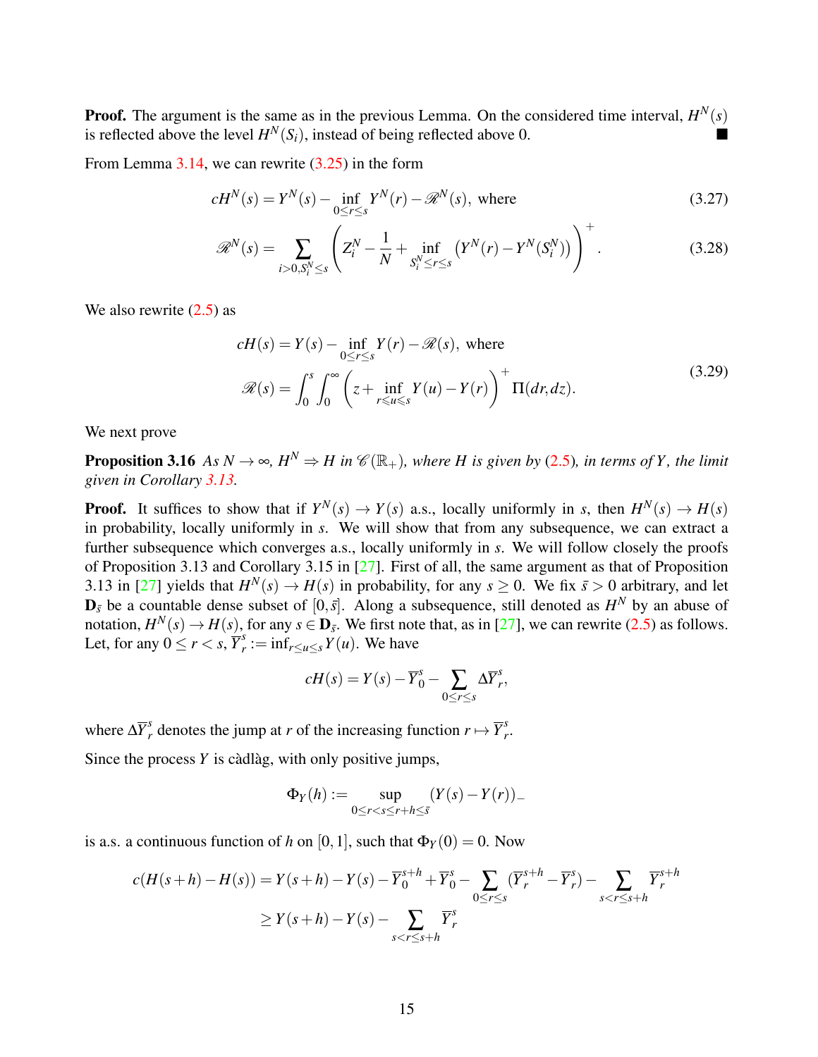**Proof.** The argument is the same as in the previous Lemma. On the considered time interval, $H^N(s)$ is reflected above the level $H^N(S_i)$, instead of being reflected above 0. ■

From Lemma 3.14, we can rewrite (3.25) in the form

$$cH^N(s) = Y^N(s) - \inf_{0\le r\le s} Y^N(r) - \mathscr{R}^N(s), \text{ where} \tag{3.27}$$

$$\mathscr{R}^N(s) = \sum_{i>0, S_i^N\le s}\left(Z_i^N - \frac{1}{N} + \inf_{S_i^N\le r\le s}\left(Y^N(r) - Y^N(S_i^N)\right)\right)^+. \tag{3.28}$$

We also rewrite (2.5) as

$$\begin{aligned}
cH(s) &= Y(s) - \inf_{0\le r\le s} Y(r) - \mathscr{R}(s), \text{ where}\\
\mathscr{R}(s) &= \int_0^s\int_0^\infty \left(z + \inf_{r\leqslant u\leqslant s} Y(u) - Y(r)\right)^+ \Pi(dr,dz).
\end{aligned} \tag{3.29}$$

We next prove

**Proposition 3.16** *As $N\to\infty$, $H^N \Rightarrow H$ in $\mathscr{C}(\mathbb{R}_+)$, where $H$ is given by (2.5), in terms of $Y$, the limit given in Corollary 3.13.*

**Proof.** It suffices to show that if $Y^N(s)\to Y(s)$ a.s., locally uniformly in $s$, then $H^N(s)\to H(s)$ in probability, locally uniformly in $s$. We will show that from any subsequence, we can extract a further subsequence which converges a.s., locally uniformly in $s$. We will follow closely the proofs of Proposition 3.13 and Corollary 3.15 in [27]. First of all, the same argument as that of Proposition 3.13 in [27] yields that $H^N(s)\to H(s)$ in probability, for any $s\ge 0$. We fix $\bar{s}>0$ arbitrary, and let $\mathbf{D}_{\bar{s}}$ be a countable dense subset of $[0,\bar{s}]$. Along a subsequence, still denoted as $H^N$ by an abuse of notation, $H^N(s)\to H(s)$, for any $s\in\mathbf{D}_{\bar{s}}$. We first note that, as in [27], we can rewrite (2.5) as follows. Let, for any $0\le r<s$, $\overline{Y}_r^s := \inf_{r\le u\le s} Y(u)$. We have

$$cH(s) = Y(s) - \overline{Y}_0^s - \sum_{0\le r\le s} \Delta\overline{Y}_r^s,$$

where $\Delta\overline{Y}_r^s$ denotes the jump at $r$ of the increasing function $r\mapsto \overline{Y}_r^s$.

Since the process $Y$ is càdlàg, with only positive jumps,

$$\Phi_Y(h) := \sup_{0\le r<s\le r+h\le\bar{s}} (Y(s)-Y(r))_-$$

is a.s. a continuous function of $h$ on $[0,1]$, such that $\Phi_Y(0)=0$. Now

$$\begin{aligned}
c(H(s+h)-H(s)) &= Y(s+h) - Y(s) - \overline{Y}_0^{s+h} + \overline{Y}_0^s - \sum_{0\le r\le s}(\overline{Y}_r^{s+h} - \overline{Y}_r^s) - \sum_{s<r\le s+h} \overline{Y}_r^{s+h}\\
&\ge Y(s+h) - Y(s) - \sum_{s<r\le s+h} \overline{Y}_r^s
\end{aligned}$$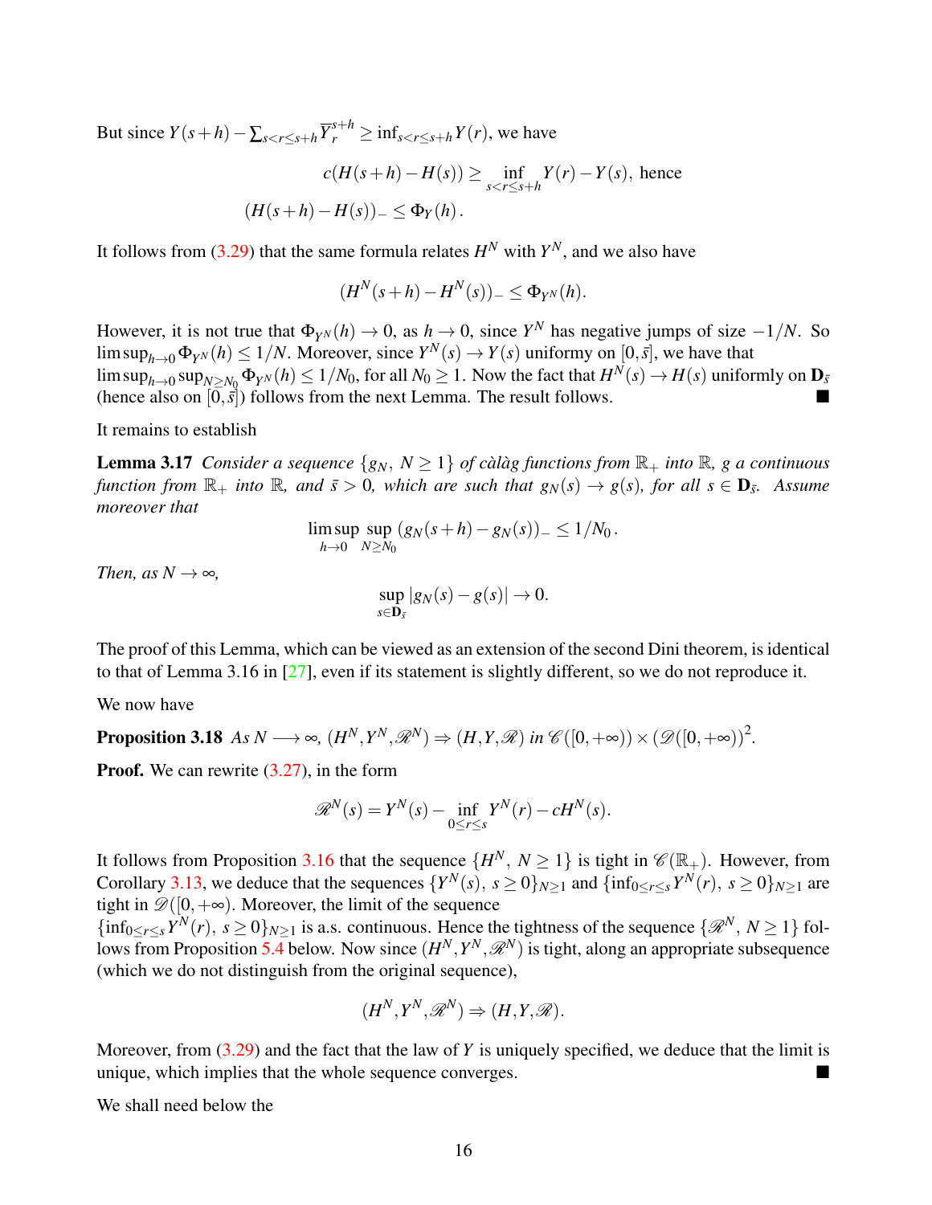But since $Y(s+h) - \sum_{s<r\le s+h} \overline{Y}_r^{s+h} \ge \inf_{s<r\le s+h} Y(r)$, we have

$$c(H(s+h)-H(s)) \ge \inf_{s<r\le s+h} Y(r) - Y(s), \text{ hence}$$
$$(H(s+h)-H(s))_- \le \Phi_Y(h).$$

It follows from (3.29) that the same formula relates $H^N$ with $Y^N$, and we also have

$$(H^N(s+h)-H^N(s))_- \le \Phi_{Y^N}(h).$$

However, it is not true that $\Phi_{Y^N}(h) \to 0$, as $h \to 0$, since $Y^N$ has negative jumps of size $-1/N$. So $\limsup_{h\to 0} \Phi_{Y^N}(h) \le 1/N$. Moreover, since $Y^N(s) \to Y(s)$ uniformly on $[0,\bar{s}]$, we have that $\limsup_{h\to 0} \sup_{N\ge N_0} \Phi_{Y^N}(h) \le 1/N_0$, for all $N_0 \ge 1$. Now the fact that $H^N(s) \to H(s)$ uniformly on $\mathbf{D}_{\bar{s}}$ (hence also on $[0,\bar{s}]$) follows from the next Lemma. The result follows. ■

It remains to establish

**Lemma 3.17** *Consider a sequence $\{g_N,\ N\ge 1\}$ of càlàg functions from $\mathbb{R}_+$ into $\mathbb{R}$, $g$ a continuous function from $\mathbb{R}_+$ into $\mathbb{R}$, and $\bar{s} > 0$, which are such that $g_N(s) \to g(s)$, for all $s \in \mathbf{D}_{\bar{s}}$. Assume moreover that*

$$\limsup_{h\to 0} \sup_{N\ge N_0} (g_N(s+h)-g_N(s))_- \le 1/N_0.$$

*Then, as $N\to\infty$,*

$$\sup_{s\in\mathbf{D}_{\bar{s}}} |g_N(s)-g(s)| \to 0.$$

The proof of this Lemma, which can be viewed as an extension of the second Dini theorem, is identical to that of Lemma 3.16 in [27], even if its statement is slightly different, so we do not reproduce it.

We now have

**Proposition 3.18** *As $N \longrightarrow \infty$, $(H^N, Y^N, \mathscr{R}^N) \Rightarrow (H, Y, \mathscr{R})$ in $\mathscr{C}([0,+\infty)) \times (\mathscr{D}([0,+\infty))^2$.*

**Proof.** We can rewrite (3.27), in the form

$$\mathscr{R}^N(s) = Y^N(s) - \inf_{0\le r\le s} Y^N(r) - cH^N(s).$$

It follows from Proposition 3.16 that the sequence $\{H^N,\ N\ge 1\}$ is tight in $\mathscr{C}(\mathbb{R}_+)$. However, from Corollary 3.13, we deduce that the sequences $\{Y^N(s),\ s\ge 0\}_{N\ge 1}$ and $\{\inf_{0\le r\le s} Y^N(r),\ s\ge 0\}_{N\ge 1}$ are tight in $\mathscr{D}([0,+\infty)$. Moreover, the limit of the sequence $\{\inf_{0\le r\le s} Y^N(r),\ s\ge 0\}_{N\ge 1}$ is a.s. continuous. Hence the tightness of the sequence $\{\mathscr{R}^N,\ N\ge 1\}$ follows from Proposition 5.4 below. Now since $(H^N, Y^N, \mathscr{R}^N)$ is tight, along an appropriate subsequence (which we do not distinguish from the original sequence),

$$(H^N, Y^N, \mathscr{R}^N) \Rightarrow (H, Y, \mathscr{R}).$$

Moreover, from (3.29) and the fact that the law of $Y$ is uniquely specified, we deduce that the limit is unique, which implies that the whole sequence converges. ■

We shall need below the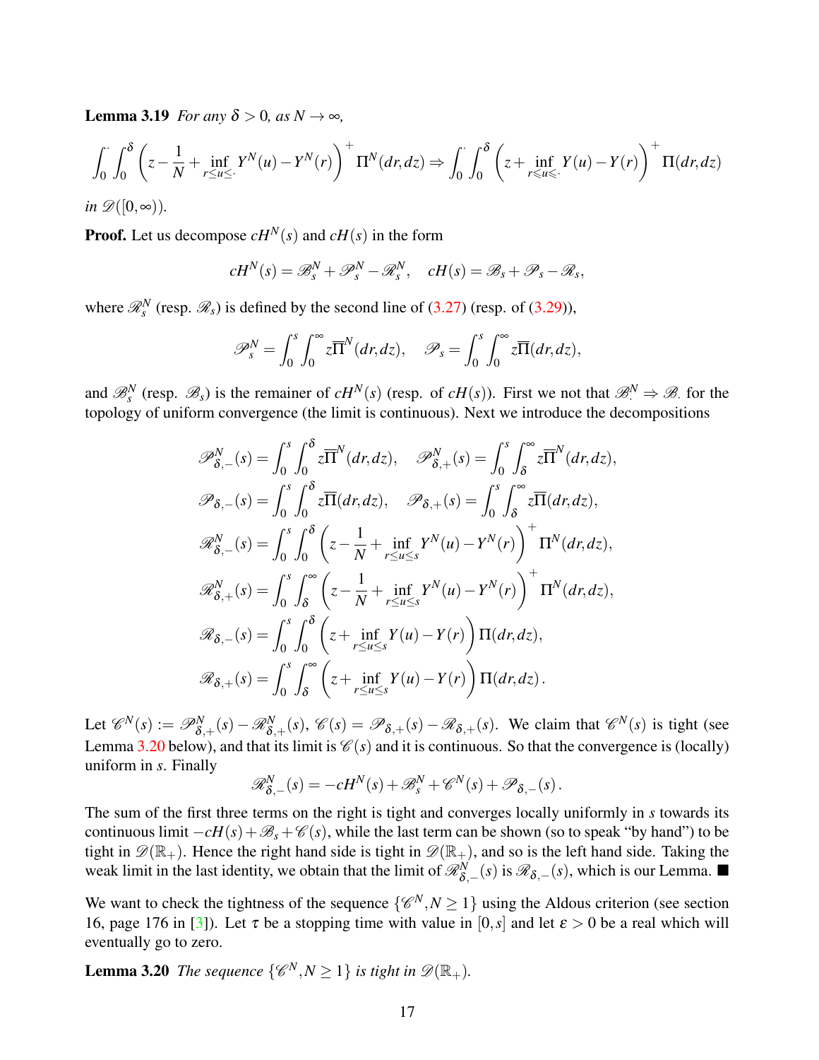**Lemma 3.19** *For any $\delta > 0$, as $N \to \infty$,*

$$\int_0^{\cdot}\int_0^{\delta}\left(z - \frac{1}{N} + \inf_{r \le u \le \cdot} Y^N(u) - Y^N(r)\right)^+ \Pi^N(dr,dz) \Rightarrow \int_0^{\cdot}\int_0^{\delta}\left(z + \inf_{r \leqslant u \leqslant \cdot} Y(u) - Y(r)\right)^+ \Pi(dr,dz)$$

*in $\mathscr{D}([0,\infty))$.*

**Proof.** Let us decompose $cH^N(s)$ and $cH(s)$ in the form

$$cH^N(s) = \mathscr{B}^N_s + \mathscr{P}^N_s - \mathscr{R}^N_s, \quad cH(s) = \mathscr{B}_s + \mathscr{P}_s - \mathscr{R}_s,$$

where $\mathscr{R}^N_s$ (resp. $\mathscr{R}_s$) is defined by the second line of (3.27) (resp. of (3.29)),

$$\mathscr{P}^N_s = \int_0^s \int_0^{\infty} z\overline{\Pi}^N(dr,dz), \quad \mathscr{P}_s = \int_0^s \int_0^{\infty} z\overline{\Pi}(dr,dz),$$

and $\mathscr{B}^N_s$ (resp. $\mathscr{B}_s$) is the remainer of $cH^N(s)$ (resp. of $cH(s)$). First we not that $\mathscr{B}^N_{\cdot} \Rightarrow \mathscr{B}_{\cdot}$ for the topology of uniform convergence (the limit is continuous). Next we introduce the decompositions

$$\mathscr{P}^N_{\delta,-}(s) = \int_0^s \int_0^{\delta} z\overline{\Pi}^N(dr,dz), \quad \mathscr{P}^N_{\delta,+}(s) = \int_0^s \int_{\delta}^{\infty} z\overline{\Pi}^N(dr,dz),$$

$$\mathscr{P}_{\delta,-}(s) = \int_0^s \int_0^{\delta} z\overline{\Pi}(dr,dz), \quad \mathscr{P}_{\delta,+}(s) = \int_0^s \int_{\delta}^{\infty} z\overline{\Pi}(dr,dz),$$

$$\mathscr{R}^N_{\delta,-}(s) = \int_0^s \int_0^{\delta}\left(z - \frac{1}{N} + \inf_{r\le u\le s} Y^N(u) - Y^N(r)\right)^+ \Pi^N(dr,dz),$$

$$\mathscr{R}^N_{\delta,+}(s) = \int_0^s \int_{\delta}^{\infty}\left(z - \frac{1}{N} + \inf_{r\le u\le s} Y^N(u) - Y^N(r)\right)^+ \Pi^N(dr,dz),$$

$$\mathscr{R}_{\delta,-}(s) = \int_0^s \int_0^{\delta}\left(z + \inf_{r\le u\le s} Y(u) - Y(r)\right) \Pi(dr,dz),$$

$$\mathscr{R}_{\delta,+}(s) = \int_0^s \int_{\delta}^{\infty}\left(z + \inf_{r\le u\le s} Y(u) - Y(r)\right) \Pi(dr,dz).$$

Let $\mathscr{C}^N(s) := \mathscr{P}^N_{\delta,+}(s) - \mathscr{R}^N_{\delta,+}(s)$, $\mathscr{C}(s) = \mathscr{P}_{\delta,+}(s) - \mathscr{R}_{\delta,+}(s)$. We claim that $\mathscr{C}^N(s)$ is tight (see Lemma 3.20 below), and that its limit is $\mathscr{C}(s)$ and it is continuous. So that the convergence is (locally) uniform in $s$. Finally

$$\mathscr{R}^N_{\delta,-}(s) = -cH^N(s) + \mathscr{B}^N_s + \mathscr{C}^N(s) + \mathscr{P}_{\delta,-}(s).$$

The sum of the first three terms on the right is tight and converges locally uniformly in $s$ towards its continuous limit $-cH(s) + \mathscr{B}_s + \mathscr{C}(s)$, while the last term can be shown (so to speak "by hand") to be tight in $\mathscr{D}(\mathbb{R}_+)$. Hence the right hand side is tight in $\mathscr{D}(\mathbb{R}_+)$, and so is the left hand side. Taking the weak limit in the last identity, we obtain that the limit of $\mathscr{R}^N_{\delta,-}(s)$ is $\mathscr{R}_{\delta,-}(s)$, which is our Lemma. ■

We want to check the tightness of the sequence $\{\mathscr{C}^N, N \ge 1\}$ using the Aldous criterion (see section 16, page 176 in [3]). Let $\tau$ be a stopping time with value in $[0,s]$ and let $\varepsilon > 0$ be a real which will eventually go to zero.

**Lemma 3.20** *The sequence $\{\mathscr{C}^N, N \ge 1\}$ is tight in $\mathscr{D}(\mathbb{R}_+)$.*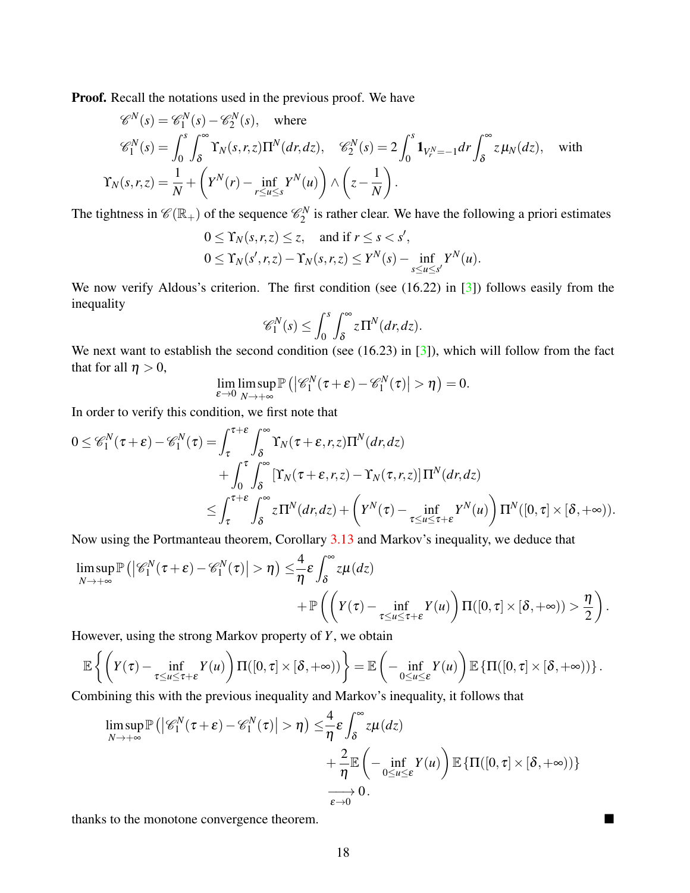**Proof.** Recall the notations used in the previous proof. We have

$$\mathscr{C}^N(s) = \mathscr{C}_1^N(s) - \mathscr{C}_2^N(s), \quad \text{where}$$

$$\mathscr{C}_1^N(s) = \int_0^s \int_\delta^\infty \Upsilon_N(s,r,z)\Pi^N(dr,dz), \quad \mathscr{C}_2^N(s) = 2\int_0^s \mathbf{1}_{V_r^N=-1} dr \int_\delta^\infty z\,\mu_N(dz), \quad \text{with}$$

$$\Upsilon_N(s,r,z) = \frac{1}{N} + \left(Y^N(r) - \inf_{r\le u\le s} Y^N(u)\right) \wedge \left(z - \frac{1}{N}\right).$$

The tightness in $\mathscr{C}(\mathbb{R}_+)$ of the sequence $\mathscr{C}_2^N$ is rather clear. We have the following a priori estimates

$$0 \le \Upsilon_N(s,r,z) \le z, \quad \text{and if } r \le s < s',$$

$$0 \le \Upsilon_N(s',r,z) - \Upsilon_N(s,r,z) \le Y^N(s) - \inf_{s\le u\le s'} Y^N(u).$$

We now verify Aldous's criterion. The first condition (see (16.22) in [3]) follows easily from the inequality

$$\mathscr{C}_1^N(s) \le \int_0^s \int_\delta^\infty z\Pi^N(dr,dz).$$

We next want to establish the second condition (see (16.23) in [3]), which will follow from the fact that for all $\eta > 0$,

$$\lim_{\varepsilon\to 0} \limsup_{N\to+\infty} \mathbb{P}\left(\left|\mathscr{C}_1^N(\tau+\varepsilon) - \mathscr{C}_1^N(\tau)\right| > \eta\right) = 0.$$

In order to verify this condition, we first note that

$$\begin{aligned}
0 \le \mathscr{C}_1^N(\tau+\varepsilon) - \mathscr{C}_1^N(\tau) &= \int_\tau^{\tau+\varepsilon} \int_\delta^\infty \Upsilon_N(\tau+\varepsilon,r,z)\Pi^N(dr,dz) \\
&\quad + \int_0^\tau \int_\delta^\infty \left[\Upsilon_N(\tau+\varepsilon,r,z) - \Upsilon_N(\tau,r,z)\right]\Pi^N(dr,dz) \\
&\le \int_\tau^{\tau+\varepsilon} \int_\delta^\infty z\Pi^N(dr,dz) + \left(Y^N(\tau) - \inf_{\tau\le u\le\tau+\varepsilon} Y^N(u)\right)\Pi^N([0,\tau]\times[\delta,+\infty)).
\end{aligned}$$

Now using the Portmanteau theorem, Corollary 3.13 and Markov's inequality, we deduce that

$$\begin{aligned}
\limsup_{N\to+\infty} \mathbb{P}\left(\left|\mathscr{C}_1^N(\tau+\varepsilon) - \mathscr{C}_1^N(\tau)\right| > \eta\right) \le & \frac{4}{\eta}\varepsilon \int_\delta^\infty z\mu(dz) \\
& + \mathbb{P}\left(\left(Y(\tau) - \inf_{\tau\le u\le\tau+\varepsilon} Y(u)\right)\Pi([0,\tau]\times[\delta,+\infty)) > \frac{\eta}{2}\right).
\end{aligned}$$

However, using the strong Markov property of $Y$, we obtain

$$\mathbb{E}\left\{\left(Y(\tau) - \inf_{\tau\le u\le\tau+\varepsilon} Y(u)\right)\Pi([0,\tau]\times[\delta,+\infty))\right\} = \mathbb{E}\left(-\inf_{0\le u\le\varepsilon} Y(u)\right)\mathbb{E}\left\{\Pi([0,\tau]\times[\delta,+\infty))\right\}.$$

Combining this with the previous inequality and Markov's inequality, it follows that

$$\begin{aligned}
\limsup_{N\to+\infty} \mathbb{P}\left(\left|\mathscr{C}_1^N(\tau+\varepsilon) - \mathscr{C}_1^N(\tau)\right| > \eta\right) \le & \frac{4}{\eta}\varepsilon \int_\delta^\infty z\mu(dz) \\
& + \frac{2}{\eta}\mathbb{E}\left(-\inf_{0\le u\le\varepsilon} Y(u)\right)\mathbb{E}\left\{\Pi([0,\tau]\times[\delta,+\infty))\right\} \\
& \xrightarrow[\varepsilon\to 0]{} 0.
\end{aligned}$$

thanks to the monotone convergence theorem. ∎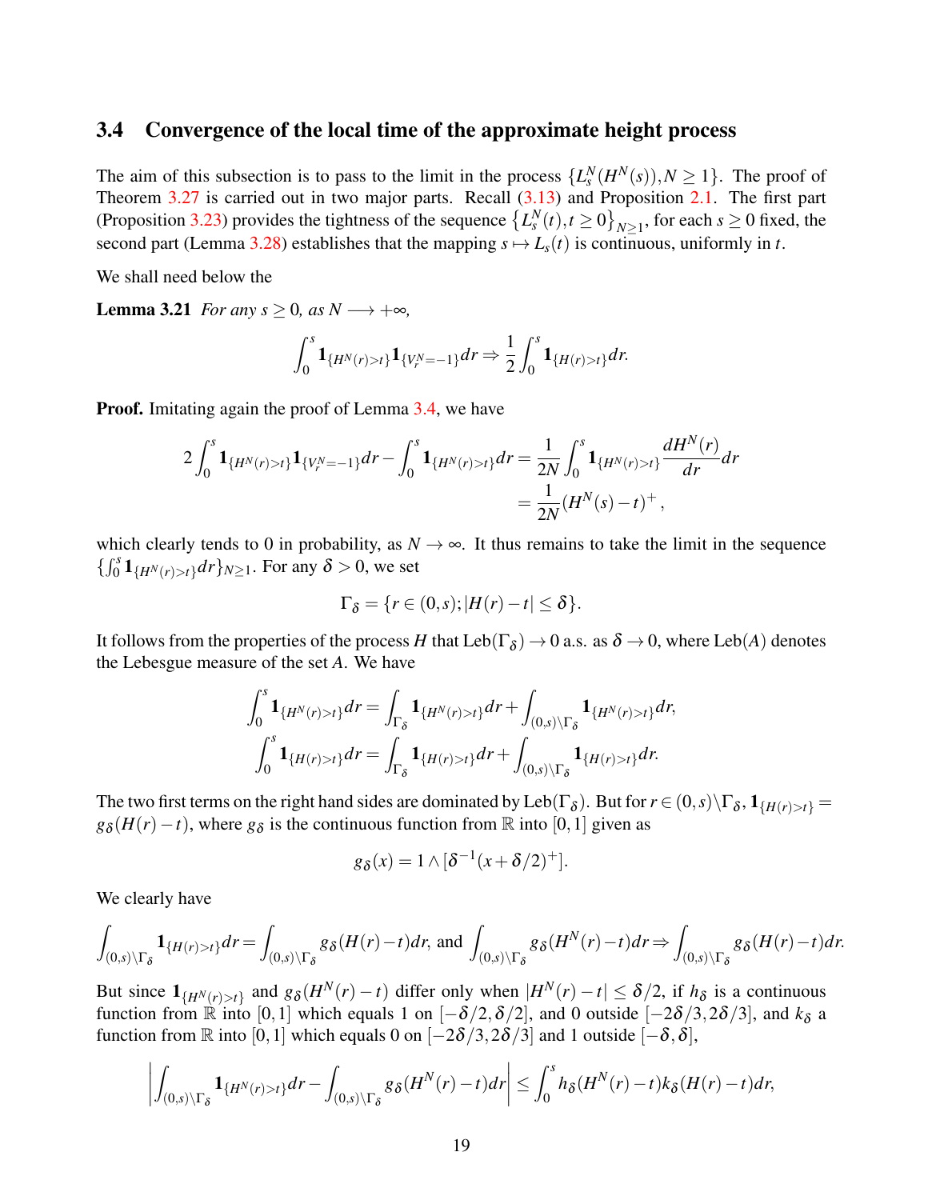### 3.4 Convergence of the local time of the approximate height process

The aim of this subsection is to pass to the limit in the process $\{L_s^N(H^N(s)), N \geq 1\}$. The proof of Theorem 3.27 is carried out in two major parts. Recall (3.13) and Proposition 2.1. The first part (Proposition 3.23) provides the tightness of the sequence $\left\{L_s^N(t), t \geq 0\right\}_{N \geq 1}$, for each $s \geq 0$ fixed, the second part (Lemma 3.28) establishes that the mapping $s \mapsto L_s(t)$ is continuous, uniformly in $t$.

We shall need below the

**Lemma 3.21** *For any $s \geq 0$, as $N \longrightarrow +\infty$,*

$$\int_0^s \mathbf{1}_{\{H^N(r)>t\}} \mathbf{1}_{\{V_r^N=-1\}} dr \Rightarrow \frac{1}{2} \int_0^s \mathbf{1}_{\{H(r)>t\}} dr.$$

**Proof.** Imitating again the proof of Lemma 3.4, we have

$$\begin{aligned} 2\int_0^s \mathbf{1}_{\{H^N(r)>t\}} \mathbf{1}_{\{V_r^N=-1\}} dr - \int_0^s \mathbf{1}_{\{H^N(r)>t\}} dr &= \frac{1}{2N} \int_0^s \mathbf{1}_{\{H^N(r)>t\}} \frac{dH^N(r)}{dr} dr \\ &= \frac{1}{2N}(H^N(s)-t)^+, \end{aligned}$$

which clearly tends to 0 in probability, as $N \to \infty$. It thus remains to take the limit in the sequence $\{\int_0^s \mathbf{1}_{\{H^N(r)>t\}} dr\}_{N \geq 1}$. For any $\delta > 0$, we set

$$\Gamma_\delta = \{r \in (0,s); |H(r)-t| \leq \delta\}.$$

It follows from the properties of the process $H$ that $\text{Leb}(\Gamma_\delta) \to 0$ a.s. as $\delta \to 0$, where $\text{Leb}(A)$ denotes the Lebesgue measure of the set $A$. We have

$$\begin{aligned} \int_0^s \mathbf{1}_{\{H^N(r)>t\}} dr &= \int_{\Gamma_\delta} \mathbf{1}_{\{H^N(r)>t\}} dr + \int_{(0,s)\setminus\Gamma_\delta} \mathbf{1}_{\{H^N(r)>t\}} dr, \\ \int_0^s \mathbf{1}_{\{H(r)>t\}} dr &= \int_{\Gamma_\delta} \mathbf{1}_{\{H(r)>t\}} dr + \int_{(0,s)\setminus\Gamma_\delta} \mathbf{1}_{\{H(r)>t\}} dr. \end{aligned}$$

The two first terms on the right hand sides are dominated by $\text{Leb}(\Gamma_\delta)$. But for $r \in (0,s)\setminus\Gamma_\delta$, $\mathbf{1}_{\{H(r)>t\}} = g_\delta(H(r)-t)$, where $g_\delta$ is the continuous function from $\mathbb{R}$ into $[0,1]$ given as

$$g_\delta(x) = 1 \wedge [\delta^{-1}(x+\delta/2)^+].$$

We clearly have

$$\int_{(0,s)\setminus\Gamma_\delta} \mathbf{1}_{\{H(r)>t\}} dr = \int_{(0,s)\setminus\Gamma_\delta} g_\delta(H(r)-t) dr, \text{ and } \int_{(0,s)\setminus\Gamma_\delta} g_\delta(H^N(r)-t) dr \Rightarrow \int_{(0,s)\setminus\Gamma_\delta} g_\delta(H(r)-t) dr.$$

But since $\mathbf{1}_{\{H^N(r)>t\}}$ and $g_\delta(H^N(r)-t)$ differ only when $|H^N(r)-t| \leq \delta/2$, if $h_\delta$ is a continuous function from $\mathbb{R}$ into $[0,1]$ which equals 1 on $[-\delta/2, \delta/2]$, and 0 outside $[-2\delta/3, 2\delta/3]$, and $k_\delta$ a function from $\mathbb{R}$ into $[0,1]$ which equals 0 on $[-2\delta/3, 2\delta/3]$ and 1 outside $[-\delta, \delta]$,

$$\left| \int_{(0,s)\setminus\Gamma_\delta} \mathbf{1}_{\{H^N(r)>t\}} dr - \int_{(0,s)\setminus\Gamma_\delta} g_\delta(H^N(r)-t) dr \right| \leq \int_0^s h_\delta(H^N(r)-t) k_\delta(H(r)-t) dr,$$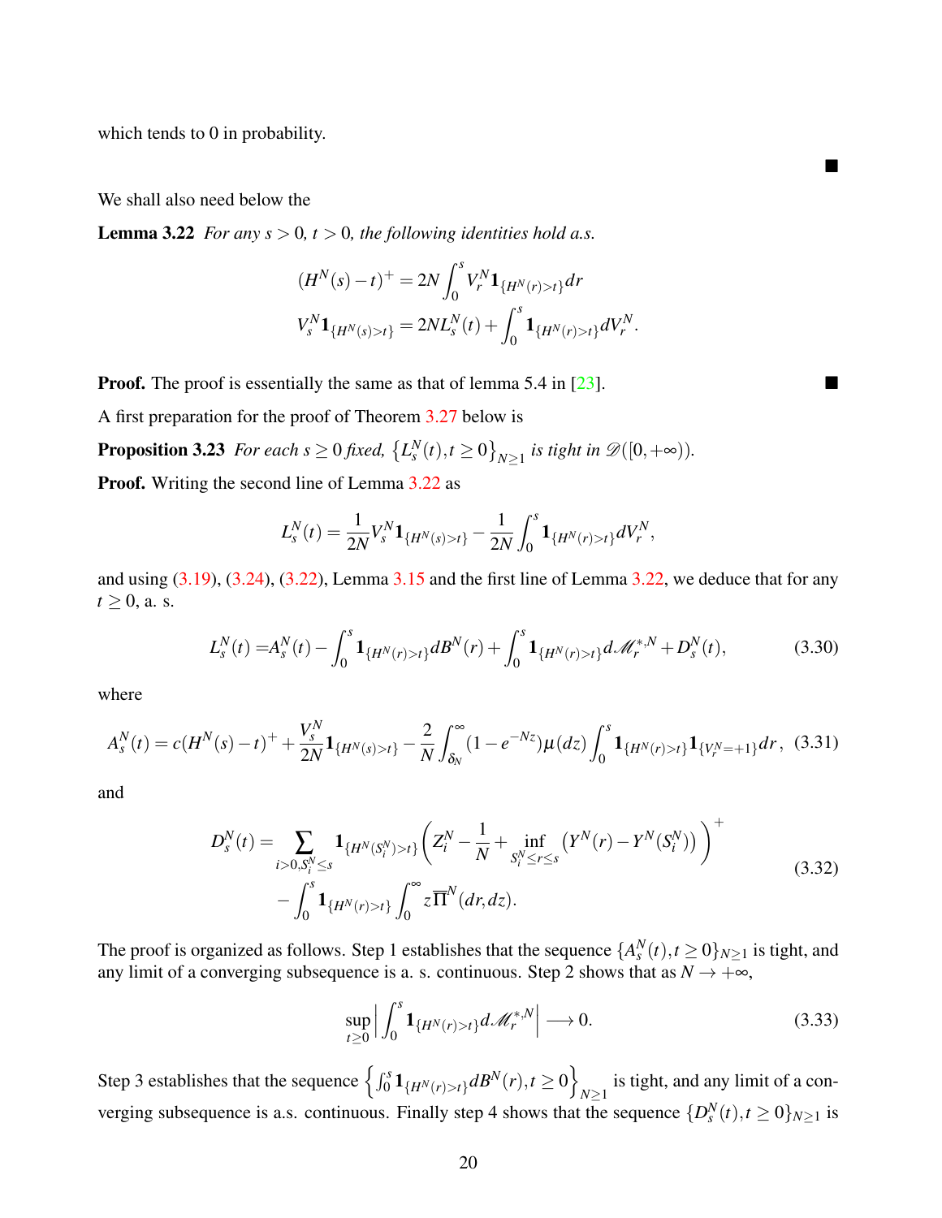which tends to 0 in probability.

■

We shall also need below the

**Lemma 3.22** *For any $s > 0$, $t > 0$, the following identities hold a.s.*

$$(H^N(s)-t)^+ = 2N\int_0^s V_r^N \mathbf{1}_{\{H^N(r)>t\}}dr$$
$$V_s^N \mathbf{1}_{\{H^N(s)>t\}} = 2NL_s^N(t) + \int_0^s \mathbf{1}_{\{H^N(r)>t\}}dV_r^N.$$

**Proof.** The proof is essentially the same as that of lemma 5.4 in [23]. ■

A first preparation for the proof of Theorem 3.27 below is

**Proposition 3.23** *For each $s \geq 0$ fixed, $\left\{L_s^N(t), t \geq 0\right\}_{N\geq 1}$ is tight in $\mathscr{D}([0,+\infty))$.*

**Proof.** Writing the second line of Lemma 3.22 as

$$L_s^N(t) = \frac{1}{2N}V_s^N \mathbf{1}_{\{H^N(s)>t\}} - \frac{1}{2N}\int_0^s \mathbf{1}_{\{H^N(r)>t\}}dV_r^N,$$

and using (3.19), (3.24), (3.22), Lemma 3.15 and the first line of Lemma 3.22, we deduce that for any $t \geq 0$, a. s.

$$L_s^N(t) = A_s^N(t) - \int_0^s \mathbf{1}_{\{H^N(r)>t\}}dB^N(r) + \int_0^s \mathbf{1}_{\{H^N(r)>t\}}d\mathscr{M}_r^{*,N} + D_s^N(t), \tag{3.30}$$

where

$$A_s^N(t) = c(H^N(s)-t)^+ + \frac{V_s^N}{2N}\mathbf{1}_{\{H^N(s)>t\}} - \frac{2}{N}\int_{\delta_N}^\infty (1-e^{-Nz})\mu(dz)\int_0^s \mathbf{1}_{\{H^N(r)>t\}}\mathbf{1}_{\{V_r^N=+1\}}dr, \tag{3.31}$$

and

$$\begin{aligned}
D_s^N(t) = &\sum_{i>0, S_i^N\leq s} \mathbf{1}_{\{H^N(S_i^N)>t\}}\left(Z_i^N - \frac{1}{N} + \inf_{S_i^N\leq r\leq s}\left(Y^N(r)-Y^N(S_i^N)\right)\right)^+ \\
&- \int_0^s \mathbf{1}_{\{H^N(r)>t\}}\int_0^\infty z\overline{\Pi}^N(dr,dz).
\end{aligned} \tag{3.32}$$

The proof is organized as follows. Step 1 establishes that the sequence $\{A_s^N(t), t\geq 0\}_{N\geq 1}$ is tight, and any limit of a converging subsequence is a. s. continuous. Step 2 shows that as $N \to +\infty$,

$$\sup_{t\geq 0}\left|\int_0^s \mathbf{1}_{\{H^N(r)>t\}}d\mathscr{M}_r^{*,N}\right| \longrightarrow 0. \tag{3.33}$$

Step 3 establishes that the sequence $\left\{\int_0^s \mathbf{1}_{\{H^N(r)>t\}}dB^N(r), t\geq 0\right\}_{N\geq 1}$ is tight, and any limit of a converging subsequence is a.s. continuous. Finally step 4 shows that the sequence $\{D_s^N(t), t \geq 0\}_{N\geq 1}$ is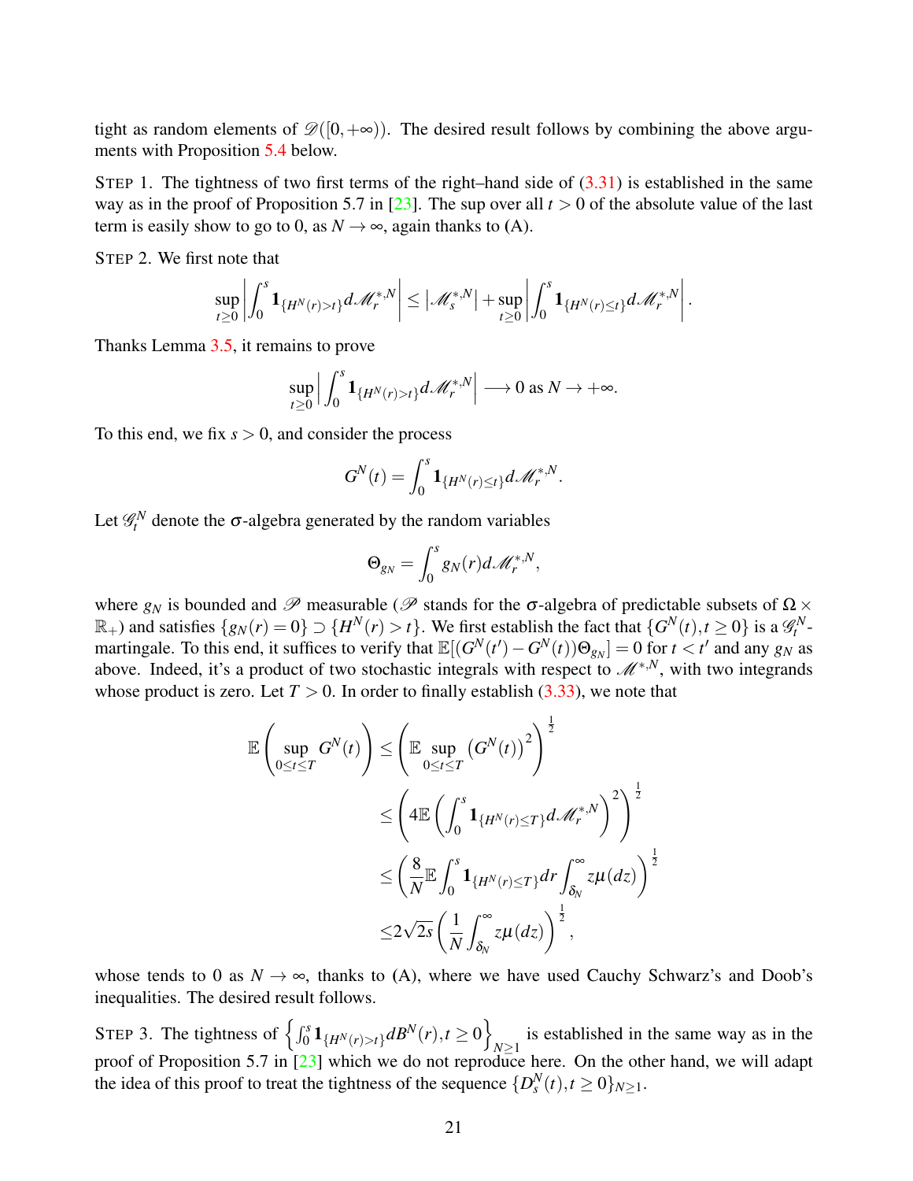tight as random elements of $\mathscr{D}([0,+\infty))$. The desired result follows by combining the above arguments with Proposition 5.4 below.

STEP 1. The tightness of two first terms of the right–hand side of (3.31) is established in the same way as in the proof of Proposition 5.7 in [23]. The sup over all $t>0$ of the absolute value of the last term is easily show to go to 0, as $N\to\infty$, again thanks to (A).

STEP 2. We first note that

$$\sup_{t\geq 0}\left|\int_0^s \mathbf{1}_{\{H^N(r)>t\}}d\mathscr{M}_r^{*,N}\right| \leq \left|\mathscr{M}_s^{*,N}\right| + \sup_{t\geq 0}\left|\int_0^s \mathbf{1}_{\{H^N(r)\leq t\}}d\mathscr{M}_r^{*,N}\right|.$$

Thanks Lemma 3.5, it remains to prove

$$\sup_{t\geq 0}\left|\int_0^s \mathbf{1}_{\{H^N(r)>t\}}d\mathscr{M}_r^{*,N}\right| \longrightarrow 0 \text{ as } N\to+\infty.$$

To this end, we fix $s>0$, and consider the process

$$G^N(t) = \int_0^s \mathbf{1}_{\{H^N(r)\leq t\}}d\mathscr{M}_r^{*,N}.$$

Let $\mathscr{G}_t^N$ denote the $\sigma$-algebra generated by the random variables

$$\Theta_{g_N} = \int_0^s g_N(r)d\mathscr{M}_r^{*,N},$$

where $g_N$ is bounded and $\mathscr{P}$ measurable ($\mathscr{P}$ stands for the $\sigma$-algebra of predictable subsets of $\Omega\times\mathbb{R}_+$) and satisfies $\{g_N(r)=0\}\supset\{H^N(r)>t\}$. We first establish the fact that $\{G^N(t),t\geq 0\}$ is a $\mathscr{G}_t^N$-martingale. To this end, it suffices to verify that $\mathbb{E}[(G^N(t')-G^N(t))\Theta_{g_N}]=0$ for $t<t'$ and any $g_N$ as above. Indeed, it's a product of two stochastic integrals with respect to $\mathscr{M}^{*,N}$, with two integrands whose product is zero. Let $T>0$. In order to finally establish (3.33), we note that

$$\begin{aligned}
\mathbb{E}\left(\sup_{0\leq t\leq T} G^N(t)\right) &\leq \left(\mathbb{E}\sup_{0\leq t\leq T}\left(G^N(t)\right)^2\right)^{\frac{1}{2}} \\
&\leq \left(4\mathbb{E}\left(\int_0^s \mathbf{1}_{\{H^N(r)\leq T\}}d\mathscr{M}_r^{*,N}\right)^2\right)^{\frac{1}{2}} \\
&\leq \left(\frac{8}{N}\mathbb{E}\int_0^s \mathbf{1}_{\{H^N(r)\leq T\}}dr\int_{\delta_N}^\infty z\mu(dz)\right)^{\frac{1}{2}} \\
&\leq 2\sqrt{2s}\left(\frac{1}{N}\int_{\delta_N}^\infty z\mu(dz)\right)^{\frac{1}{2}},
\end{aligned}$$

whose tends to 0 as $N\to\infty$, thanks to (A), where we have used Cauchy Schwarz's and Doob's inequalities. The desired result follows.

STEP 3. The tightness of $\left\{\int_0^s \mathbf{1}_{\{H^N(r)>t\}}dB^N(r), t\geq 0\right\}_{N\geq 1}$ is established in the same way as in the proof of Proposition 5.7 in [23] which we do not reproduce here. On the other hand, we will adapt the idea of this proof to treat the tightness of the sequence $\{D_s^N(t),t\geq 0\}_{N\geq 1}$.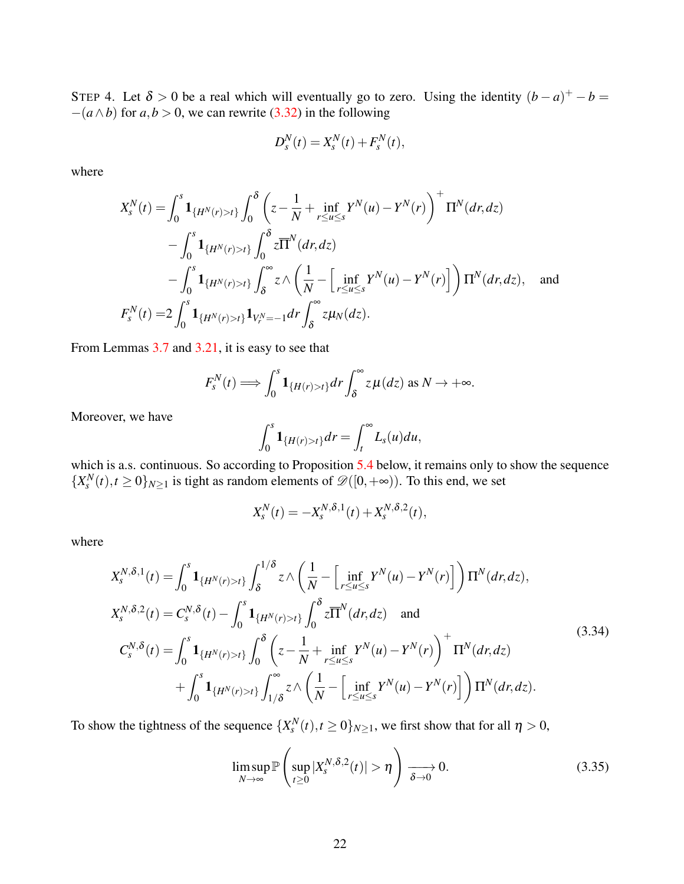STEP 4. Let $\delta > 0$ be a real which will eventually go to zero. Using the identity $(b-a)^+ - b = -(a \wedge b)$ for $a, b > 0$, we can rewrite (3.32) in the following

$$D_s^N(t) = X_s^N(t) + F_s^N(t),$$

where

$$
\begin{aligned}
X_s^N(t) =& \int_0^s \mathbf{1}_{\{H^N(r)>t\}} \int_0^\delta \left( z - \frac{1}{N} + \inf_{r \le u \le s} Y^N(u) - Y^N(r) \right)^+ \Pi^N(dr, dz) \\
& - \int_0^s \mathbf{1}_{\{H^N(r)>t\}} \int_0^\delta z \overline{\Pi}^N(dr, dz) \\
& - \int_0^s \mathbf{1}_{\{H^N(r)>t\}} \int_\delta^\infty z \wedge \left( \frac{1}{N} - \left[ \inf_{r \le u \le s} Y^N(u) - Y^N(r) \right] \right) \Pi^N(dr, dz), \quad \text{and} \\
F_s^N(t) =& 2 \int_0^s \mathbf{1}_{\{H^N(r)>t\}} \mathbf{1}_{V_r^N = -1} dr \int_\delta^\infty z \mu_N(dz).
\end{aligned}
$$

From Lemmas 3.7 and 3.21, it is easy to see that

$$F_s^N(t) \Longrightarrow \int_0^s \mathbf{1}_{\{H(r)>t\}} dr \int_\delta^\infty z \mu(dz) \text{ as } N \to +\infty.$$

Moreover, we have

$$\int_0^s \mathbf{1}_{\{H(r)>t\}} dr = \int_t^\infty L_s(u) du,$$

which is a.s. continuous. So according to Proposition 5.4 below, it remains only to show the sequence $\{X_s^N(t), t \ge 0\}_{N \ge 1}$ is tight as random elements of $\mathscr{D}([0, +\infty))$. To this end, we set

$$X_s^N(t) = -X_s^{N,\delta,1}(t) + X_s^{N,\delta,2}(t),$$

where

$$
\begin{aligned}
X_s^{N,\delta,1}(t) =& \int_0^s \mathbf{1}_{\{H^N(r)>t\}} \int_\delta^{1/\delta} z \wedge \left( \frac{1}{N} - \left[ \inf_{r \le u \le s} Y^N(u) - Y^N(r) \right] \right) \Pi^N(dr, dz), \\
X_s^{N,\delta,2}(t) =& C_s^{N,\delta}(t) - \int_0^s \mathbf{1}_{\{H^N(r)>t\}} \int_0^\delta z \overline{\Pi}^N(dr, dz) \quad \text{and} \\
C_s^{N,\delta}(t) =& \int_0^s \mathbf{1}_{\{H^N(r)>t\}} \int_0^\delta \left( z - \frac{1}{N} + \inf_{r \le u \le s} Y^N(u) - Y^N(r) \right)^+ \Pi^N(dr, dz) \\
& + \int_0^s \mathbf{1}_{\{H^N(r)>t\}} \int_{1/\delta}^\infty z \wedge \left( \frac{1}{N} - \left[ \inf_{r \le u \le s} Y^N(u) - Y^N(r) \right] \right) \Pi^N(dr, dz).
\end{aligned}
\tag{3.34}
$$

To show the tightness of the sequence $\{X_s^N(t), t \ge 0\}_{N \ge 1}$, we first show that for all $\eta > 0$,

$$\limsup_{N \to \infty} \mathbb{P}\left( \sup_{t \ge 0} |X_s^{N,\delta,2}(t)| > \eta \right) \xrightarrow[\delta \to 0]{} 0. \tag{3.35}$$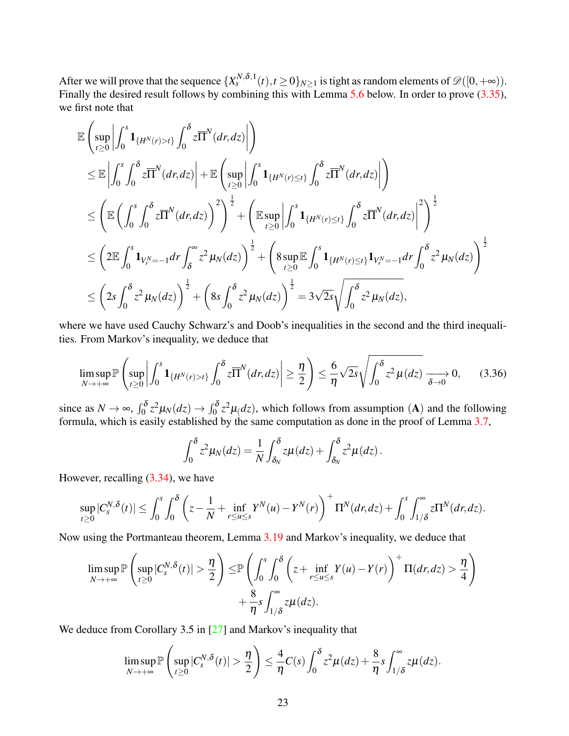After we will prove that the sequence $\{X_s^{N,\delta,1}(t), t\geq 0\}_{N\geq 1}$ is tight as random elements of $\mathscr{D}([0,+\infty))$. Finally the desired result follows by combining this with Lemma 5.6 below. In order to prove (3.35), we first note that

$$\begin{aligned}
&\mathbb{E}\left(\sup_{t\geq 0}\left|\int_0^s \mathbf{1}_{\{H^N(r)>t\}}\int_0^\delta z\overline{\Pi}^N(dr,dz)\right|\right) \\
&\leq \mathbb{E}\left|\int_0^s\int_0^\delta z\overline{\Pi}^N(dr,dz)\right| + \mathbb{E}\left(\sup_{t\geq 0}\left|\int_0^s \mathbf{1}_{\{H^N(r)\leq t\}}\int_0^\delta z\overline{\Pi}^N(dr,dz)\right|\right) \\
&\leq \left(\mathbb{E}\left(\int_0^s\int_0^\delta z\overline{\Pi}^N(dr,dz)\right)^2\right)^{\frac{1}{2}} + \left(\mathbb{E}\sup_{t\geq 0}\left|\int_0^s \mathbf{1}_{\{H^N(r)\leq t\}}\int_0^\delta z\overline{\Pi}^N(dr,dz)\right|^2\right)^{\frac{1}{2}} \\
&\leq \left(2\mathbb{E}\int_0^s \mathbf{1}_{V_r^N=-1}dr\int_\delta^\infty z^2\,\mu_N(dz)\right)^{\frac{1}{2}} + \left(8\sup_{t\geq 0}\mathbb{E}\int_0^s \mathbf{1}_{\{H^N(r)\leq t\}}\mathbf{1}_{V_r^N=-1}dr\int_0^\delta z^2\,\mu_N(dz)\right)^{\frac{1}{2}} \\
&\leq \left(2s\int_0^\delta z^2\,\mu_N(dz)\right)^{\frac{1}{2}} + \left(8s\int_0^\delta z^2\,\mu_N(dz)\right)^{\frac{1}{2}} = 3\sqrt{2s}\sqrt{\int_0^\delta z^2\,\mu_N(dz)},
\end{aligned}$$

where we have used Cauchy Schwarz's and Doob's inequalities in the second and the third inequalities. From Markov's inequality, we deduce that

$$\limsup_{N\to+\infty}\mathbb{P}\left(\sup_{t\geq 0}\left|\int_0^s \mathbf{1}_{\{H^N(r)>t\}}\int_0^\delta z\overline{\Pi}^N(dr,dz)\right|\geq\frac{\eta}{2}\right)\leq\frac{6}{\eta}\sqrt{2s}\sqrt{\int_0^\delta z^2\,\mu(dz)}\xrightarrow[\delta\to 0]{}0, \qquad (3.36)$$

since as $N\to\infty$, $\int_0^\delta z^2\mu_N(dz)\to\int_0^\delta z^2\mu_(dz)$, which follows from assumption (**A**) and the following formula, which is easily established by the same computation as done in the proof of Lemma 3.7,

$$\int_0^\delta z^2\mu_N(dz) = \frac{1}{N}\int_{\delta_N}^\delta z\mu(dz) + \int_{\delta_N}^\delta z^2\mu(dz).$$

However, recalling (3.34), we have

$$\sup_{t\geq 0}|C_s^{N,\delta}(t)|\leq\int_0^s\int_0^\delta\left(z-\frac{1}{N}+\inf_{r\leq u\leq s}Y^N(u)-Y^N(r)\right)^+\Pi^N(dr,dz)+\int_0^s\int_{1/\delta}^\infty z\Pi^N(dr,dz).$$

Now using the Portmanteau theorem, Lemma 3.19 and Markov's inequality, we deduce that

$$\begin{aligned}
\limsup_{N\to+\infty}\mathbb{P}\left(\sup_{t\geq 0}|C_s^{N,\delta}(t)|>\frac{\eta}{2}\right)\leq&\,\mathbb{P}\left(\int_0^s\int_0^\delta\left(z+\inf_{r\leq u\leq s}Y(u)-Y(r)\right)^+\Pi(dr,dz)>\frac{\eta}{4}\right) \\
&+\frac{8}{\eta}s\int_{1/\delta}^\infty z\mu(dz).
\end{aligned}$$

We deduce from Corollary 3.5 in [27] and Markov's inequality that

$$\limsup_{N\to+\infty}\mathbb{P}\left(\sup_{t\geq 0}|C_s^{N,\delta}(t)|>\frac{\eta}{2}\right)\leq\frac{4}{\eta}C(s)\int_0^\delta z^2\mu(dz)+\frac{8}{\eta}s\int_{1/\delta}^\infty z\mu(dz).$$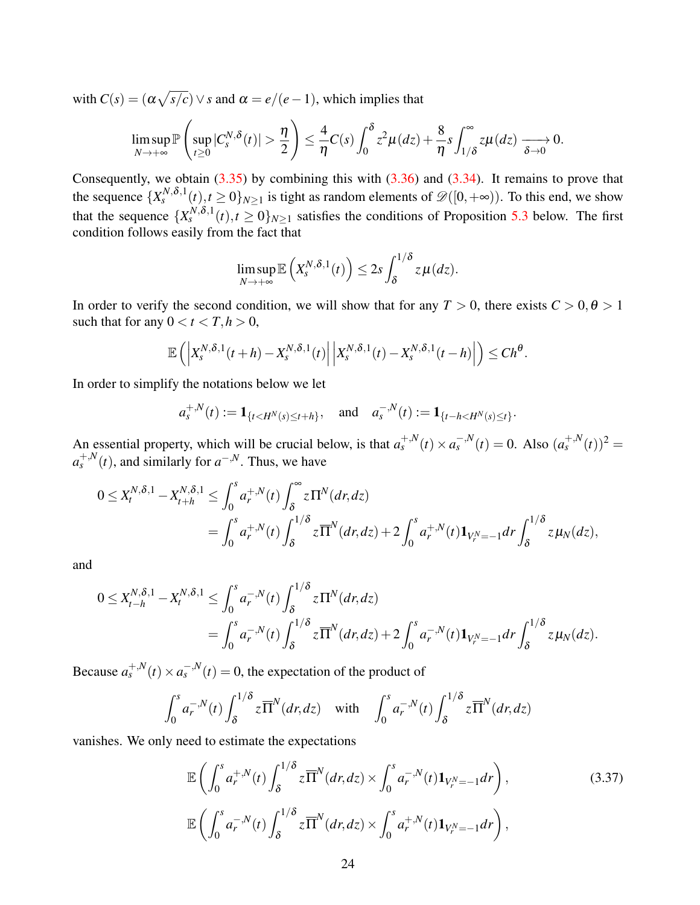with $C(s) = (\alpha\sqrt{s/c}) \vee s$ and $\alpha = e/(e-1)$, which implies that

$$\limsup_{N\to+\infty} \mathbb{P}\left(\sup_{t\geq 0} |C_s^{N,\delta}(t)| > \frac{\eta}{2}\right) \leq \frac{4}{\eta} C(s) \int_0^\delta z^2 \mu(dz) + \frac{8}{\eta} s \int_{1/\delta}^\infty z\mu(dz) \xrightarrow[\delta\to 0]{} 0.$$

Consequently, we obtain (3.35) by combining this with (3.36) and (3.34). It remains to prove that the sequence $\{X_s^{N,\delta,1}(t), t\geq 0\}_{N\geq 1}$ is tight as random elements of $\mathscr{D}([0,+\infty))$. To this end, we show that the sequence $\{X_s^{N,\delta,1}(t), t\geq 0\}_{N\geq 1}$ satisfies the conditions of Proposition 5.3 below. The first condition follows easily from the fact that

$$\limsup_{N\to+\infty} \mathbb{E}\left(X_s^{N,\delta,1}(t)\right) \leq 2s \int_\delta^{1/\delta} z\mu(dz).$$

In order to verify the second condition, we will show that for any $T>0$, there exists $C>0, \theta>1$ such that for any $0<t<T, h>0$,

$$\mathbb{E}\left(\left|X_s^{N,\delta,1}(t+h) - X_s^{N,\delta,1}(t)\right| \left|X_s^{N,\delta,1}(t) - X_s^{N,\delta,1}(t-h)\right|\right) \leq Ch^\theta.$$

In order to simplify the notations below we let

$$a_s^{+,N}(t) := \mathbf{1}_{\{t<H^N(s)\leq t+h\}}, \quad \text{and} \quad a_s^{-,N}(t) := \mathbf{1}_{\{t-h<H^N(s)\leq t\}}.$$

An essential property, which will be crucial below, is that $a_s^{+,N}(t) \times a_s^{-,N}(t) = 0$. Also $(a_s^{+,N}(t))^2 = a_s^{+,N}(t)$, and similarly for $a^{-,N}$. Thus, we have

$$\begin{aligned}
0 \leq X_t^{N,\delta,1} - X_{t+h}^{N,\delta,1} &\leq \int_0^s a_r^{+,N}(t) \int_\delta^\infty z\Pi^N(dr,dz) \\
&= \int_0^s a_r^{+,N}(t) \int_\delta^{1/\delta} z\overline{\Pi}^N(dr,dz) + 2\int_0^s a_r^{+,N}(t)\mathbf{1}_{V_r^N=-1} dr \int_\delta^{1/\delta} z\mu_N(dz),
\end{aligned}$$

and

$$\begin{aligned}
0 \leq X_{t-h}^{N,\delta,1} - X_t^{N,\delta,1} &\leq \int_0^s a_r^{-,N}(t) \int_\delta^{1/\delta} z\Pi^N(dr,dz) \\
&= \int_0^s a_r^{-,N}(t) \int_\delta^{1/\delta} z\overline{\Pi}^N(dr,dz) + 2\int_0^s a_r^{-,N}(t)\mathbf{1}_{V_r^N=-1} dr \int_\delta^{1/\delta} z\mu_N(dz).
\end{aligned}$$

Because $a_s^{+,N}(t) \times a_s^{-,N}(t) = 0$, the expectation of the product of

$$\int_0^s a_r^{-,N}(t) \int_\delta^{1/\delta} z\overline{\Pi}^N(dr,dz) \quad \text{with} \quad \int_0^s a_r^{-,N}(t) \int_\delta^{1/\delta} z\overline{\Pi}^N(dr,dz)$$

vanishes. We only need to estimate the expectations

$$\begin{aligned}
&\mathbb{E}\left(\int_0^s a_r^{+,N}(t) \int_\delta^{1/\delta} z\overline{\Pi}^N(dr,dz) \times \int_0^s a_r^{-,N}(t)\mathbf{1}_{V_r^N=-1} dr\right), \qquad (3.37)\\
&\mathbb{E}\left(\int_0^s a_r^{-,N}(t) \int_\delta^{1/\delta} z\overline{\Pi}^N(dr,dz) \times \int_0^s a_r^{+,N}(t)\mathbf{1}_{V_r^N=-1} dr\right),
\end{aligned}$$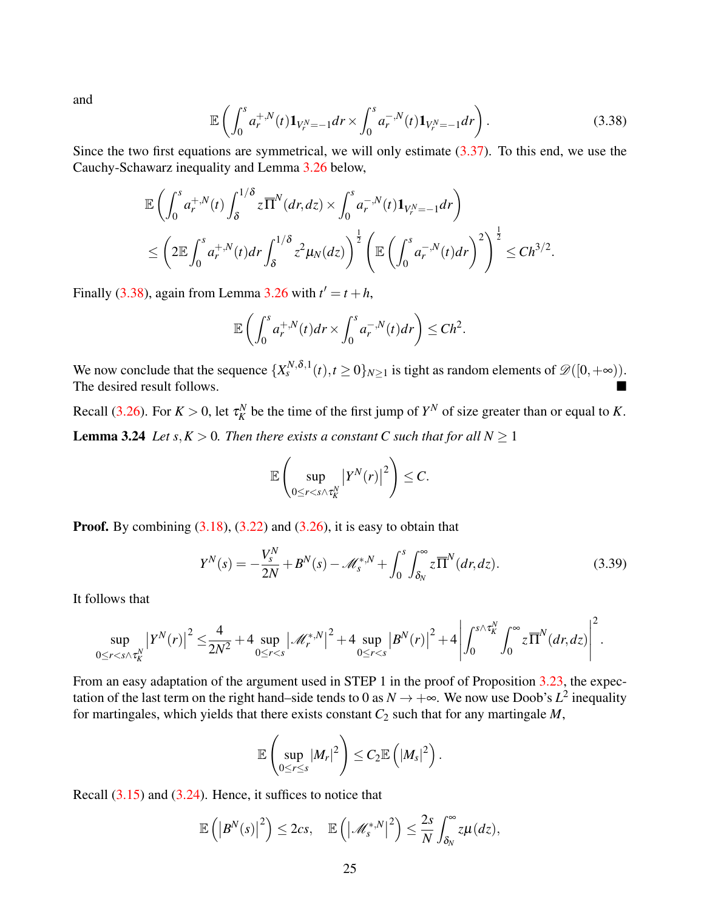and

$$\mathbb{E}\left(\int_0^s a_r^{+,N}(t)\mathbf{1}_{V_r^N=-1}dr \times \int_0^s a_r^{-,N}(t)\mathbf{1}_{V_r^N=-1}dr\right). \tag{3.38}$$

Since the two first equations are symmetrical, we will only estimate (3.37). To this end, we use the Cauchy-Schawarz inequality and Lemma 3.26 below,

$$\begin{aligned}
&\mathbb{E}\left(\int_0^s a_r^{+,N}(t)\int_\delta^{1/\delta} z\overline{\Pi}^N(dr,dz) \times \int_0^s a_r^{-,N}(t)\mathbf{1}_{V_r^N=-1}dr\right) \\
&\leq \left(2\mathbb{E}\int_0^s a_r^{+,N}(t)dr\int_\delta^{1/\delta} z^2\mu_N(dz)\right)^{\frac{1}{2}}\left(\mathbb{E}\left(\int_0^s a_r^{-,N}(t)dr\right)^2\right)^{\frac{1}{2}} \leq Ch^{3/2}.
\end{aligned}$$

Finally (3.38), again from Lemma 3.26 with $t' = t+h$,

$$\mathbb{E}\left(\int_0^s a_r^{+,N}(t)dr \times \int_0^s a_r^{-,N}(t)dr\right) \leq Ch^2.$$

We now conclude that the sequence $\{X_s^{N,\delta,1}(t), t\geq 0\}_{N\geq 1}$ is tight as random elements of $\mathscr{D}([0,+\infty))$. The desired result follows. ■

Recall (3.26). For $K>0$, let $\tau_K^N$ be the time of the first jump of $Y^N$ of size greater than or equal to $K$.

**Lemma 3.24** *Let $s, K > 0$. Then there exists a constant $C$ such that for all $N \geq 1$*

$$\mathbb{E}\left(\sup_{0\leq r<s\wedge\tau_K^N}\left|Y^N(r)\right|^2\right) \leq C.$$

**Proof.** By combining (3.18), (3.22) and (3.26), it is easy to obtain that

$$Y^N(s) = -\frac{V_s^N}{2N} + B^N(s) - \mathscr{M}_s^{*,N} + \int_0^s\int_{\delta_N}^\infty z\overline{\Pi}^N(dr,dz). \tag{3.39}$$

It follows that

$$\sup_{0\leq r<s\wedge\tau_K^N}\left|Y^N(r)\right|^2 \leq \frac{4}{2N^2} + 4\sup_{0\leq r<s}\left|\mathscr{M}_r^{*,N}\right|^2 + 4\sup_{0\leq r<s}\left|B^N(r)\right|^2 + 4\left|\int_0^{s\wedge\tau_K^N}\int_0^\infty z\overline{\Pi}^N(dr,dz)\right|^2.$$

From an easy adaptation of the argument used in STEP 1 in the proof of Proposition 3.23, the expectation of the last term on the right hand–side tends to 0 as $N\to+\infty$. We now use Doob's $L^2$ inequality for martingales, which yields that there exists constant $C_2$ such that for any martingale $M$,

$$\mathbb{E}\left(\sup_{0\leq r\leq s}|M_r|^2\right) \leq C_2\mathbb{E}\left(|M_s|^2\right).$$

Recall (3.15) and (3.24). Hence, it suffices to notice that

$$\mathbb{E}\left(\left|B^N(s)\right|^2\right) \leq 2cs, \quad \mathbb{E}\left(\left|\mathscr{M}_s^{*,N}\right|^2\right) \leq \frac{2s}{N}\int_{\delta_N}^\infty z\mu(dz),$$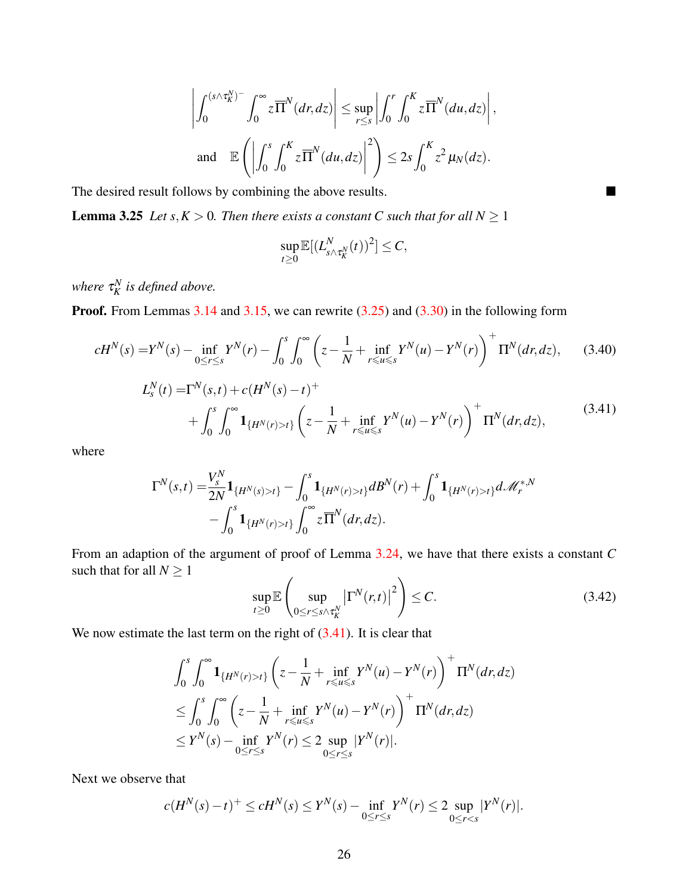$$\left| \int_0^{(s\wedge\tau_K^N)^-} \int_0^\infty z\overline{\Pi}^N(dr,dz) \right| \le \sup_{r\le s} \left| \int_0^r \int_0^K z\overline{\Pi}^N(du,dz) \right|,$$

$$\text{and} \quad \mathbb{E}\left( \left| \int_0^s \int_0^K z\overline{\Pi}^N(du,dz) \right|^2 \right) \le 2s\int_0^K z^2\,\mu_N(dz).$$

The desired result follows by combining the above results. ■

**Lemma 3.25** *Let $s, K > 0$. Then there exists a constant $C$ such that for all $N \ge 1$*

$$\sup_{t\ge 0} \mathbb{E}[(L^N_{s\wedge\tau_K^N}(t))^2] \le C,$$

*where $\tau_K^N$ is defined above.*

**Proof.** From Lemmas 3.14 and 3.15, we can rewrite (3.25) and (3.30) in the following form

$$cH^N(s) = Y^N(s) - \inf_{0\le r\le s} Y^N(r) - \int_0^s \int_0^\infty \left( z - \frac{1}{N} + \inf_{r\leqslant u\leqslant s} Y^N(u) - Y^N(r) \right)^+ \Pi^N(dr,dz), \tag{3.40}$$

$$\begin{aligned} L_s^N(t) =& \Gamma^N(s,t) + c(H^N(s)-t)^+ \\ &+ \int_0^s \int_0^\infty \mathbf{1}_{\{H^N(r)>t\}} \left( z - \frac{1}{N} + \inf_{r\leqslant u\leqslant s} Y^N(u) - Y^N(r) \right)^+ \Pi^N(dr,dz), \end{aligned} \tag{3.41}$$

where

$$\begin{aligned} \Gamma^N(s,t) =& \frac{V_s^N}{2N}\mathbf{1}_{\{H^N(s)>t\}} - \int_0^s \mathbf{1}_{\{H^N(r)>t\}} dB^N(r) + \int_0^s \mathbf{1}_{\{H^N(r)>t\}} d\mathscr{M}_r^{*,N} \\ &- \int_0^s \mathbf{1}_{\{H^N(r)>t\}} \int_0^\infty z\overline{\Pi}^N(dr,dz). \end{aligned}$$

From an adaption of the argument of proof of Lemma 3.24, we have that there exists a constant $C$ such that for all $N \ge 1$

$$\sup_{t\ge 0} \mathbb{E}\left( \sup_{0\le r\le s\wedge\tau_K^N} \left|\Gamma^N(r,t)\right|^2 \right) \le C. \tag{3.42}$$

We now estimate the last term on the right of (3.41). It is clear that

$$\begin{aligned} &\int_0^s \int_0^\infty \mathbf{1}_{\{H^N(r)>t\}} \left( z - \frac{1}{N} + \inf_{r\leqslant u\leqslant s} Y^N(u) - Y^N(r) \right)^+ \Pi^N(dr,dz) \\ &\le \int_0^s \int_0^\infty \left( z - \frac{1}{N} + \inf_{r\leqslant u\leqslant s} Y^N(u) - Y^N(r) \right)^+ \Pi^N(dr,dz) \\ &\le Y^N(s) - \inf_{0\le r\le s} Y^N(r) \le 2\sup_{0\le r\le s} |Y^N(r)|. \end{aligned}$$

Next we observe that

$$c(H^N(s)-t)^+ \le cH^N(s) \le Y^N(s) - \inf_{0\le r\le s} Y^N(r) \le 2\sup_{0\le r<s} |Y^N(r)|.$$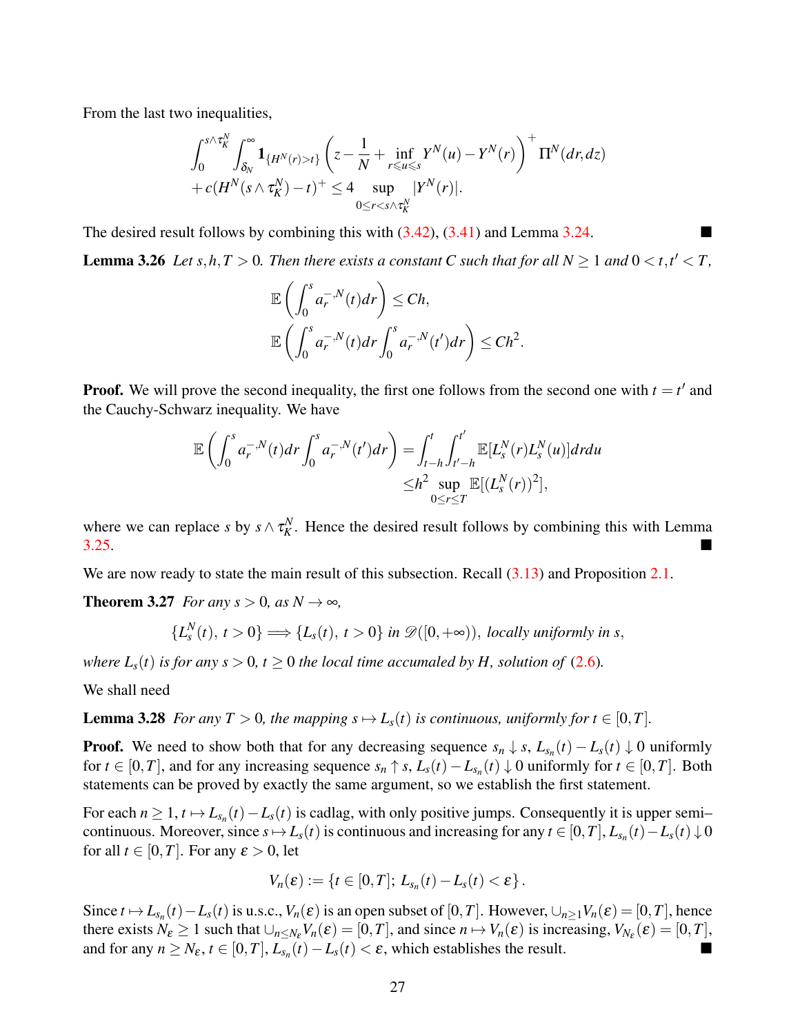From the last two inequalities,

$$\int_0^{s\wedge\tau_K^N}\int_{\delta_N}^{\infty}\mathbf{1}_{\{H^N(r)>t\}}\left(z-\frac{1}{N}+\inf_{r\leqslant u\leqslant s}Y^N(u)-Y^N(r)\right)^+\Pi^N(dr,dz)$$
$$+c(H^N(s\wedge\tau_K^N)-t)^+\leq 4\sup_{0\leq r<s\wedge\tau_K^N}|Y^N(r)|.$$

The desired result follows by combining this with (3.42), (3.41) and Lemma 3.24. ■

**Lemma 3.26** *Let $s,h,T>0$. Then there exists a constant $C$ such that for all $N\geq 1$ and $0<t,t'<T$,*

$$\mathbb{E}\left(\int_0^s a_r^{-,N}(t)dr\right)\leq Ch,$$
$$\mathbb{E}\left(\int_0^s a_r^{-,N}(t)dr\int_0^s a_r^{-,N}(t')dr\right)\leq Ch^2.$$

**Proof.** We will prove the second inequality, the first one follows from the second one with $t=t'$ and the Cauchy-Schwarz inequality. We have

$$\mathbb{E}\left(\int_0^s a_r^{-,N}(t)dr\int_0^s a_r^{-,N}(t')dr\right)=\int_{t-h}^{t}\int_{t'-h}^{t'}\mathbb{E}[L_s^N(r)L_s^N(u)]drdu$$
$$\leq h^2\sup_{0\leq r\leq T}\mathbb{E}[(L_s^N(r))^2],$$

where we can replace $s$ by $s\wedge\tau_K^N$. Hence the desired result follows by combining this with Lemma 3.25. ■

We are now ready to state the main result of this subsection. Recall (3.13) and Proposition 2.1.

**Theorem 3.27** *For any $s>0$, as $N\to\infty$,*

$$\{L_s^N(t),\ t>0\}\Longrightarrow\{L_s(t),\ t>0\}\text{ in }\mathscr{D}([0,+\infty)),\text{ locally uniformly in } s,$$

*where $L_s(t)$ is for any $s>0$, $t\geq 0$ the local time accumaled by $H$, solution of (2.6).*

We shall need

**Lemma 3.28** *For any $T>0$, the mapping $s\mapsto L_s(t)$ is continuous, uniformly for $t\in[0,T]$.*

**Proof.** We need to show both that for any decreasing sequence $s_n\downarrow s$, $L_{s_n}(t)-L_s(t)\downarrow 0$ uniformly for $t\in[0,T]$, and for any increasing sequence $s_n\uparrow s$, $L_s(t)-L_{s_n}(t)\downarrow 0$ uniformly for $t\in[0,T]$. Both statements can be proved by exactly the same argument, so we establish the first statement.

For each $n\geq 1$, $t\mapsto L_{s_n}(t)-L_s(t)$ is cadlag, with only positive jumps. Consequently it is upper semi–continuous. Moreover, since $s\mapsto L_s(t)$ is continuous and increasing for any $t\in[0,T]$, $L_{s_n}(t)-L_s(t)\downarrow 0$ for all $t\in[0,T]$. For any $\varepsilon>0$, let

$$V_n(\varepsilon):=\{t\in[0,T];\ L_{s_n}(t)-L_s(t)<\varepsilon\}.$$

Since $t\mapsto L_{s_n}(t)-L_s(t)$ is u.s.c., $V_n(\varepsilon)$ is an open subset of $[0,T]$. However, $\cup_{n\geq 1}V_n(\varepsilon)=[0,T]$, hence there exists $N_\varepsilon\geq 1$ such that $\cup_{n\leq N_\varepsilon}V_n(\varepsilon)=[0,T]$, and since $n\mapsto V_n(\varepsilon)$ is increasing, $V_{N_\varepsilon}(\varepsilon)=[0,T]$, and for any $n\geq N_\varepsilon$, $t\in[0,T]$, $L_{s_n}(t)-L_s(t)<\varepsilon$, which establishes the result. ■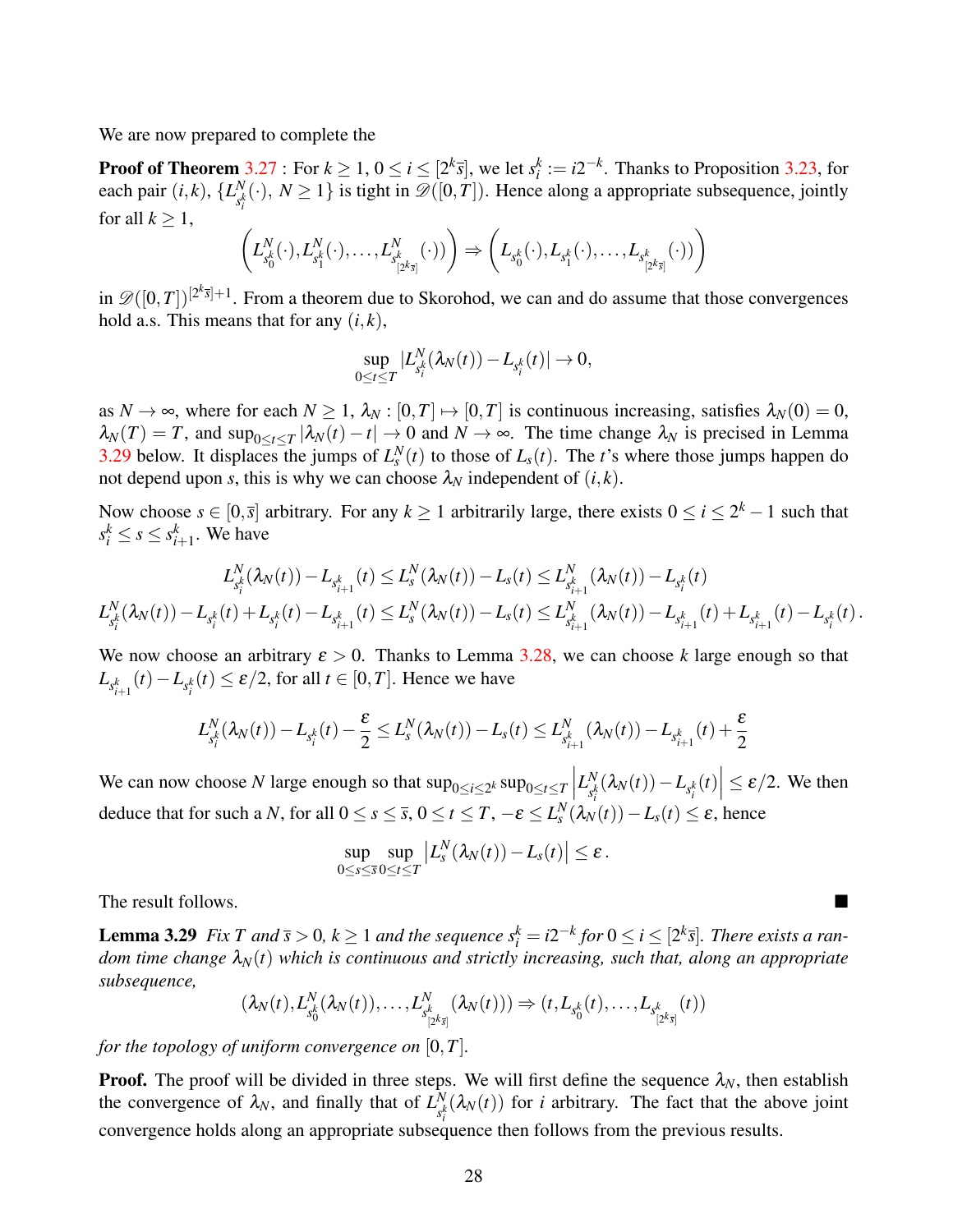We are now prepared to complete the

**Proof of Theorem 3.27** : For $k \geq 1$, $0 \leq i \leq [2^k \bar{s}]$, we let $s_i^k := i2^{-k}$. Thanks to Proposition 3.23, for each pair $(i,k)$, $\{L^N_{s_i^k}(\cdot),\ N \geq 1\}$ is tight in $\mathscr{D}([0,T])$. Hence along a appropriate subsequence, jointly for all $k \geq 1$,

$$\left(L^N_{s_0^k}(\cdot), L^N_{s_1^k}(\cdot), \dots, L^N_{s^k_{[2^k\bar{s}]}}(\cdot)\right) \Rightarrow \left(L_{s_0^k}(\cdot), L_{s_1^k}(\cdot), \dots, L_{s^k_{[2^k\bar{s}]}}(\cdot)\right)$$

in $\mathscr{D}([0,T])^{[2^k\bar{s}]+1}$. From a theorem due to Skorohod, we can and do assume that those convergences hold a.s. This means that for any $(i,k)$,

$$\sup_{0 \leq t \leq T} |L^N_{s_i^k}(\lambda_N(t)) - L_{s_i^k}(t)| \to 0,$$

as $N \to \infty$, where for each $N \geq 1$, $\lambda_N : [0,T] \mapsto [0,T]$ is continuous increasing, satisfies $\lambda_N(0) = 0$, $\lambda_N(T) = T$, and $\sup_{0 \leq t \leq T} |\lambda_N(t) - t| \to 0$ and $N \to \infty$. The time change $\lambda_N$ is precised in Lemma 3.29 below. It displaces the jumps of $L^N_s(t)$ to those of $L_s(t)$. The $t$'s where those jumps happen do not depend upon $s$, this is why we can choose $\lambda_N$ independent of $(i,k)$.

Now choose $s \in [0, \bar{s}]$ arbitrary. For any $k \geq 1$ arbitrarily large, there exists $0 \leq i \leq 2^k - 1$ such that $s_i^k \leq s \leq s_{i+1}^k$. We have

$$L^N_{s_i^k}(\lambda_N(t)) - L_{s_{i+1}^k}(t) \leq L^N_s(\lambda_N(t)) - L_s(t) \leq L^N_{s_{i+1}^k}(\lambda_N(t)) - L_{s_i^k}(t)$$

$$L^N_{s_i^k}(\lambda_N(t)) - L_{s_i^k}(t) + L_{s_i^k}(t) - L_{s_{i+1}^k}(t) \leq L^N_s(\lambda_N(t)) - L_s(t) \leq L^N_{s_{i+1}^k}(\lambda_N(t)) - L_{s_{i+1}^k}(t) + L_{s_{i+1}^k}(t) - L_{s_i^k}(t).$$

We now choose an arbitrary $\varepsilon > 0$. Thanks to Lemma 3.28, we can choose $k$ large enough so that $L_{s_{i+1}^k}(t) - L_{s_i^k}(t) \leq \varepsilon/2$, for all $t \in [0,T]$. Hence we have

$$L^N_{s_i^k}(\lambda_N(t)) - L_{s_i^k}(t) - \frac{\varepsilon}{2} \leq L^N_s(\lambda_N(t)) - L_s(t) \leq L^N_{s_{i+1}^k}(\lambda_N(t)) - L_{s_{i+1}^k}(t) + \frac{\varepsilon}{2}$$

We can now choose $N$ large enough so that $\sup_{0 \leq i \leq 2^k} \sup_{0 \leq t \leq T} \left| L^N_{s_i^k}(\lambda_N(t)) - L_{s_i^k}(t) \right| \leq \varepsilon/2$. We then deduce that for such a $N$, for all $0 \leq s \leq \bar{s}$, $0 \leq t \leq T$, $-\varepsilon \leq L^N_s(\lambda_N(t)) - L_s(t) \leq \varepsilon$, hence

$$\sup_{0 \leq s \leq \bar{s}} \sup_{0 \leq t \leq T} \left| L^N_s(\lambda_N(t)) - L_s(t) \right| \leq \varepsilon.$$

The result follows. ■

**Lemma 3.29** *Fix $T$ and $\bar{s} > 0$, $k \geq 1$ and the sequence $s_i^k = i2^{-k}$ for $0 \leq i \leq [2^k\bar{s}]$. There exists a random time change $\lambda_N(t)$ which is continuous and strictly increasing, such that, along an appropriate subsequence,*

$$(\lambda_N(t), L^N_{s_0^k}(\lambda_N(t)), \dots, L^N_{s^k_{[2^k\bar{s}]}}(\lambda_N(t))) \Rightarrow (t, L_{s_0^k}(t), \dots, L_{s^k_{[2^k\bar{s}]}}(t))$$

*for the topology of uniform convergence on $[0,T]$.*

**Proof.** The proof will be divided in three steps. We will first define the sequence $\lambda_N$, then establish the convergence of $\lambda_N$, and finally that of $L^N_{s_i^k}(\lambda_N(t))$ for $i$ arbitrary. The fact that the above joint convergence holds along an appropriate subsequence then follows from the previous results.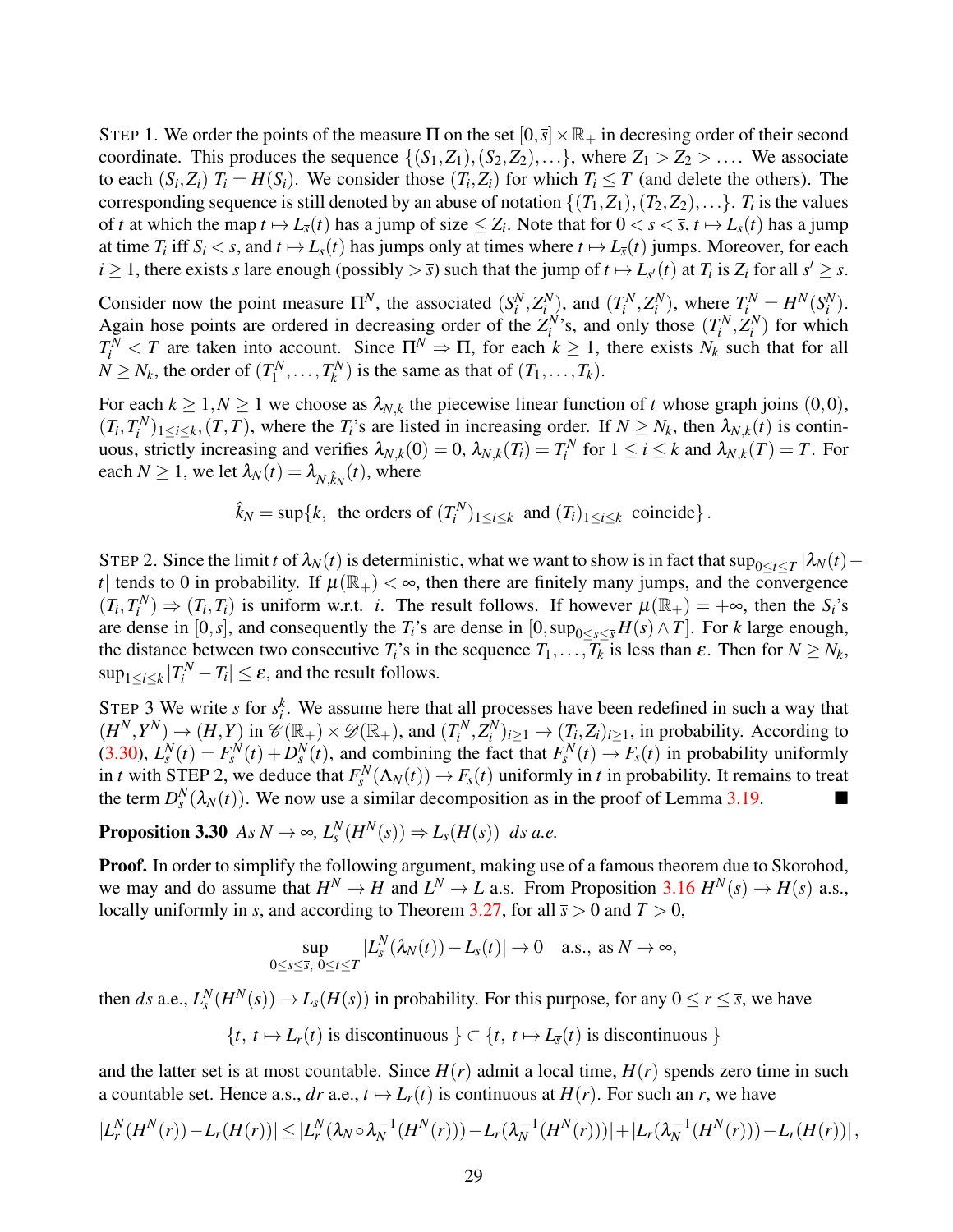STEP 1. We order the points of the measure $\Pi$ on the set $[0,\bar{s}] \times \mathbb{R}_+$ in decresing order of their second coordinate. This produces the sequence $\{(S_1,Z_1),(S_2,Z_2),\ldots\}$, where $Z_1 > Z_2 > \ldots$. We associate to each $(S_i,Z_i)$ $T_i = H(S_i)$. We consider those $(T_i,Z_i)$ for which $T_i \le T$ (and delete the others). The corresponding sequence is still denoted by an abuse of notation $\{(T_1,Z_1),(T_2,Z_2),\ldots\}$. $T_i$ is the values of $t$ at which the map $t \mapsto L_{\bar{s}}(t)$ has a jump of size $\le Z_i$. Note that for $0 < s < \bar{s}$, $t \mapsto L_s(t)$ has a jump at time $T_i$ iff $S_i < s$, and $t \mapsto L_s(t)$ has jumps only at times where $t \mapsto L_{\bar{s}}(t)$ jumps. Moreover, for each $i \ge 1$, there exists $s$ lare enough (possibly $> \bar{s}$) such that the jump of $t \mapsto L_{s'}(t)$ at $T_i$ is $Z_i$ for all $s' \ge s$.

Consider now the point measure $\Pi^N$, the associated $(S_i^N, Z_i^N)$, and $(T_i^N, Z_i^N)$, where $T_i^N = H^N(S_i^N)$. Again hose points are ordered in decreasing order of the $Z_i^N$'s, and only those $(T_i^N, Z_i^N)$ for which $T_i^N < T$ are taken into account. Since $\Pi^N \Rightarrow \Pi$, for each $k \ge 1$, there exists $N_k$ such that for all $N \ge N_k$, the order of $(T_1^N, \ldots, T_k^N)$ is the same as that of $(T_1, \ldots, T_k)$.

For each $k \ge 1, N \ge 1$ we choose as $\lambda_{N,k}$ the piecewise linear function of $t$ whose graph joins $(0,0)$, $(T_i, T_i^N)_{1 \le i \le k}, (T,T)$, where the $T_i$'s are listed in increasing order. If $N \ge N_k$, then $\lambda_{N,k}(t)$ is continuous, strictly increasing and verifies $\lambda_{N,k}(0) = 0$, $\lambda_{N,k}(T_i) = T_i^N$ for $1 \le i \le k$ and $\lambda_{N,k}(T) = T$. For each $N \ge 1$, we let $\lambda_N(t) = \lambda_{N,\hat{k}_N}(t)$, where

$$\hat{k}_N = \sup\{k, \text{ the orders of } (T_i^N)_{1 \le i \le k} \text{ and } (T_i)_{1 \le i \le k} \text{ coincide}\}.$$

STEP 2. Since the limit $t$ of $\lambda_N(t)$ is deterministic, what we want to show is in fact that $\sup_{0 \le t \le T} |\lambda_N(t) - t|$ tends to 0 in probability. If $\mu(\mathbb{R}_+) < \infty$, then there are finitely many jumps, and the convergence $(T_i, T_i^N) \Rightarrow (T_i, T_i)$ is uniform w.r.t. $i$. The result follows. If however $\mu(\mathbb{R}_+) = +\infty$, then the $S_i$'s are dense in $[0,\bar{s}]$, and consequently the $T_i$'s are dense in $[0, \sup_{0 \le s \le \bar{s}} H(s) \wedge T]$. For $k$ large enough, the distance between two consecutive $T_i$'s in the sequence $T_1, \ldots, T_k$ is less than $\varepsilon$. Then for $N \ge N_k$, $\sup_{1 \le i \le k} |T_i^N - T_i| \le \varepsilon$, and the result follows.

STEP 3 We write $s$ for $s_i^k$. We assume here that all processes have been redefined in such a way that $(H^N, Y^N) \to (H,Y)$ in $\mathscr{C}(\mathbb{R}_+) \times \mathscr{D}(\mathbb{R}_+)$, and $(T_i^N, Z_i^N)_{i \ge 1} \to (T_i, Z_i)_{i \ge 1}$, in probability. According to (3.30), $L_s^N(t) = F_s^N(t) + D_s^N(t)$, and combining the fact that $F_s^N(t) \to F_s(t)$ in probability uniformly in $t$ with STEP 2, we deduce that $F_s^N(\Lambda_N(t)) \to F_s(t)$ uniformly in $t$ in probability. It remains to treat the term $D_s^N(\lambda_N(t))$. We now use a similar decomposition as in the proof of Lemma 3.19. ■

**Proposition 3.30** *As $N \to \infty$, $L_s^N(H^N(s)) \Rightarrow L_s(H(s))$ $ds$ a.e.*

**Proof.** In order to simplify the following argument, making use of a famous theorem due to Skorohod, we may and do assume that $H^N \to H$ and $L^N \to L$ a.s. From Proposition 3.16 $H^N(s) \to H(s)$ a.s., locally uniformly in $s$, and according to Theorem 3.27, for all $\bar{s} > 0$ and $T > 0$,

$$\sup_{0 \le s \le \bar{s},\ 0 \le t \le T} |L_s^N(\lambda_N(t)) - L_s(t)| \to 0 \quad \text{a.s., as } N \to \infty,$$

then $ds$ a.e., $L_s^N(H^N(s)) \to L_s(H(s))$ in probability. For this purpose, for any $0 \le r \le \bar{s}$, we have

$$\{t,\ t \mapsto L_r(t) \text{ is discontinuous }\} \subset \{t,\ t \mapsto L_{\bar{s}}(t) \text{ is discontinuous }\}$$

and the latter set is at most countable. Since $H(r)$ admit a local time, $H(r)$ spends zero time in such a countable set. Hence a.s., $dr$ a.e., $t \mapsto L_r(t)$ is continuous at $H(r)$. For such an $r$, we have

$$|L_r^N(H^N(r)) - L_r(H(r))| \le |L_r^N(\lambda_N \circ \lambda_N^{-1}(H^N(r))) - L_r(\lambda_N^{-1}(H^N(r)))| + |L_r(\lambda_N^{-1}(H^N(r))) - L_r(H(r))|,$$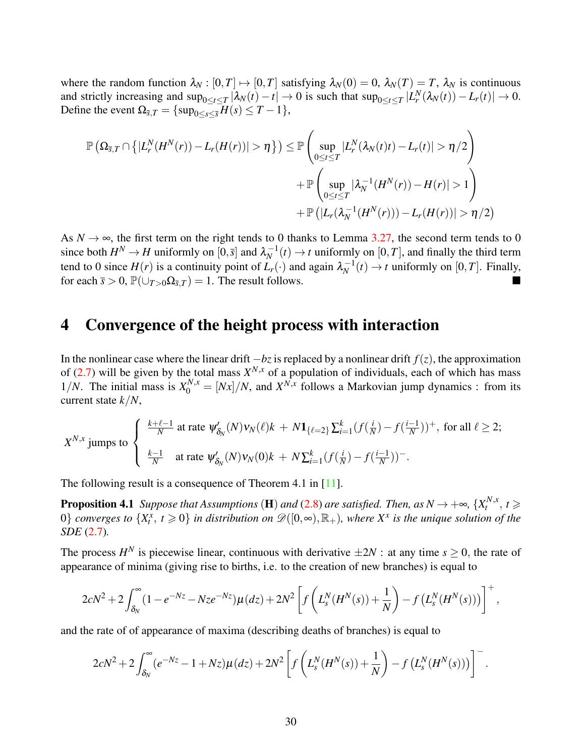where the random function $\lambda_N : [0,T] \mapsto [0,T]$ satisfying $\lambda_N(0) = 0$, $\lambda_N(T) = T$, $\lambda_N$ is continuous and strictly increasing and $\sup_{0\le t\le T} |\lambda_N(t) - t| \to 0$ is such that $\sup_{0\le t\le T} |L_r^N(\lambda_N(t)) - L_r(t)| \to 0$. Define the event $\Omega_{\bar{s},T} = \{\sup_{0\le s\le \bar{s}} H(s) \le T-1\}$,

$$
\begin{aligned}
\mathbb{P}\left(\Omega_{\bar{s},T} \cap \left\{|L_r^N(H^N(r)) - L_r(H(r))| > \eta\right\}\right) \le \mathbb{P}&\left(\sup_{0\le t\le T} |L_r^N(\lambda_N(t)t) - L_r(t)| > \eta/2\right) \\
&+ \mathbb{P}\left(\sup_{0\le t\le T} |\lambda_N^{-1}(H^N(r)) - H(r)| > 1\right) \\
&+ \mathbb{P}\left(|L_r(\lambda_N^{-1}(H^N(r))) - L_r(H(r))| > \eta/2\right)
\end{aligned}
$$

As $N \to \infty$, the first term on the right tends to 0 thanks to Lemma 3.27, the second term tends to 0 since both $H^N \to H$ uniformly on $[0,\bar{s}]$ and $\lambda_N^{-1}(t) \to t$ uniformly on $[0,T]$, and finally the third term tend to 0 since $H(r)$ is a continuity point of $L_r(\cdot)$ and again $\lambda_N^{-1}(t) \to t$ uniformly on $[0,T]$. Finally, for each $\bar{s} > 0$, $\mathbb{P}(\cup_{T>0}\Omega_{\bar{s},T}) = 1$. The result follows. ■

# 4 Convergence of the height process with interaction

In the nonlinear case where the linear drift $-bz$ is replaced by a nonlinear drift $f(z)$, the approximation of (2.7) will be given by the total mass $X^{N,x}$ of a population of individuals, each of which has mass $1/N$. The initial mass is $X_0^{N,x} = [Nx]/N$, and $X^{N,x}$ follows a Markovian jump dynamics : from its current state $k/N$,

$$
X^{N,x} \text{ jumps to } \begin{cases} \frac{k+\ell-1}{N} \text{ at rate } \psi'_{\delta_N}(N)\nu_N(\ell)k \;+\; N\mathbf{1}_{\{\ell=2\}}\sum_{i=1}^k (f(\frac{i}{N}) - f(\frac{i-1}{N}))^+, \text{ for all } \ell \ge 2; \\[2ex] \frac{k-1}{N} \quad \text{at rate } \psi'_{\delta_N}(N)\nu_N(0)k \;+\; N\sum_{i=1}^k (f(\frac{i}{N}) - f(\frac{i-1}{N}))^-. \end{cases}
$$

The following result is a consequence of Theorem 4.1 in [11].

**Proposition 4.1** *Suppose that Assumptions* (**H**) *and* (2.8) *are satisfied. Then, as $N \to +\infty$, $\{X_t^{N,x},\, t \geqslant 0\}$ converges to $\{X_t^x,\, t \geqslant 0\}$ in distribution on $\mathscr{D}([0,\infty),\mathbb{R}_+)$, where $X^x$ is the unique solution of the SDE* (2.7)*.*

The process $H^N$ is piecewise linear, continuous with derivative $\pm 2N$ : at any time $s \ge 0$, the rate of appearance of minima (giving rise to births, i.e. to the creation of new branches) is equal to

$$
2cN^2 + 2\int_{\delta_N}^{\infty} (1 - e^{-Nz} - Nze^{-Nz})\mu(dz) + 2N^2\left[f\left(L_s^N(H^N(s)) + \frac{1}{N}\right) - f\left(L_s^N(H^N(s))\right)\right]^+,
$$

and the rate of of appearance of maxima (describing deaths of branches) is equal to

$$
2cN^2 + 2\int_{\delta_N}^{\infty} (e^{-Nz} - 1 + Nz)\mu(dz) + 2N^2\left[f\left(L_s^N(H^N(s)) + \frac{1}{N}\right) - f\left(L_s^N(H^N(s))\right)\right]^-.
$$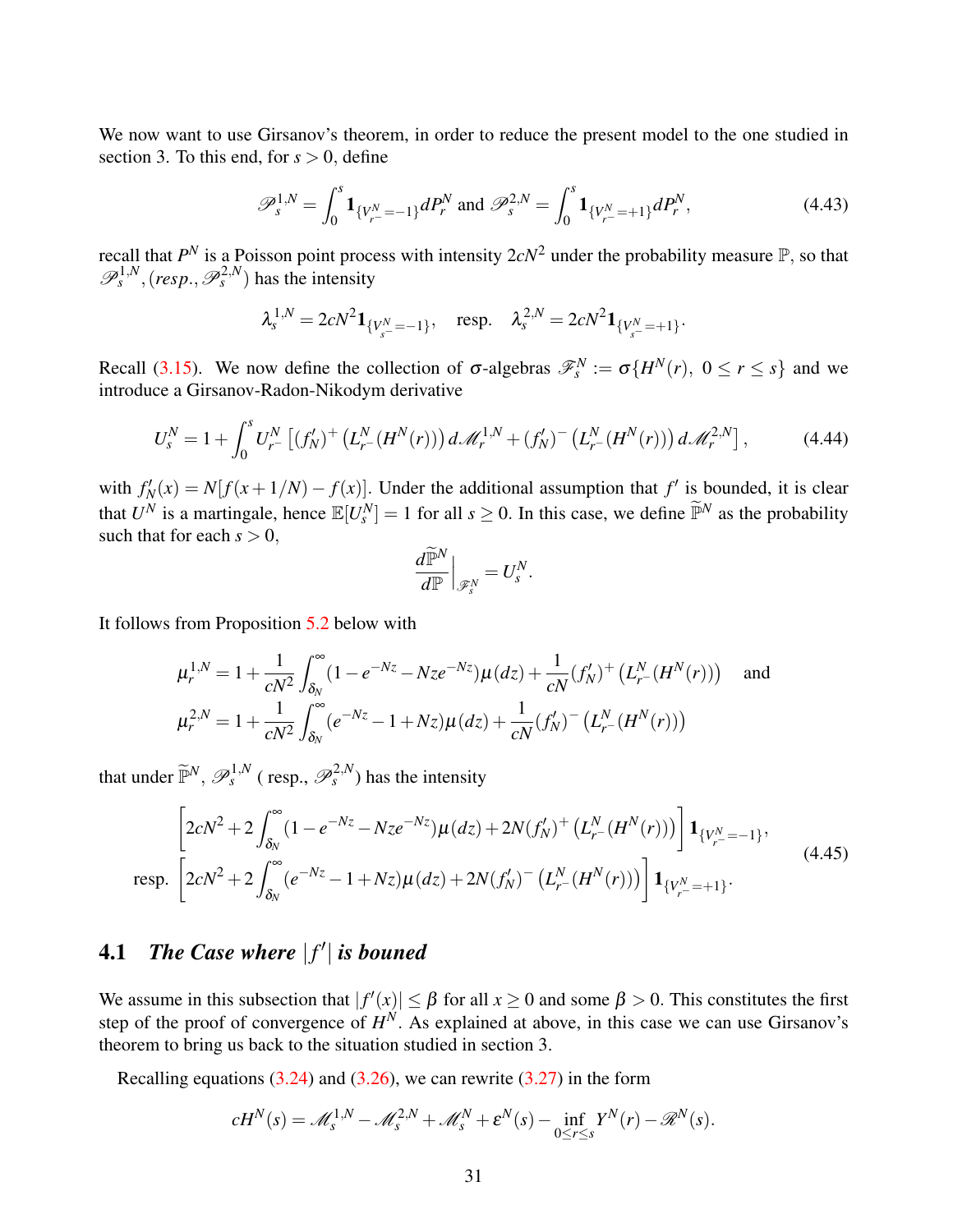We now want to use Girsanov's theorem, in order to reduce the present model to the one studied in section 3. To this end, for $s > 0$, define

$$\mathscr{P}_s^{1,N} = \int_0^s \mathbf{1}_{\{V_{r^-}^N = -1\}} dP_r^N \text{ and } \mathscr{P}_s^{2,N} = \int_0^s \mathbf{1}_{\{V_{r^-}^N = +1\}} dP_r^N, \tag{4.43}$$

recall that $P^N$ is a Poisson point process with intensity $2cN^2$ under the probability measure $\mathbb{P}$, so that $\mathscr{P}_s^{1,N}$, (*resp.*, $\mathscr{P}_s^{2,N}$) has the intensity

$$\lambda_s^{1,N} = 2cN^2 \mathbf{1}_{\{V_{s^-}^N = -1\}}, \quad \text{resp.} \quad \lambda_s^{2,N} = 2cN^2 \mathbf{1}_{\{V_{s^-}^N = +1\}}.$$

Recall (3.15). We now define the collection of $\sigma$-algebras $\mathscr{F}_s^N := \sigma\{H^N(r),\ 0 \le r \le s\}$ and we introduce a Girsanov-Radon-Nikodym derivative

$$U_s^N = 1 + \int_0^s U_{r^-}^N \left[ (f_N')^+ \left( L_{r^-}^N(H^N(r)) \right) d\mathscr{M}_r^{1,N} + (f_N')^- \left( L_{r^-}^N(H^N(r)) \right) d\mathscr{M}_r^{2,N} \right], \tag{4.44}$$

with $f_N'(x) = N[f(x+1/N) - f(x)]$. Under the additional assumption that $f'$ is bounded, it is clear that $U^N$ is a martingale, hence $\mathbb{E}[U_s^N] = 1$ for all $s \ge 0$. In this case, we define $\widetilde{\mathbb{P}}^N$ as the probability such that for each $s > 0$,

$$\frac{d\widetilde{\mathbb{P}}^N}{d\mathbb{P}}\bigg|_{\mathscr{F}_s^N} = U_s^N.$$

It follows from Proposition 5.2 below with

$$\mu_r^{1,N} = 1 + \frac{1}{cN^2} \int_{\delta_N}^\infty (1 - e^{-Nz} - Nze^{-Nz}) \mu(dz) + \frac{1}{cN} (f_N')^+ \left( L_{r^-}^N(H^N(r)) \right) \quad \text{and}$$
$$\mu_r^{2,N} = 1 + \frac{1}{cN^2} \int_{\delta_N}^\infty (e^{-Nz} - 1 + Nz) \mu(dz) + \frac{1}{cN} (f_N')^- \left( L_{r^-}^N(H^N(r)) \right)$$

that under $\widetilde{\mathbb{P}}^N$, $\mathscr{P}_s^{1,N}$ ( resp., $\mathscr{P}_s^{2,N}$) has the intensity

$$\begin{aligned} &\left[ 2cN^2 + 2\int_{\delta_N}^\infty (1 - e^{-Nz} - Nze^{-Nz}) \mu(dz) + 2N (f_N')^+ \left( L_{r^-}^N(H^N(r)) \right) \right] \mathbf{1}_{\{V_{r^-}^N = -1\}}, \\ \text{resp. } &\left[ 2cN^2 + 2\int_{\delta_N}^\infty (e^{-Nz} - 1 + Nz) \mu(dz) + 2N (f_N')^- \left( L_{r^-}^N(H^N(r)) \right) \right] \mathbf{1}_{\{V_{r^-}^N = +1\}}. \end{aligned} \tag{4.45}$$

## 4.1 *The Case where* $|f'|$ *is bouned*

We assume in this subsection that $|f'(x)| \le \beta$ for all $x \ge 0$ and some $\beta > 0$. This constitutes the first step of the proof of convergence of $H^N$. As explained at above, in this case we can use Girsanov's theorem to bring us back to the situation studied in section 3.

Recalling equations (3.24) and (3.26), we can rewrite (3.27) in the form

$$cH^N(s) = \mathscr{M}_s^{1,N} - \mathscr{M}_s^{2,N} + \mathscr{M}_s^N + \varepsilon^N(s) - \inf_{0 \le r \le s} Y^N(r) - \mathscr{R}^N(s).$$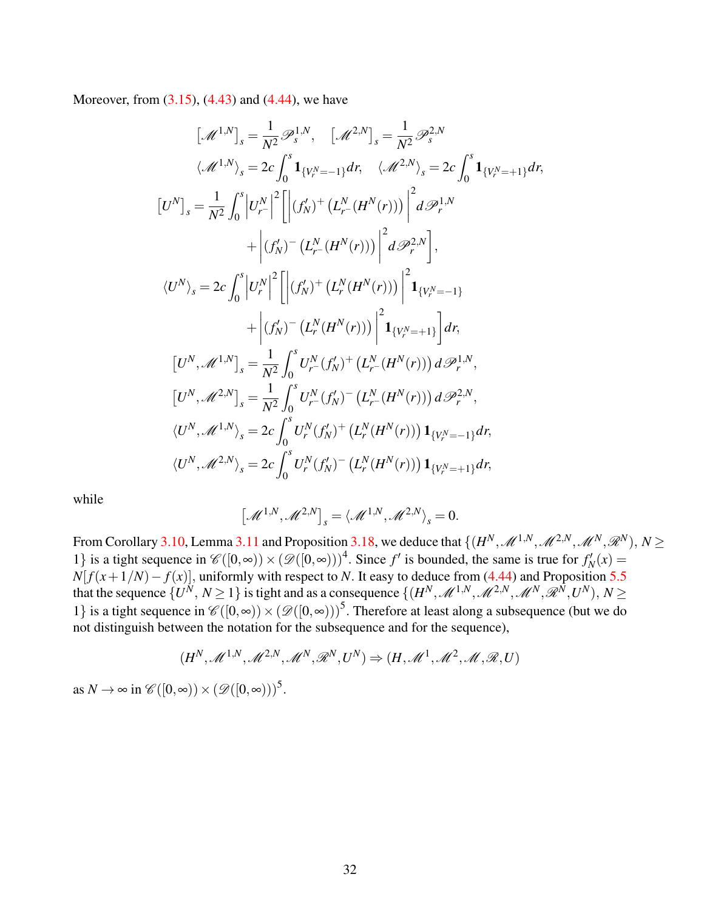Moreover, from (3.15), (4.43) and (4.44), we have

$$
\begin{aligned}
\left[\mathscr{M}^{1,N}\right]_s &= \frac{1}{N^2}\mathscr{P}^{1,N}_s, \quad \left[\mathscr{M}^{2,N}\right]_s = \frac{1}{N^2}\mathscr{P}^{2,N}_s \\
\langle \mathscr{M}^{1,N}\rangle_s &= 2c\int_0^s \mathbf{1}_{\{V^N_r=-1\}}dr, \quad \langle \mathscr{M}^{2,N}\rangle_s = 2c\int_0^s \mathbf{1}_{\{V^N_r=+1\}}dr, \\
\left[U^N\right]_s &= \frac{1}{N^2}\int_0^s \left|U^N_{r^-}\right|^2\left[\left|(f_N')^+\left(L^N_{r^-}(H^N(r))\right)\right|^2 d\mathscr{P}^{1,N}_r \right.\\
&\qquad \left. + \left|(f_N')^-\left(L^N_{r^-}(H^N(r))\right)\right|^2 d\mathscr{P}^{2,N}_r\right], \\
\langle U^N\rangle_s &= 2c\int_0^s \left|U^N_r\right|^2\left[\left|(f_N')^+\left(L^N_r(H^N(r))\right)\right|^2 \mathbf{1}_{\{V^N_r=-1\}}\right.\\
&\qquad \left. + \left|(f_N')^-\left(L^N_r(H^N(r))\right)\right|^2 \mathbf{1}_{\{V^N_r=+1\}}\right]dr, \\
\left[U^N,\mathscr{M}^{1,N}\right]_s &= \frac{1}{N^2}\int_0^s U^N_{r^-}(f_N')^+\left(L^N_{r^-}(H^N(r))\right)d\mathscr{P}^{1,N}_r, \\
\left[U^N,\mathscr{M}^{2,N}\right]_s &= \frac{1}{N^2}\int_0^s U^N_{r^-}(f_N')^-\left(L^N_{r^-}(H^N(r))\right)d\mathscr{P}^{2,N}_r, \\
\langle U^N,\mathscr{M}^{1,N}\rangle_s &= 2c\int_0^s U^N_r(f_N')^+\left(L^N_r(H^N(r))\right)\mathbf{1}_{\{V^N_r=-1\}}dr, \\
\langle U^N,\mathscr{M}^{2,N}\rangle_s &= 2c\int_0^s U^N_r(f_N')^-\left(L^N_r(H^N(r))\right)\mathbf{1}_{\{V^N_r=+1\}}dr,
\end{aligned}
$$

while

$$
\left[\mathscr{M}^{1,N},\mathscr{M}^{2,N}\right]_s = \langle \mathscr{M}^{1,N},\mathscr{M}^{2,N}\rangle_s = 0.
$$

From Corollary 3.10, Lemma 3.11 and Proposition 3.18, we deduce that $\{(H^N,\mathscr{M}^{1,N},\mathscr{M}^{2,N},\mathscr{M}^N,\mathscr{R}^N),\, N\ge 1\}$ is a tight sequence in $\mathscr{C}([0,\infty))\times(\mathscr{D}([0,\infty)))^4$. Since $f'$ is bounded, the same is true for $f_N'(x) = N[f(x+1/N)-f(x)]$, uniformly with respect to $N$. It easy to deduce from (4.44) and Proposition 5.5 that the sequence $\{U^N,\, N\ge 1\}$ is tight and as a consequence $\{(H^N,\mathscr{M}^{1,N},\mathscr{M}^{2,N},\mathscr{M}^N,\mathscr{R}^N,U^N),\, N\ge 1\}$ is a tight sequence in $\mathscr{C}([0,\infty))\times(\mathscr{D}([0,\infty)))^5$. Therefore at least along a subsequence (but we do not distinguish between the notation for the subsequence and for the sequence),

$$
(H^N,\mathscr{M}^{1,N},\mathscr{M}^{2,N},\mathscr{M}^N,\mathscr{R}^N,U^N) \Rightarrow (H,\mathscr{M}^1,\mathscr{M}^2,\mathscr{M},\mathscr{R},U)
$$

as $N\to\infty$ in $\mathscr{C}([0,\infty))\times(\mathscr{D}([0,\infty)))^5$.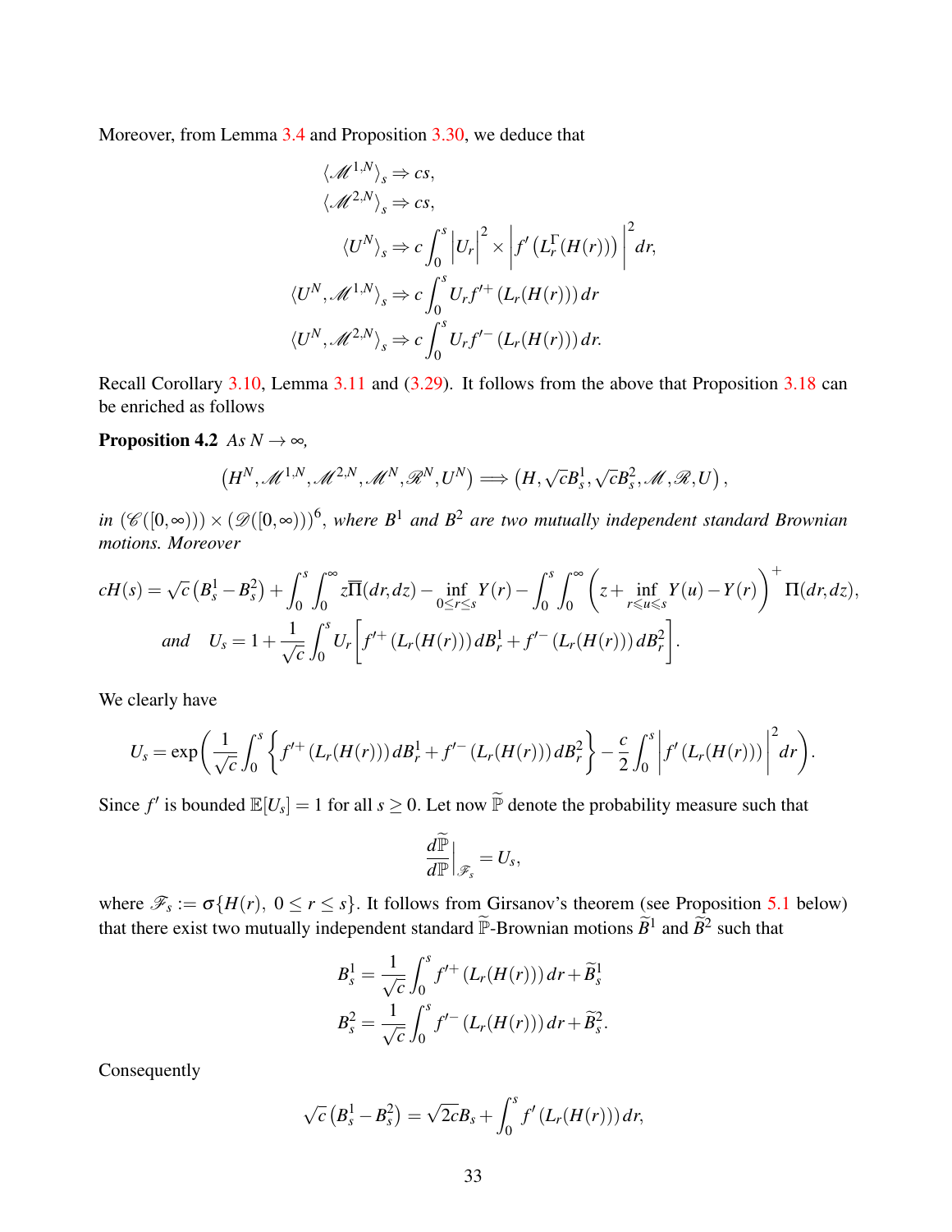Moreover, from Lemma 3.4 and Proposition 3.30, we deduce that

$$
\begin{aligned}
\langle \mathscr{M}^{1,N} \rangle_s &\Rightarrow cs, \\
\langle \mathscr{M}^{2,N} \rangle_s &\Rightarrow cs, \\
\langle U^N \rangle_s &\Rightarrow c \int_0^s \Big| U_r \Big|^2 \times \Big| f'\left( L_r^{\Gamma}(H(r)) \right) \Big|^2 dr, \\
\langle U^N, \mathscr{M}^{1,N} \rangle_s &\Rightarrow c \int_0^s U_r f'^{+}\left( L_r(H(r)) \right) dr \\
\langle U^N, \mathscr{M}^{2,N} \rangle_s &\Rightarrow c \int_0^s U_r f'^{-}\left( L_r(H(r)) \right) dr.
\end{aligned}
$$

Recall Corollary 3.10, Lemma 3.11 and (3.29). It follows from the above that Proposition 3.18 can be enriched as follows

**Proposition 4.2** *As $N \to \infty$,*

$$
\left( H^N, \mathscr{M}^{1,N}, \mathscr{M}^{2,N}, \mathscr{M}^N, \mathscr{R}^N, U^N \right) \Longrightarrow \left( H, \sqrt{c} B_s^1, \sqrt{c} B_s^2, \mathscr{M}, \mathscr{R}, U \right),
$$

*in $(\mathscr{C}([0,\infty))) \times (\mathscr{D}([0,\infty)))^6$, where $B^1$ and $B^2$ are two mutually independent standard Brownian motions. Moreover*

$$
cH(s) = \sqrt{c}\left(B_s^1 - B_s^2\right) + \int_0^s \int_0^\infty z \overline{\Pi}(dr,dz) - \inf_{0 \le r \le s} Y(r) - \int_0^s \int_0^\infty \left( z + \inf_{r \leqslant u \leqslant s} Y(u) - Y(r) \right)^+ \Pi(dr,dz),
$$

$$
\text{and} \quad U_s = 1 + \frac{1}{\sqrt{c}} \int_0^s U_r \left[ f'^{+}\left( L_r(H(r)) \right) dB_r^1 + f'^{-}\left( L_r(H(r)) \right) dB_r^2 \right].
$$

We clearly have

$$
U_s = \exp\left( \frac{1}{\sqrt{c}} \int_0^s \left\{ f'^{+}\left( L_r(H(r)) \right) dB_r^1 + f'^{-}\left( L_r(H(r)) \right) dB_r^2 \right\} - \frac{c}{2} \int_0^s \Big| f'\left( L_r(H(r)) \right) \Big|^2 dr \right).
$$

Since $f'$ is bounded $\mathbb{E}[U_s] = 1$ for all $s \ge 0$. Let now $\widetilde{\mathbb{P}}$ denote the probability measure such that

$$
\frac{d\widetilde{\mathbb{P}}}{d\mathbb{P}}\Big|_{\mathscr{F}_s} = U_s,
$$

where $\mathscr{F}_s := \sigma\{H(r),\ 0 \le r \le s\}$. It follows from Girsanov's theorem (see Proposition 5.1 below) that there exist two mutually independent standard $\widetilde{\mathbb{P}}$-Brownian motions $\widetilde{B}^1$ and $\widetilde{B}^2$ such that

$$
\begin{aligned}
B_s^1 &= \frac{1}{\sqrt{c}} \int_0^s f'^{+}\left( L_r(H(r)) \right) dr + \widetilde{B}_s^1 \\
B_s^2 &= \frac{1}{\sqrt{c}} \int_0^s f'^{-}\left( L_r(H(r)) \right) dr + \widetilde{B}_s^2.
\end{aligned}
$$

Consequently

$$
\sqrt{c}\left(B_s^1 - B_s^2\right) = \sqrt{2c} B_s + \int_0^s f'\left( L_r(H(r)) \right) dr,
$$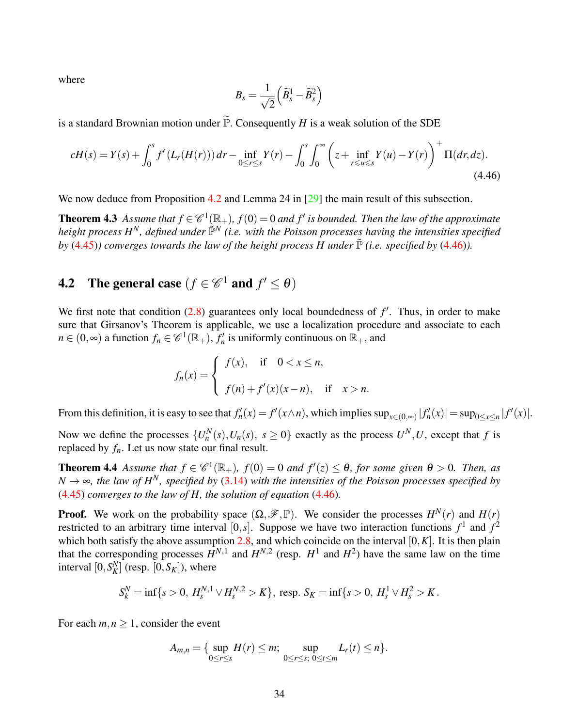where

$$B_s = \frac{1}{\sqrt{2}}\left(\widetilde{B}^1_s - \widetilde{B}^2_s\right)$$

is a standard Brownian motion under $\widetilde{\mathbb{P}}$. Consequently $H$ is a weak solution of the SDE

$$cH(s) = Y(s) + \int_0^s f'\left(L_r(H(r))\right)dr - \inf_{0\leq r\leq s} Y(r) - \int_0^s \int_0^\infty \left(z + \inf_{r\leqslant u\leqslant s} Y(u) - Y(r)\right)^+ \Pi(dr,dz). \tag{4.46}$$

We now deduce from Proposition 4.2 and Lemma 24 in [29] the main result of this subsection.

**Theorem 4.3** *Assume that $f \in \mathscr{C}^1(\mathbb{R}_+)$, $f(0) = 0$ and $f'$ is bounded. Then the law of the approximate height process $H^N$, defined under $\tilde{\mathbb{P}}^N$ (i.e. with the Poisson processes having the intensities specified by (4.45)) converges towards the law of the height process $H$ under $\tilde{\mathbb{P}}$ (i.e. specified by (4.46)).*

## 4.2 The general case ($f \in \mathscr{C}^1$ and $f' \leq \theta$)

We first note that condition (2.8) guarantees only local boundedness of $f'$. Thus, in order to make sure that Girsanov's Theorem is applicable, we use a localization procedure and associate to each $n \in (0,\infty)$ a function $f_n \in \mathscr{C}^1(\mathbb{R}_+)$, $f'_n$ is uniformly continuous on $\mathbb{R}_+$, and

$$f_n(x) = \begin{cases} f(x), & \text{if} \quad 0 < x \leq n, \\[2ex] f(n) + f'(x)(x-n), & \text{if} \quad x > n. \end{cases}$$

From this definition, it is easy to see that $f'_n(x) = f'(x\wedge n)$, which implies $\sup_{x\in(0,\infty)} |f'_n(x)| = \sup_{0\leq x\leq n} |f'(x)|$.

Now we define the processes $\{U^N_n(s), U_n(s),\ s \geq 0\}$ exactly as the process $U^N, U$, except that $f$ is replaced by $f_n$. Let us now state our final result.

**Theorem 4.4** *Assume that $f \in \mathscr{C}^1(\mathbb{R}_+)$, $f(0) = 0$ and $f'(z) \leq \theta$, for some given $\theta > 0$. Then, as $N \to \infty$, the law of $H^N$, specified by (3.14) with the intensities of the Poisson processes specified by (4.45) converges to the law of $H$, the solution of equation (4.46).*

**Proof.** We work on the probability space $(\Omega, \mathscr{F}, \mathbb{P})$. We consider the processes $H^N(r)$ and $H(r)$ restricted to an arbitrary time interval $[0,s]$. Suppose we have two interaction functions $f^1$ and $f^2$ which both satisfy the above assumption 2.8, and which coincide on the interval $[0,K]$. It is then plain that the corresponding processes $H^{N,1}$ and $H^{N,2}$ (resp. $H^1$ and $H^2$) have the same law on the time interval $[0,S^N_K]$ (resp. $[0,S_K]$), where

$$S^N_k = \inf\{s > 0,\ H^{N,1}_s \vee H^{N,2}_s > K\},\ \text{resp.}\ S_K = \inf\{s > 0,\ H^1_s \vee H^2_s > K\,.$$

For each $m,n \geq 1$, consider the event

$$A_{m,n} = \{\sup_{0\leq r\leq s} H(r) \leq m;\ \sup_{0\leq r\leq s;\ 0\leq t\leq m} L_r(t) \leq n\}.$$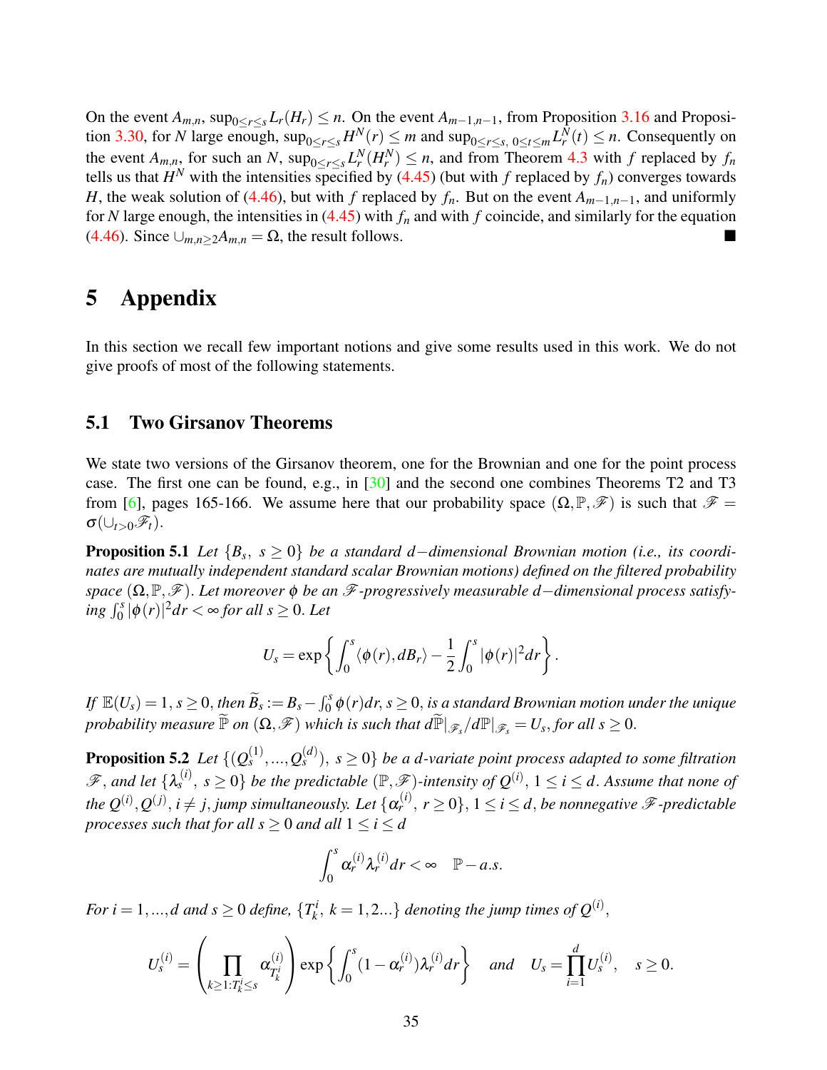On the event $A_{m,n}$, $\sup_{0\le r\le s} L_r(H_r) \le n$. On the event $A_{m-1,n-1}$, from Proposition 3.16 and Proposition 3.30, for $N$ large enough, $\sup_{0\le r\le s} H^N(r) \le m$ and $\sup_{0\le r\le s,\, 0\le t\le m} L^N_r(t) \le n$. Consequently on the event $A_{m,n}$, for such an $N$, $\sup_{0\le r\le s} L^N_r(H^N_r) \le n$, and from Theorem 4.3 with $f$ replaced by $f_n$ tells us that $H^N$ with the intensities specified by (4.45) (but with $f$ replaced by $f_n$) converges towards $H$, the weak solution of (4.46), but with $f$ replaced by $f_n$. But on the event $A_{m-1,n-1}$, and uniformly for $N$ large enough, the intensities in (4.45) with $f_n$ and with $f$ coincide, and similarly for the equation (4.46). Since $\cup_{m,n\ge 2} A_{m,n} = \Omega$, the result follows. ∎

# 5 Appendix

In this section we recall few important notions and give some results used in this work. We do not give proofs of most of the following statements.

## 5.1 Two Girsanov Theorems

We state two versions of the Girsanov theorem, one for the Brownian and one for the point process case. The first one can be found, e.g., in [30] and the second one combines Theorems T2 and T3 from [6], pages 165-166. We assume here that our probability space $(\Omega, \mathbb{P}, \mathscr{F})$ is such that $\mathscr{F} = \sigma(\cup_{t>0}\mathscr{F}_t)$.

**Proposition 5.1** *Let $\{B_s,\ s\ge 0\}$ be a standard $d-$dimensional Brownian motion (i.e., its coordinates are mutually independent standard scalar Brownian motions) defined on the filtered probability space $(\Omega, \mathbb{P}, \mathscr{F})$. Let moreover $\phi$ be an $\mathscr{F}$-progressively measurable $d-$dimensional process satisfying $\int_0^s |\phi(r)|^2 dr < \infty$ for all $s\ge 0$. Let*

$$U_s = \exp\left\{ \int_0^s \langle \phi(r), dB_r\rangle - \frac{1}{2}\int_0^s |\phi(r)|^2 dr \right\}.$$

*If $\mathbb{E}(U_s) = 1$, $s\ge 0$, then $\widetilde{B}_s := B_s - \int_0^s \phi(r)dr$, $s\ge 0$, is a standard Brownian motion under the unique probability measure $\widetilde{\mathbb{P}}$ on $(\Omega, \mathscr{F})$ which is such that $d\widetilde{\mathbb{P}}|_{\mathscr{F}_s}/d\mathbb{P}|_{\mathscr{F}_s} = U_s$, for all $s\ge 0$.*

**Proposition 5.2** *Let $\{(Q^{(1)}_s, ..., Q^{(d)}_s),\ s\ge 0\}$ be a $d$-variate point process adapted to some filtration $\mathscr{F}$, and let $\{\lambda^{(i)}_s,\ s\ge 0\}$ be the predictable $(\mathbb{P}, \mathscr{F})$-intensity of $Q^{(i)}$, $1\le i\le d$. Assume that none of the $Q^{(i)}, Q^{(j)}$, $i\ne j$, jump simultaneously. Let $\{\alpha^{(i)}_r,\ r\ge 0\}$, $1\le i\le d$, be nonnegative $\mathscr{F}$-predictable processes such that for all $s\ge 0$ and all $1\le i\le d$*

$$\int_0^s \alpha^{(i)}_r \lambda^{(i)}_r dr < \infty \quad \mathbb{P}-a.s.$$

*For $i = 1, ..., d$ and $s\ge 0$ define, $\{T^i_k,\ k = 1, 2...\}$ denoting the jump times of $Q^{(i)}$,*

$$U^{(i)}_s = \left( \prod_{k\ge 1: T^i_k \le s} \alpha^{(i)}_{T^i_k} \right) \exp\left\{ \int_0^s (1-\alpha^{(i)}_r)\lambda^{(i)}_r dr \right\} \quad \text{and} \quad U_s = \prod_{i=1}^d U^{(i)}_s, \quad s\ge 0.$$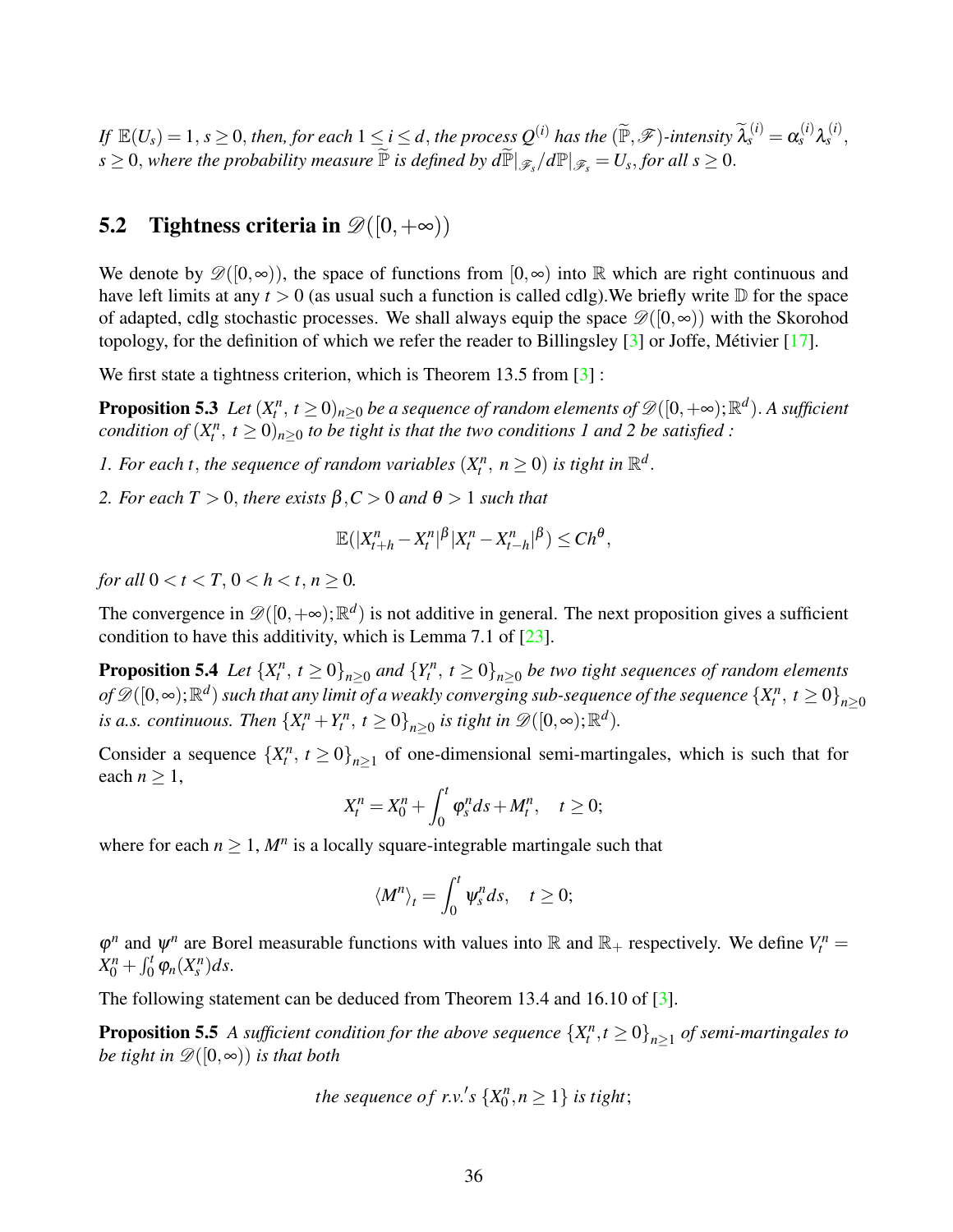*If $\mathbb{E}(U_s) = 1$, $s \geq 0$, then, for each $1 \leq i \leq d$, the process $Q^{(i)}$ has the $(\widetilde{\mathbb{P}}, \mathscr{F})$-intensity $\widetilde{\lambda}_s^{(i)} = \alpha_s^{(i)} \lambda_s^{(i)}$, $s \geq 0$, where the probability measure $\widetilde{\mathbb{P}}$ is defined by $d\widetilde{\mathbb{P}}|_{\mathscr{F}_s}/d\mathbb{P}|_{\mathscr{F}_s} = U_s$, for all $s \geq 0$.*

## 5.2 Tightness criteria in $\mathscr{D}([0,+\infty))$

We denote by $\mathscr{D}([0,\infty))$, the space of functions from $[0,\infty)$ into $\mathbb{R}$ which are right continuous and have left limits at any $t > 0$ (as usual such a function is called cdlg).We briefly write $\mathbb{D}$ for the space of adapted, cdlg stochastic processes. We shall always equip the space $\mathscr{D}([0,\infty))$ with the Skorohod topology, for the definition of which we refer the reader to Billingsley [3] or Joffe, Métivier [17].

We first state a tightness criterion, which is Theorem 13.5 from [3] :

**Proposition 5.3** *Let $(X_t^n,\, t \geq 0)_{n \geq 0}$ be a sequence of random elements of $\mathscr{D}([0,+\infty);\mathbb{R}^d)$. A sufficient condition of $(X_t^n,\, t \geq 0)_{n \geq 0}$ to be tight is that the two conditions 1 and 2 be satisfied :*

*1. For each $t$, the sequence of random variables $(X_t^n,\, n \geq 0)$ is tight in $\mathbb{R}^d$.*

*2. For each $T > 0$, there exists $\beta, C > 0$ and $\theta > 1$ such that*

$$\mathbb{E}(|X_{t+h}^n - X_t^n|^\beta |X_t^n - X_{t-h}^n|^\beta) \leq Ch^\theta,$$

*for all $0 < t < T$, $0 < h < t$, $n \geq 0$.*

The convergence in $\mathscr{D}([0,+\infty);\mathbb{R}^d)$ is not additive in general. The next proposition gives a sufficient condition to have this additivity, which is Lemma 7.1 of [23].

**Proposition 5.4** *Let $\{X_t^n,\, t \geq 0\}_{n \geq 0}$ and $\{Y_t^n,\, t \geq 0\}_{n \geq 0}$ be two tight sequences of random elements of $\mathscr{D}([0,\infty);\mathbb{R}^d)$ such that any limit of a weakly converging sub-sequence of the sequence $\{X_t^n,\, t \geq 0\}_{n \geq 0}$ is a.s. continuous. Then $\{X_t^n + Y_t^n,\, t \geq 0\}_{n \geq 0}$ is tight in $\mathscr{D}([0,\infty);\mathbb{R}^d)$.*

Consider a sequence $\{X_t^n,\, t \geq 0\}_{n \geq 1}$ of one-dimensional semi-martingales, which is such that for each $n \geq 1$,

$$X_t^n = X_0^n + \int_0^t \varphi_s^n ds + M_t^n, \quad t \geq 0;$$

where for each $n \geq 1$, $M^n$ is a locally square-integrable martingale such that

$$\langle M^n \rangle_t = \int_0^t \psi_s^n ds, \quad t \geq 0;$$

$\varphi^n$ and $\psi^n$ are Borel measurable functions with values into $\mathbb{R}$ and $\mathbb{R}_+$ respectively. We define $V_t^n = X_0^n + \int_0^t \varphi_n(X_s^n) ds$.

The following statement can be deduced from Theorem 13.4 and 16.10 of [3].

**Proposition 5.5** *A sufficient condition for the above sequence $\{X_t^n, t \geq 0\}_{n \geq 1}$ of semi-martingales to be tight in $\mathscr{D}([0,\infty))$ is that both*

$$\text{the sequence of r.v.'s } \{X_0^n, n \geq 1\} \text{ is tight};$$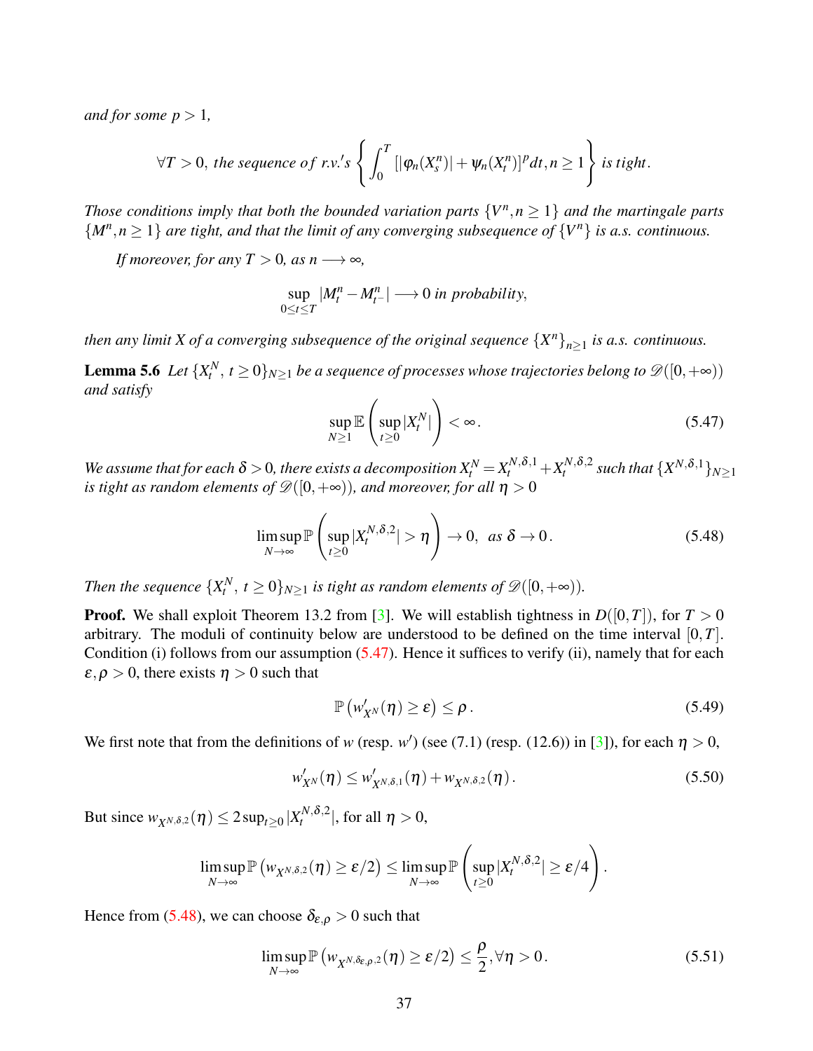*and for some $p > 1$,*

$$\forall T > 0, \text{ the sequence of r.v.'s } \left\{ \int_0^T [|\varphi_n(X_s^n)| + \psi_n(X_t^n)]^p dt, n \geq 1 \right\} \text{ is tight.}$$

*Those conditions imply that both the bounded variation parts $\{V^n, n \geq 1\}$ and the martingale parts $\{M^n, n \geq 1\}$ are tight, and that the limit of any converging subsequence of $\{V^n\}$ is a.s. continuous.*

*If moreover, for any $T > 0$, as $n \longrightarrow \infty$,*

$$\sup_{0 \leq t \leq T} |M_t^n - M_{t^-}^n| \longrightarrow 0 \text{ in probability,}$$

*then any limit $X$ of a converging subsequence of the original sequence $\{X^n\}_{n \geq 1}$ is a.s. continuous.*

**Lemma 5.6** *Let $\{X_t^N,\, t \geq 0\}_{N \geq 1}$ be a sequence of processes whose trajectories belong to $\mathscr{D}([0,+\infty))$ and satisfy*

$$\sup_{N \geq 1} \mathbb{E}\left( \sup_{t \geq 0} |X_t^N| \right) < \infty. \tag{5.47}$$

*We assume that for each $\delta > 0$, there exists a decomposition $X_t^N = X_t^{N,\delta,1} + X_t^{N,\delta,2}$ such that $\{X^{N,\delta,1}\}_{N \geq 1}$ is tight as random elements of $\mathscr{D}([0,+\infty))$, and moreover, for all $\eta > 0$*

$$\limsup_{N \to \infty} \mathbb{P}\left( \sup_{t \geq 0} |X_t^{N,\delta,2}| > \eta \right) \to 0, \text{ as } \delta \to 0. \tag{5.48}$$

*Then the sequence $\{X_t^N,\, t \geq 0\}_{N \geq 1}$ is tight as random elements of $\mathscr{D}([0,+\infty))$.*

**Proof.** We shall exploit Theorem 13.2 from [3]. We will establish tightness in $D([0,T])$, for $T > 0$ arbitrary. The moduli of continuity below are understood to be defined on the time interval $[0,T]$. Condition (i) follows from our assumption (5.47). Hence it suffices to verify (ii), namely that for each $\varepsilon, \rho > 0$, there exists $\eta > 0$ such that

$$\mathbb{P}\left( w'_{X^N}(\eta) \geq \varepsilon \right) \leq \rho\,. \tag{5.49}$$

We first note that from the definitions of $w$ (resp. $w'$) (see (7.1) (resp. (12.6)) in [3]), for each $\eta > 0$,

$$w'_{X^N}(\eta) \leq w'_{X^{N,\delta,1}}(\eta) + w_{X^{N,\delta,2}}(\eta)\,. \tag{5.50}$$

But since $w_{X^{N,\delta,2}}(\eta) \leq 2\sup_{t \geq 0} |X_t^{N,\delta,2}|$, for all $\eta > 0$,

$$\limsup_{N \to \infty} \mathbb{P}\left( w_{X^{N,\delta,2}}(\eta) \geq \varepsilon/2 \right) \leq \limsup_{N \to \infty} \mathbb{P}\left( \sup_{t \geq 0} |X_t^{N,\delta,2}| \geq \varepsilon/4 \right).$$

Hence from (5.48), we can choose $\delta_{\varepsilon,\rho} > 0$ such that

$$\limsup_{N \to \infty} \mathbb{P}\left( w_{X^{N,\delta_{\varepsilon,\rho},2}}(\eta) \geq \varepsilon/2 \right) \leq \frac{\rho}{2}, \forall \eta > 0\,. \tag{5.51}$$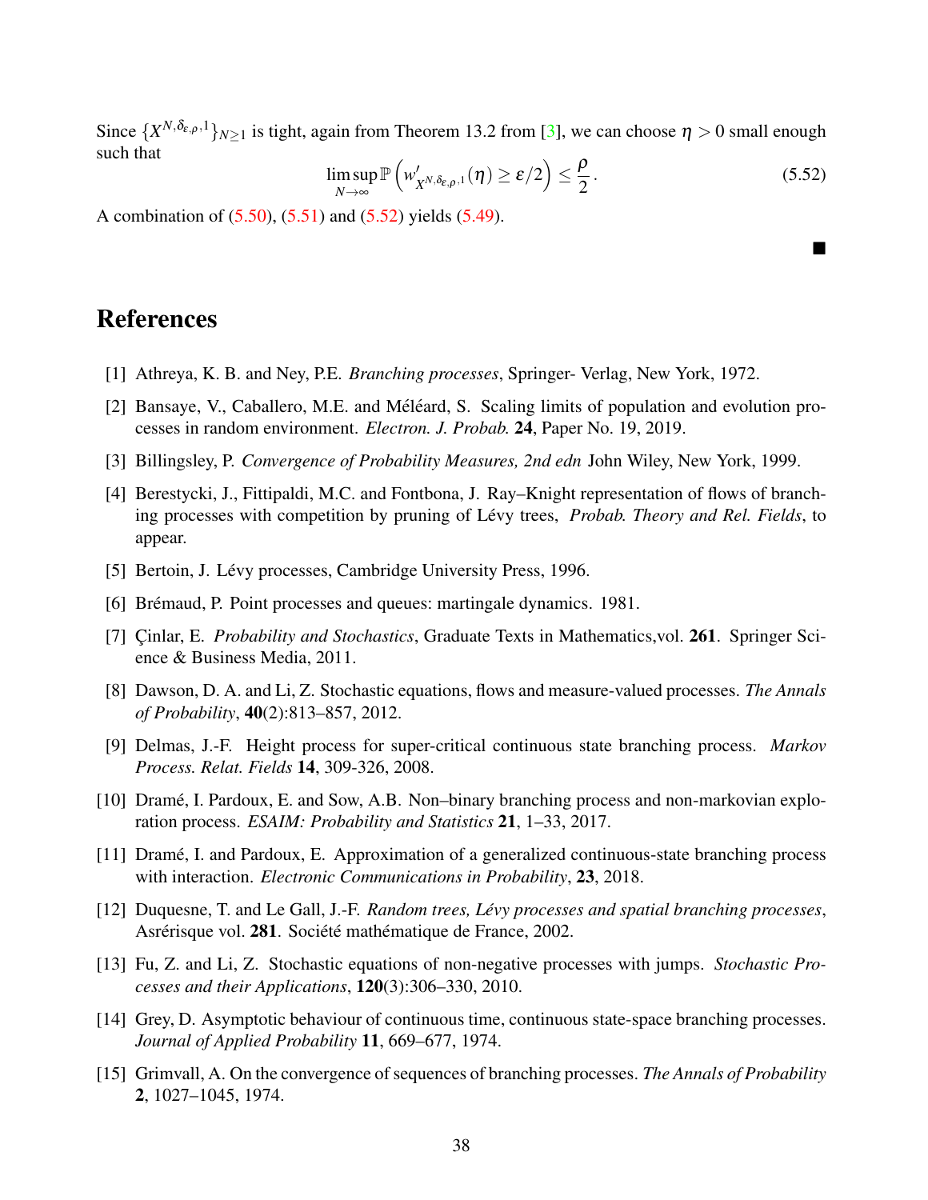Since $\{X^{N,\delta_{\varepsilon,\rho},1}\}_{N\geq 1}$ is tight, again from Theorem 13.2 from [3], we can choose $\eta > 0$ small enough such that

$$\limsup_{N\to\infty} \mathbb{P}\left(w'_{X^{N,\delta_{\varepsilon,\rho},1}}(\eta) \geq \varepsilon/2\right) \leq \frac{\rho}{2}. \tag{5.52}$$

A combination of (5.50), (5.51) and (5.52) yields (5.49).

■

# References

[1] Athreya, K. B. and Ney, P.E. *Branching processes*, Springer- Verlag, New York, 1972.

[2] Bansaye, V., Caballero, M.E. and Méléard, S. Scaling limits of population and evolution processes in random environment. *Electron. J. Probab.* **24**, Paper No. 19, 2019.

[3] Billingsley, P. *Convergence of Probability Measures, 2nd edn* John Wiley, New York, 1999.

[4] Berestycki, J., Fittipaldi, M.C. and Fontbona, J. Ray–Knight representation of flows of branching processes with competition by pruning of Lévy trees, *Probab. Theory and Rel. Fields*, to appear.

[5] Bertoin, J. Lévy processes, Cambridge University Press, 1996.

[6] Brémaud, P. Point processes and queues: martingale dynamics. 1981.

[7] Çinlar, E. *Probability and Stochastics*, Graduate Texts in Mathematics,vol. **261**. Springer Science & Business Media, 2011.

[8] Dawson, D. A. and Li, Z. Stochastic equations, flows and measure-valued processes. *The Annals of Probability*, **40**(2):813–857, 2012.

[9] Delmas, J.-F. Height process for super-critical continuous state branching process. *Markov Process. Relat. Fields* **14**, 309-326, 2008.

[10] Dramé, I. Pardoux, E. and Sow, A.B. Non–binary branching process and non-markovian exploration process. *ESAIM: Probability and Statistics* **21**, 1–33, 2017.

[11] Dramé, I. and Pardoux, E. Approximation of a generalized continuous-state branching process with interaction. *Electronic Communications in Probability*, **23**, 2018.

[12] Duquesne, T. and Le Gall, J.-F. *Random trees, Lévy processes and spatial branching processes*, Asrérisque vol. **281**. Société mathématique de France, 2002.

[13] Fu, Z. and Li, Z. Stochastic equations of non-negative processes with jumps. *Stochastic Processes and their Applications*, **120**(3):306–330, 2010.

[14] Grey, D. Asymptotic behaviour of continuous time, continuous state-space branching processes. *Journal of Applied Probability* **11**, 669–677, 1974.

[15] Grimvall, A. On the convergence of sequences of branching processes. *The Annals of Probability* **2**, 1027–1045, 1974.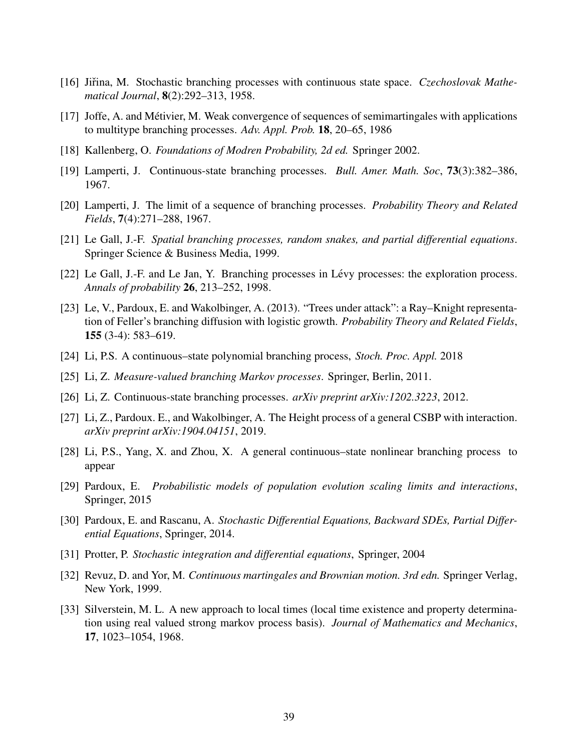[16] Jiřina, M. Stochastic branching processes with continuous state space. *Czechoslovak Mathematical Journal*, **8**(2):292–313, 1958.

[17] Joffe, A. and Métivier, M. Weak convergence of sequences of semimartingales with applications to multitype branching processes. *Adv. Appl. Prob.* **18**, 20–65, 1986

[18] Kallenberg, O. *Foundations of Modren Probability, 2d ed.* Springer 2002.

[19] Lamperti, J. Continuous-state branching processes. *Bull. Amer. Math. Soc*, **73**(3):382–386, 1967.

[20] Lamperti, J. The limit of a sequence of branching processes. *Probability Theory and Related Fields*, **7**(4):271–288, 1967.

[21] Le Gall, J.-F. *Spatial branching processes, random snakes, and partial differential equations*. Springer Science & Business Media, 1999.

[22] Le Gall, J.-F. and Le Jan, Y. Branching processes in Lévy processes: the exploration process. *Annals of probability* **26**, 213–252, 1998.

[23] Le, V., Pardoux, E. and Wakolbinger, A. (2013). "Trees under attack": a Ray–Knight representation of Feller's branching diffusion with logistic growth. *Probability Theory and Related Fields*, **155** (3-4): 583–619.

[24] Li, P.S. A continuous–state polynomial branching process, *Stoch. Proc. Appl.* 2018

[25] Li, Z. *Measure-valued branching Markov processes*. Springer, Berlin, 2011.

[26] Li, Z. Continuous-state branching processes. *arXiv preprint arXiv:1202.3223*, 2012.

[27] Li, Z., Pardoux. E., and Wakolbinger, A. The Height process of a general CSBP with interaction. *arXiv preprint arXiv:1904.04151*, 2019.

[28] Li, P.S., Yang, X. and Zhou, X. A general continuous–state nonlinear branching process to appear

[29] Pardoux, E. *Probabilistic models of population evolution scaling limits and interactions*, Springer, 2015

[30] Pardoux, E. and Rascanu, A. *Stochastic Differential Equations, Backward SDEs, Partial Differential Equations*, Springer, 2014.

[31] Protter, P. *Stochastic integration and differential equations*, Springer, 2004

[32] Revuz, D. and Yor, M. *Continuous martingales and Brownian motion. 3rd edn.* Springer Verlag, New York, 1999.

[33] Silverstein, M. L. A new approach to local times (local time existence and property determination using real valued strong markov process basis). *Journal of Mathematics and Mechanics*, **17**, 1023–1054, 1968.